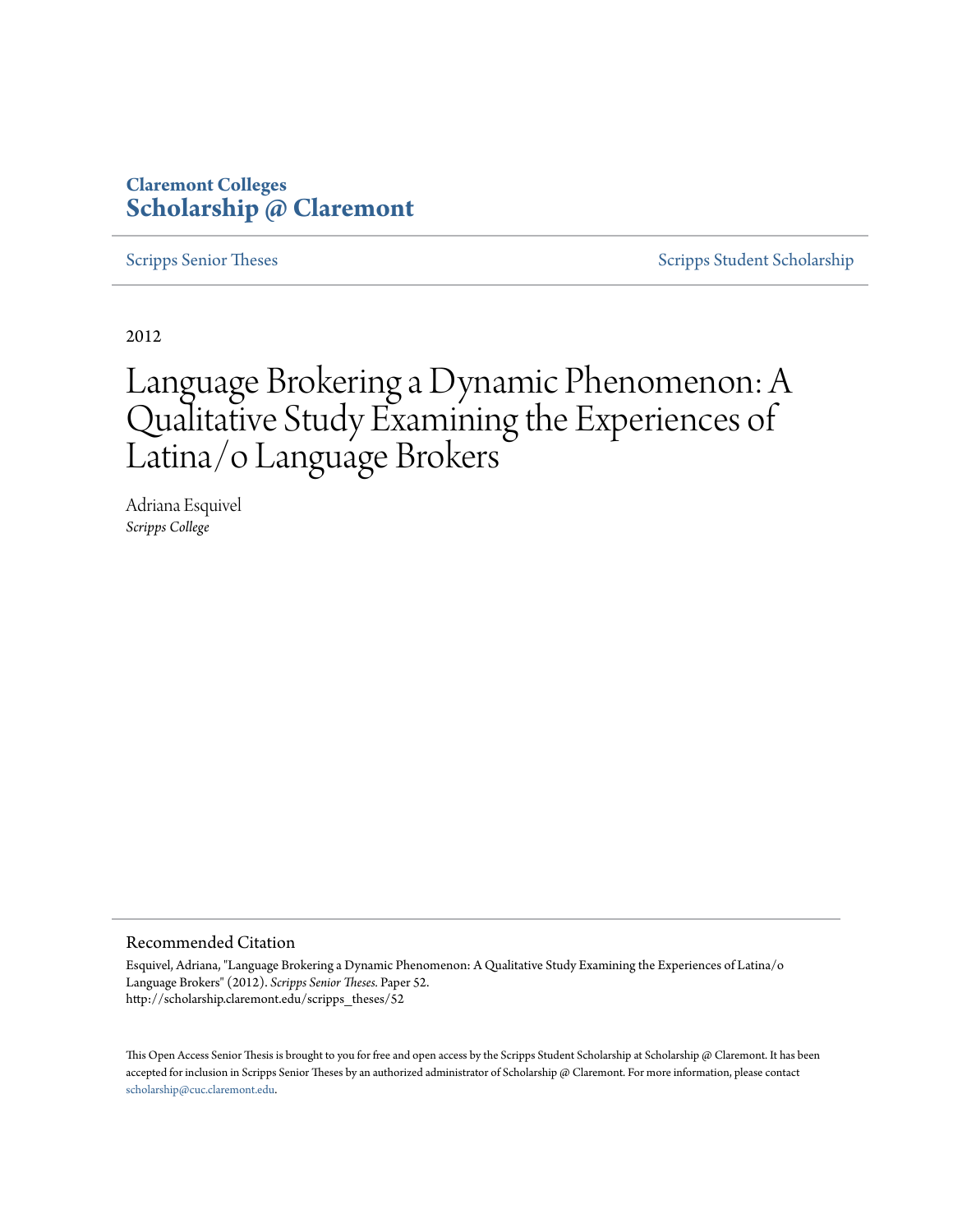**Claremont Colleges**
**Scholarship @ Claremont**

Scripps Senior Theses | Scripps Student Scholarship

2012

# Language Brokering a Dynamic Phenomenon: A Qualitative Study Examining the Experiences of Latina/o Language Brokers

Adriana Esquivel
*Scripps College*

## Recommended Citation

Esquivel, Adriana, "Language Brokering a Dynamic Phenomenon: A Qualitative Study Examining the Experiences of Latina/o Language Brokers" (2012). *Scripps Senior Theses*. Paper 52.
http://scholarship.claremont.edu/scripps_theses/52

This Open Access Senior Thesis is brought to you for free and open access by the Scripps Student Scholarship at Scholarship @ Claremont. It has been accepted for inclusion in Scripps Senior Theses by an authorized administrator of Scholarship @ Claremont. For more information, please contact scholarship@cuc.claremont.edu.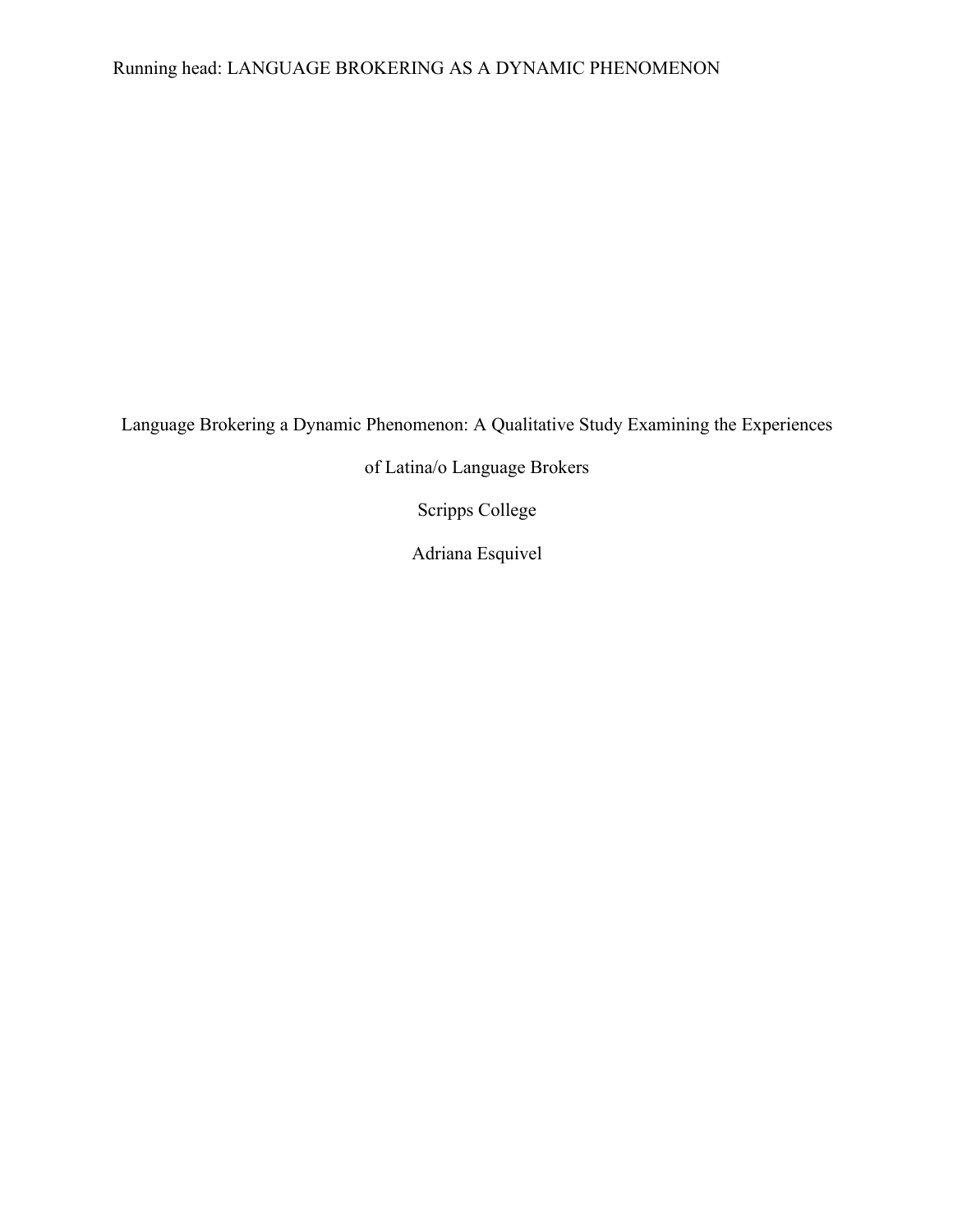Language Brokering a Dynamic Phenomenon: A Qualitative Study Examining the Experiences of Latina/o Language Brokers

Scripps College

Adriana Esquivel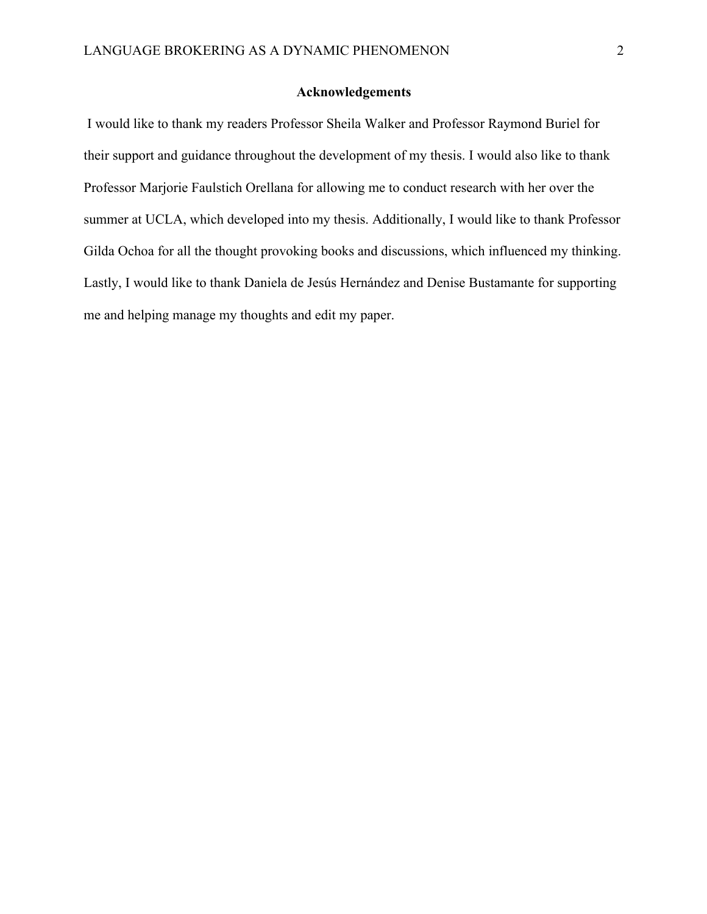## Acknowledgements

I would like to thank my readers Professor Sheila Walker and Professor Raymond Buriel for their support and guidance throughout the development of my thesis. I would also like to thank Professor Marjorie Faulstich Orellana for allowing me to conduct research with her over the summer at UCLA, which developed into my thesis. Additionally, I would like to thank Professor Gilda Ochoa for all the thought provoking books and discussions, which influenced my thinking. Lastly, I would like to thank Daniela de Jesús Hernández and Denise Bustamante for supporting me and helping manage my thoughts and edit my paper.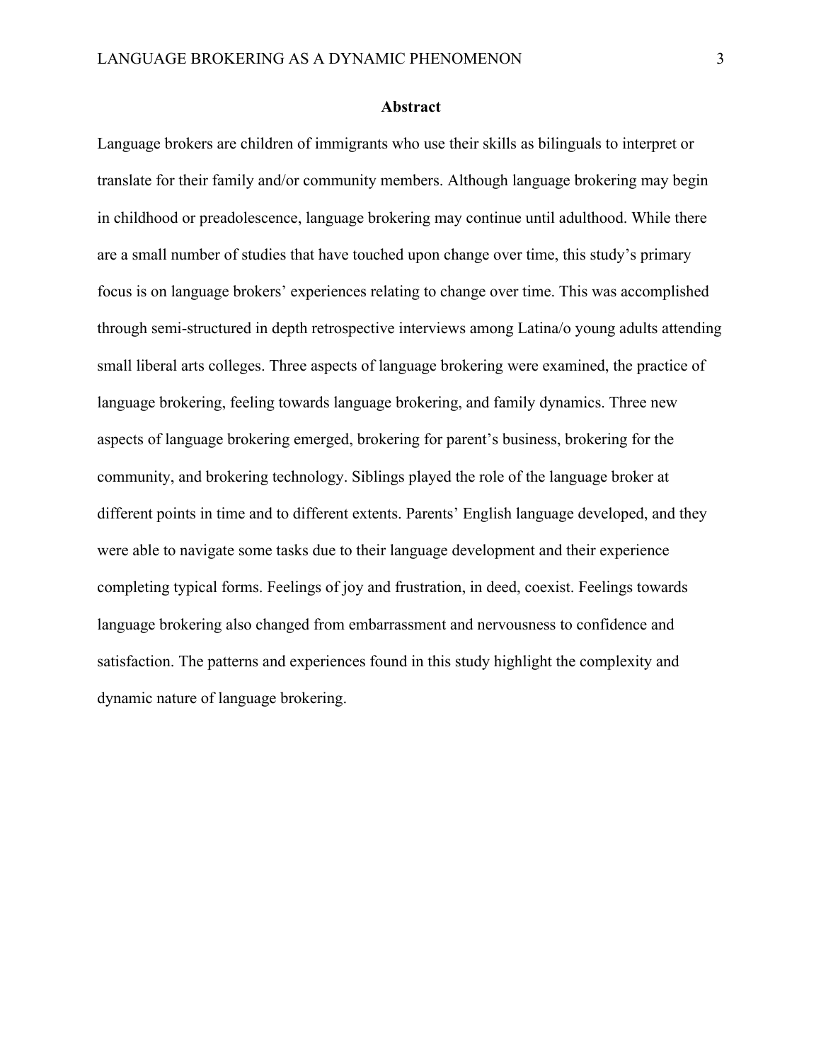## Abstract

Language brokers are children of immigrants who use their skills as bilinguals to interpret or translate for their family and/or community members. Although language brokering may begin in childhood or preadolescence, language brokering may continue until adulthood. While there are a small number of studies that have touched upon change over time, this study's primary focus is on language brokers' experiences relating to change over time. This was accomplished through semi-structured in depth retrospective interviews among Latina/o young adults attending small liberal arts colleges. Three aspects of language brokering were examined, the practice of language brokering, feeling towards language brokering, and family dynamics. Three new aspects of language brokering emerged, brokering for parent's business, brokering for the community, and brokering technology. Siblings played the role of the language broker at different points in time and to different extents. Parents' English language developed, and they were able to navigate some tasks due to their language development and their experience completing typical forms. Feelings of joy and frustration, in deed, coexist. Feelings towards language brokering also changed from embarrassment and nervousness to confidence and satisfaction. The patterns and experiences found in this study highlight the complexity and dynamic nature of language brokering.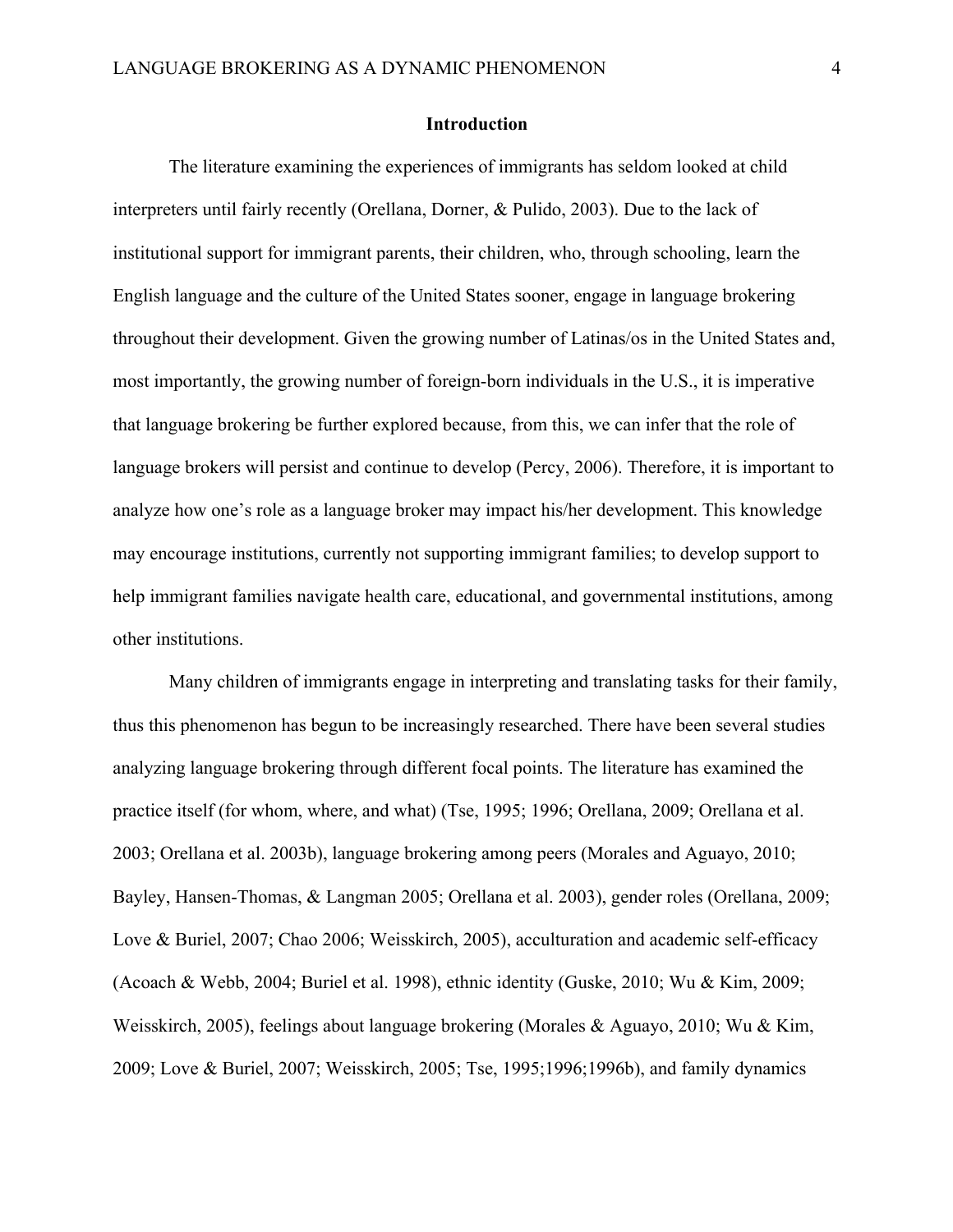# Introduction

The literature examining the experiences of immigrants has seldom looked at child interpreters until fairly recently (Orellana, Dorner, & Pulido, 2003). Due to the lack of institutional support for immigrant parents, their children, who, through schooling, learn the English language and the culture of the United States sooner, engage in language brokering throughout their development. Given the growing number of Latinas/os in the United States and, most importantly, the growing number of foreign-born individuals in the U.S., it is imperative that language brokering be further explored because, from this, we can infer that the role of language brokers will persist and continue to develop (Percy, 2006). Therefore, it is important to analyze how one's role as a language broker may impact his/her development. This knowledge may encourage institutions, currently not supporting immigrant families; to develop support to help immigrant families navigate health care, educational, and governmental institutions, among other institutions.

Many children of immigrants engage in interpreting and translating tasks for their family, thus this phenomenon has begun to be increasingly researched. There have been several studies analyzing language brokering through different focal points. The literature has examined the practice itself (for whom, where, and what) (Tse, 1995; 1996; Orellana, 2009; Orellana et al. 2003; Orellana et al. 2003b), language brokering among peers (Morales and Aguayo, 2010; Bayley, Hansen-Thomas, & Langman 2005; Orellana et al. 2003), gender roles (Orellana, 2009; Love & Buriel, 2007; Chao 2006; Weisskirch, 2005), acculturation and academic self-efficacy (Acoach & Webb, 2004; Buriel et al. 1998), ethnic identity (Guske, 2010; Wu & Kim, 2009; Weisskirch, 2005), feelings about language brokering (Morales & Aguayo, 2010; Wu & Kim, 2009; Love & Buriel, 2007; Weisskirch, 2005; Tse, 1995;1996;1996b), and family dynamics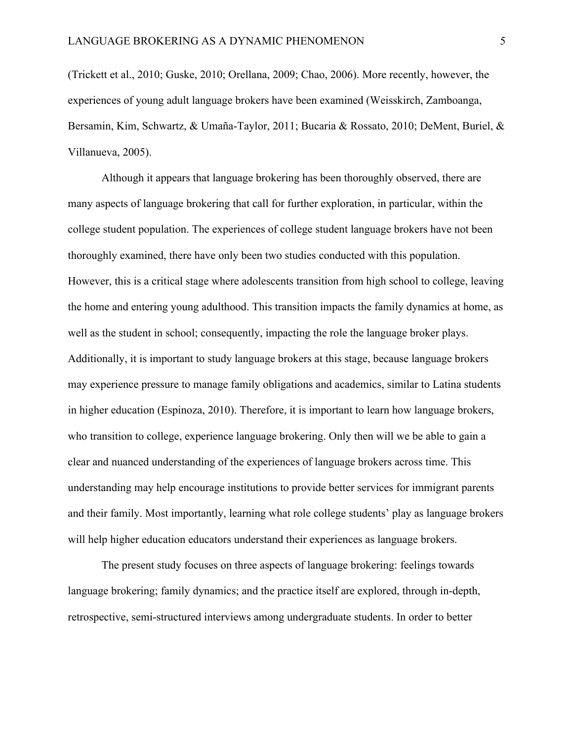(Trickett et al., 2010; Guske, 2010; Orellana, 2009; Chao, 2006). More recently, however, the experiences of young adult language brokers have been examined (Weisskirch, Zamboanga, Bersamin, Kim, Schwartz, & Umaña-Taylor, 2011; Bucaria & Rossato, 2010; DeMent, Buriel, & Villanueva, 2005).

Although it appears that language brokering has been thoroughly observed, there are many aspects of language brokering that call for further exploration, in particular, within the college student population. The experiences of college student language brokers have not been thoroughly examined, there have only been two studies conducted with this population. However, this is a critical stage where adolescents transition from high school to college, leaving the home and entering young adulthood. This transition impacts the family dynamics at home, as well as the student in school; consequently, impacting the role the language broker plays. Additionally, it is important to study language brokers at this stage, because language brokers may experience pressure to manage family obligations and academics, similar to Latina students in higher education (Espinoza, 2010). Therefore, it is important to learn how language brokers, who transition to college, experience language brokering. Only then will we be able to gain a clear and nuanced understanding of the experiences of language brokers across time. This understanding may help encourage institutions to provide better services for immigrant parents and their family. Most importantly, learning what role college students' play as language brokers will help higher education educators understand their experiences as language brokers.

The present study focuses on three aspects of language brokering: feelings towards language brokering; family dynamics; and the practice itself are explored, through in-depth, retrospective, semi-structured interviews among undergraduate students. In order to better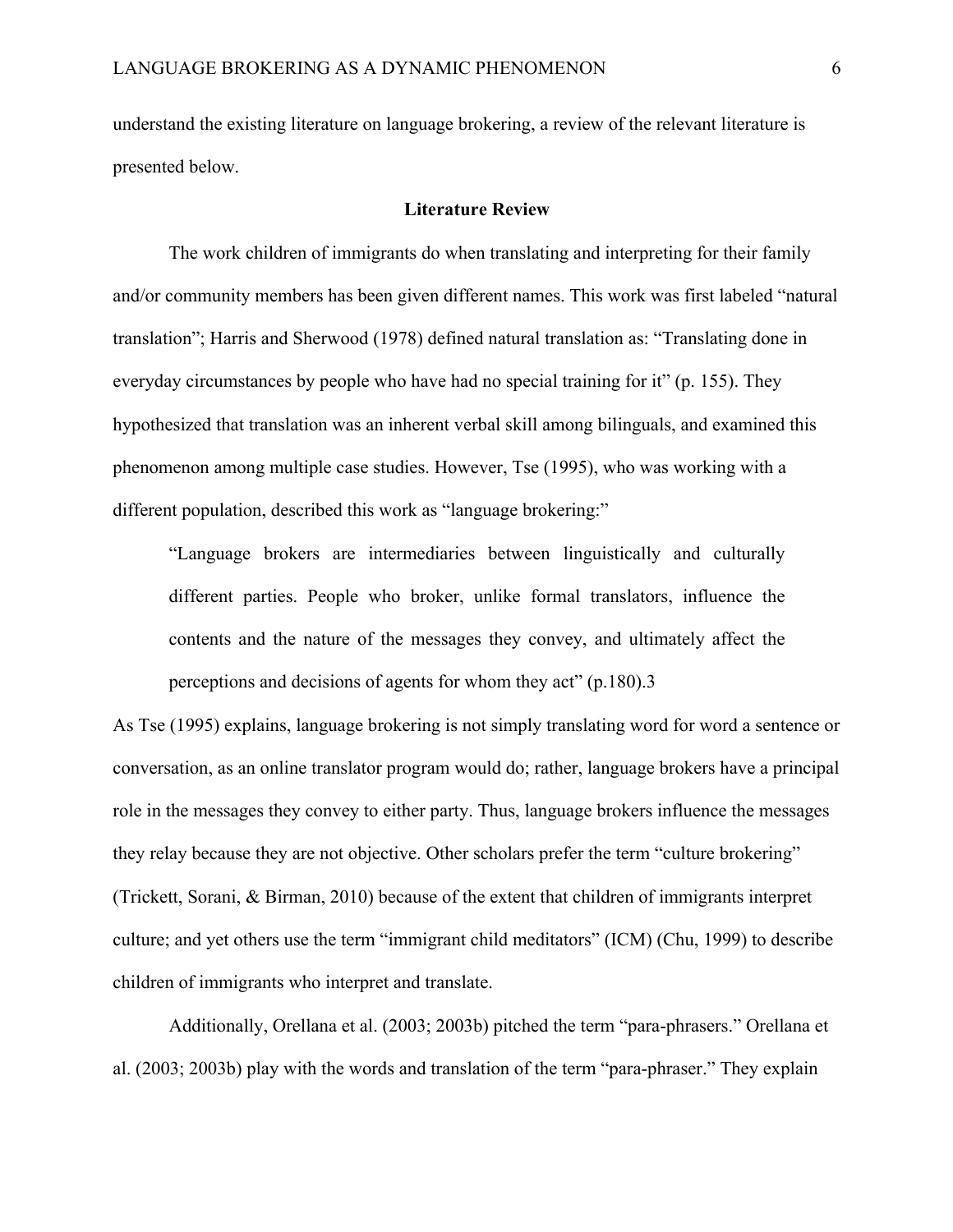understand the existing literature on language brokering, a review of the relevant literature is presented below.

## Literature Review

The work children of immigrants do when translating and interpreting for their family and/or community members has been given different names. This work was first labeled "natural translation"; Harris and Sherwood (1978) defined natural translation as: "Translating done in everyday circumstances by people who have had no special training for it" (p. 155). They hypothesized that translation was an inherent verbal skill among bilinguals, and examined this phenomenon among multiple case studies. However, Tse (1995), who was working with a different population, described this work as "language brokering:"

> "Language brokers are intermediaries between linguistically and culturally different parties. People who broker, unlike formal translators, influence the contents and the nature of the messages they convey, and ultimately affect the perceptions and decisions of agents for whom they act" (p.180).3

As Tse (1995) explains, language brokering is not simply translating word for word a sentence or conversation, as an online translator program would do; rather, language brokers have a principal role in the messages they convey to either party. Thus, language brokers influence the messages they relay because they are not objective. Other scholars prefer the term "culture brokering" (Trickett, Sorani, & Birman, 2010) because of the extent that children of immigrants interpret culture; and yet others use the term "immigrant child meditators" (ICM) (Chu, 1999) to describe children of immigrants who interpret and translate.

Additionally, Orellana et al. (2003; 2003b) pitched the term "para-phrasers." Orellana et al. (2003; 2003b) play with the words and translation of the term "para-phraser." They explain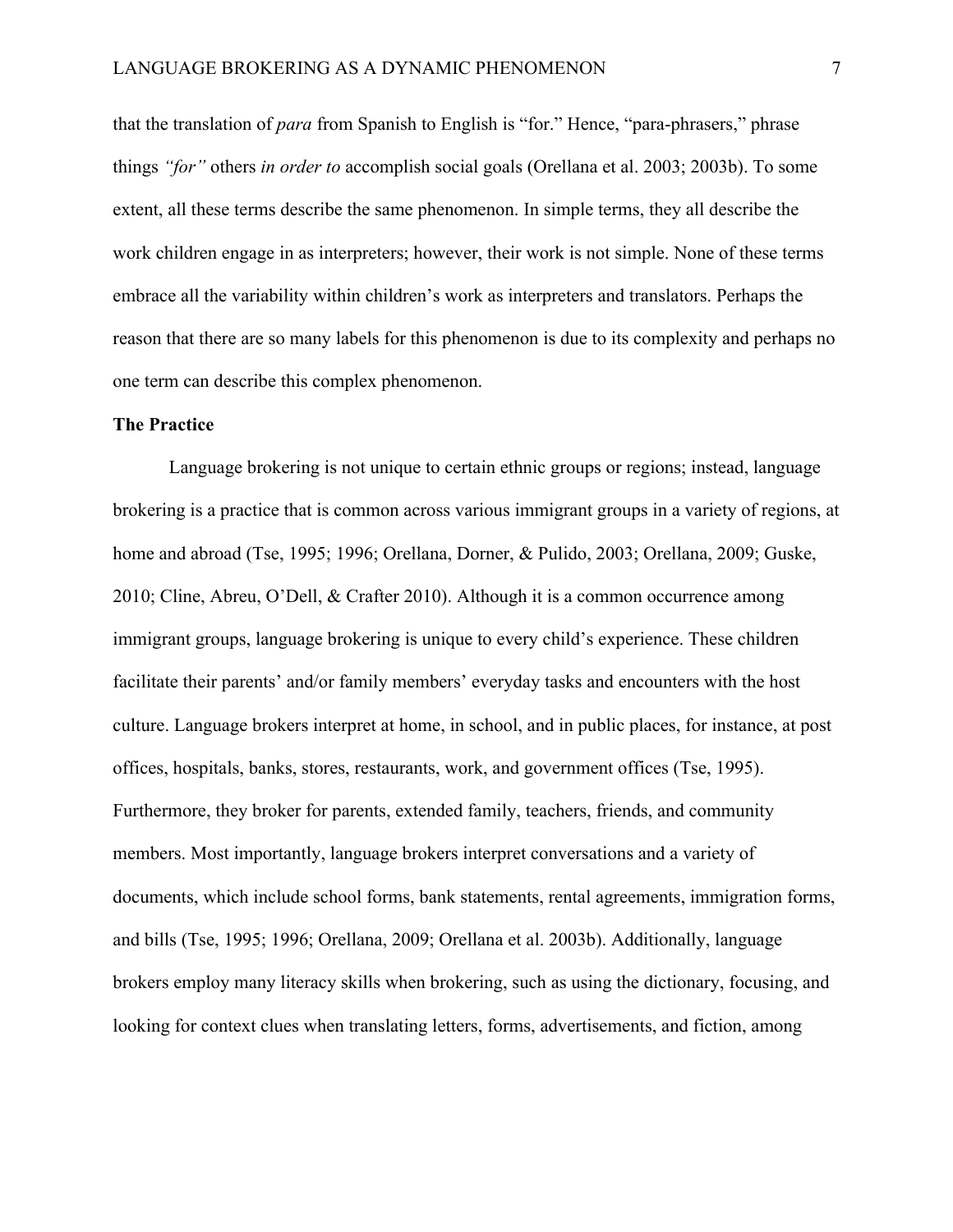that the translation of *para* from Spanish to English is "for." Hence, "para-phrasers," phrase things *"for"* others *in order to* accomplish social goals (Orellana et al. 2003; 2003b). To some extent, all these terms describe the same phenomenon. In simple terms, they all describe the work children engage in as interpreters; however, their work is not simple. None of these terms embrace all the variability within children's work as interpreters and translators. Perhaps the reason that there are so many labels for this phenomenon is due to its complexity and perhaps no one term can describe this complex phenomenon.

**The Practice**

Language brokering is not unique to certain ethnic groups or regions; instead, language brokering is a practice that is common across various immigrant groups in a variety of regions, at home and abroad (Tse, 1995; 1996; Orellana, Dorner, & Pulido, 2003; Orellana, 2009; Guske, 2010; Cline, Abreu, O'Dell, & Crafter 2010). Although it is a common occurrence among immigrant groups, language brokering is unique to every child's experience. These children facilitate their parents' and/or family members' everyday tasks and encounters with the host culture. Language brokers interpret at home, in school, and in public places, for instance, at post offices, hospitals, banks, stores, restaurants, work, and government offices (Tse, 1995). Furthermore, they broker for parents, extended family, teachers, friends, and community members. Most importantly, language brokers interpret conversations and a variety of documents, which include school forms, bank statements, rental agreements, immigration forms, and bills (Tse, 1995; 1996; Orellana, 2009; Orellana et al. 2003b). Additionally, language brokers employ many literacy skills when brokering, such as using the dictionary, focusing, and looking for context clues when translating letters, forms, advertisements, and fiction, among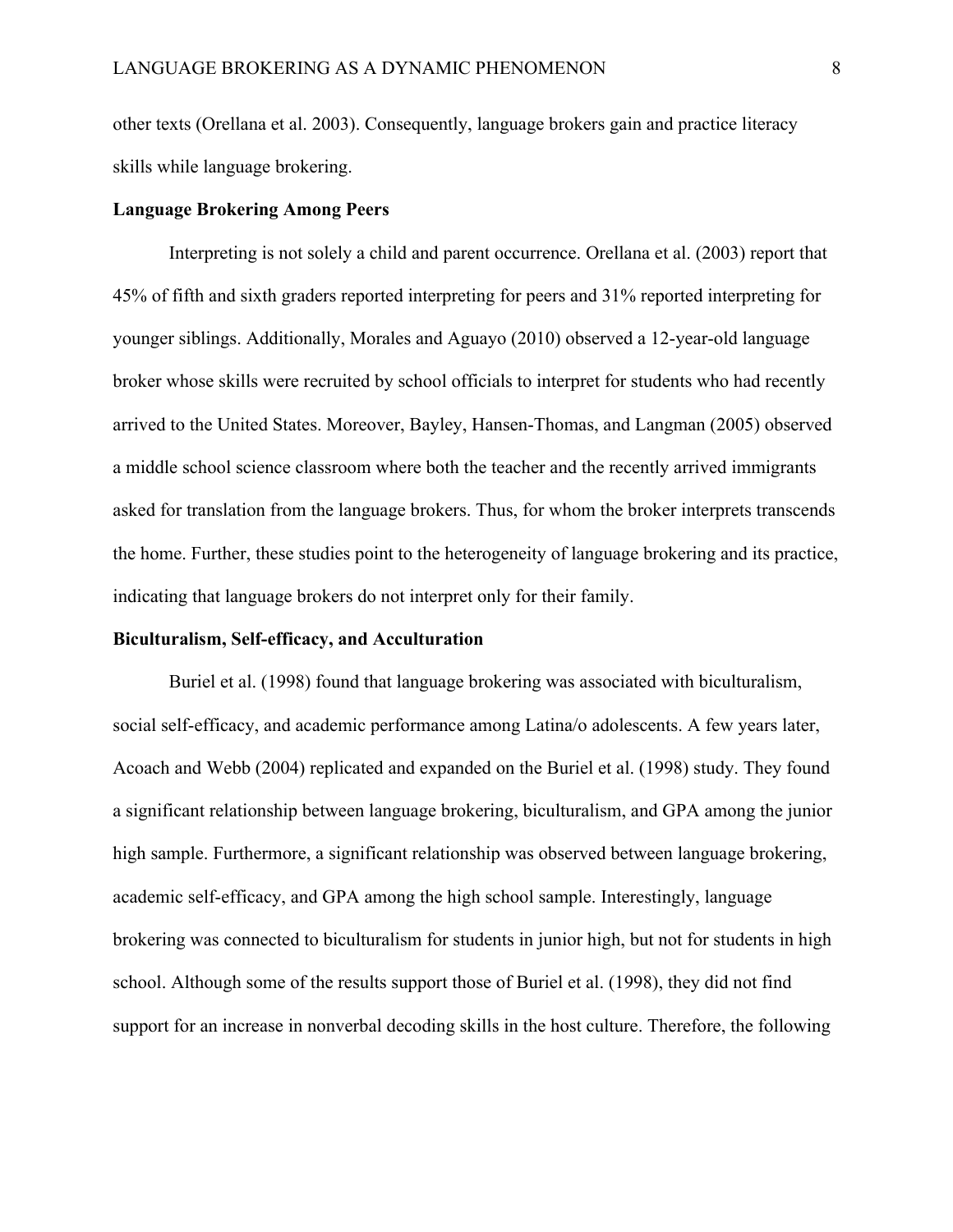other texts (Orellana et al. 2003). Consequently, language brokers gain and practice literacy skills while language brokering.

**Language Brokering Among Peers**

Interpreting is not solely a child and parent occurrence. Orellana et al. (2003) report that 45% of fifth and sixth graders reported interpreting for peers and 31% reported interpreting for younger siblings. Additionally, Morales and Aguayo (2010) observed a 12-year-old language broker whose skills were recruited by school officials to interpret for students who had recently arrived to the United States. Moreover, Bayley, Hansen-Thomas, and Langman (2005) observed a middle school science classroom where both the teacher and the recently arrived immigrants asked for translation from the language brokers. Thus, for whom the broker interprets transcends the home. Further, these studies point to the heterogeneity of language brokering and its practice, indicating that language brokers do not interpret only for their family.

**Biculturalism, Self-efficacy, and Acculturation**

Buriel et al. (1998) found that language brokering was associated with biculturalism, social self-efficacy, and academic performance among Latina/o adolescents. A few years later, Acoach and Webb (2004) replicated and expanded on the Buriel et al. (1998) study. They found a significant relationship between language brokering, biculturalism, and GPA among the junior high sample. Furthermore, a significant relationship was observed between language brokering, academic self-efficacy, and GPA among the high school sample. Interestingly, language brokering was connected to biculturalism for students in junior high, but not for students in high school. Although some of the results support those of Buriel et al. (1998), they did not find support for an increase in nonverbal decoding skills in the host culture. Therefore, the following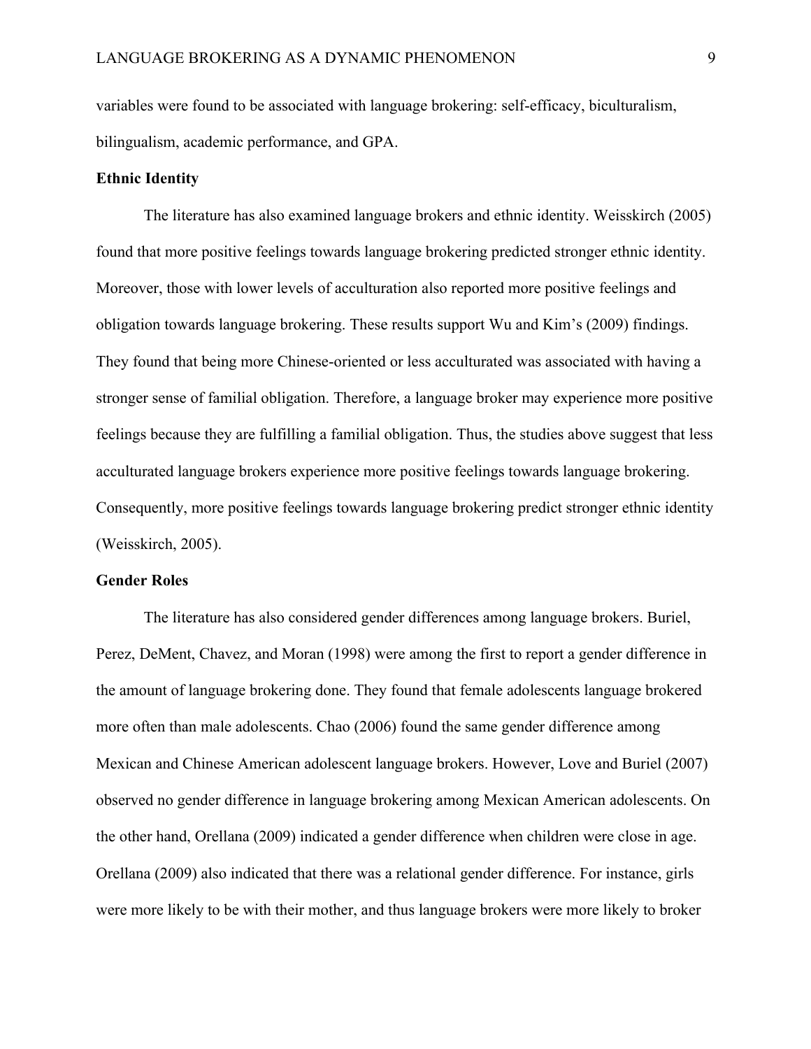variables were found to be associated with language brokering: self-efficacy, biculturalism, bilingualism, academic performance, and GPA.

**Ethnic Identity**

The literature has also examined language brokers and ethnic identity. Weisskirch (2005) found that more positive feelings towards language brokering predicted stronger ethnic identity. Moreover, those with lower levels of acculturation also reported more positive feelings and obligation towards language brokering. These results support Wu and Kim's (2009) findings. They found that being more Chinese-oriented or less acculturated was associated with having a stronger sense of familial obligation. Therefore, a language broker may experience more positive feelings because they are fulfilling a familial obligation. Thus, the studies above suggest that less acculturated language brokers experience more positive feelings towards language brokering. Consequently, more positive feelings towards language brokering predict stronger ethnic identity (Weisskirch, 2005).

**Gender Roles**

The literature has also considered gender differences among language brokers. Buriel, Perez, DeMent, Chavez, and Moran (1998) were among the first to report a gender difference in the amount of language brokering done. They found that female adolescents language brokered more often than male adolescents. Chao (2006) found the same gender difference among Mexican and Chinese American adolescent language brokers. However, Love and Buriel (2007) observed no gender difference in language brokering among Mexican American adolescents. On the other hand, Orellana (2009) indicated a gender difference when children were close in age. Orellana (2009) also indicated that there was a relational gender difference. For instance, girls were more likely to be with their mother, and thus language brokers were more likely to broker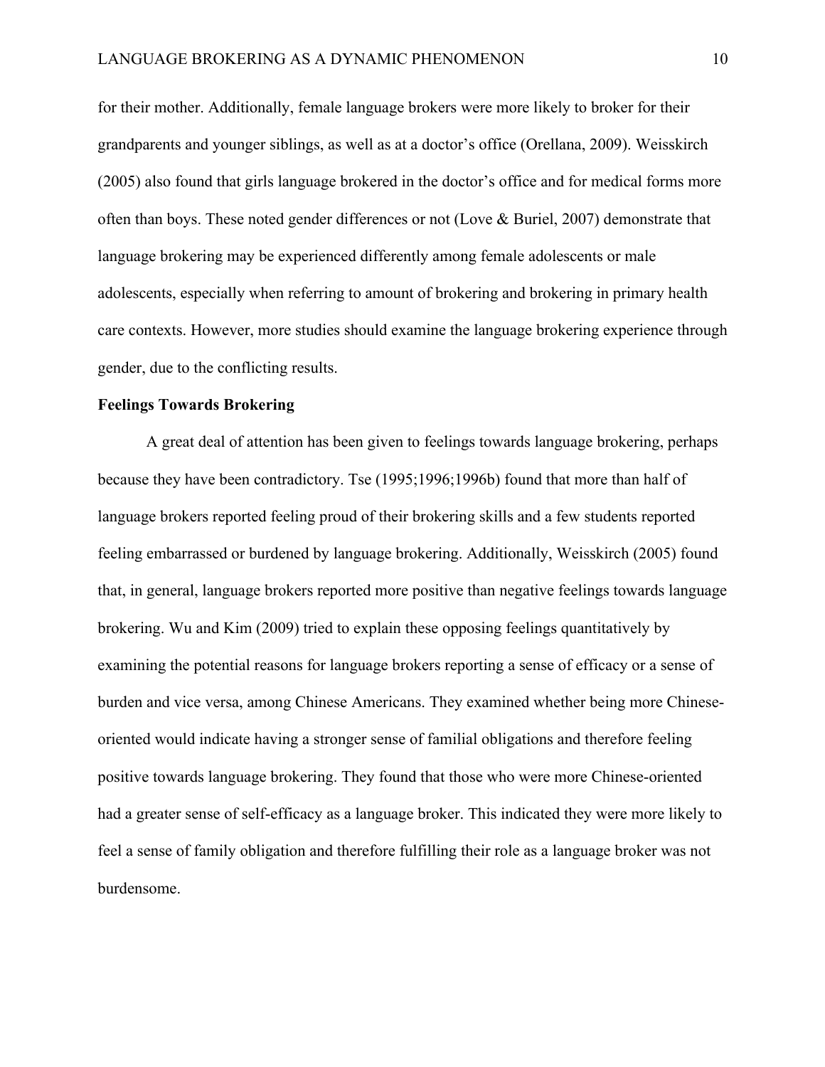for their mother. Additionally, female language brokers were more likely to broker for their grandparents and younger siblings, as well as at a doctor's office (Orellana, 2009). Weisskirch (2005) also found that girls language brokered in the doctor's office and for medical forms more often than boys. These noted gender differences or not (Love & Buriel, 2007) demonstrate that language brokering may be experienced differently among female adolescents or male adolescents, especially when referring to amount of brokering and brokering in primary health care contexts. However, more studies should examine the language brokering experience through gender, due to the conflicting results.

**Feelings Towards Brokering**

A great deal of attention has been given to feelings towards language brokering, perhaps because they have been contradictory. Tse (1995;1996;1996b) found that more than half of language brokers reported feeling proud of their brokering skills and a few students reported feeling embarrassed or burdened by language brokering. Additionally, Weisskirch (2005) found that, in general, language brokers reported more positive than negative feelings towards language brokering. Wu and Kim (2009) tried to explain these opposing feelings quantitatively by examining the potential reasons for language brokers reporting a sense of efficacy or a sense of burden and vice versa, among Chinese Americans. They examined whether being more Chinese-oriented would indicate having a stronger sense of familial obligations and therefore feeling positive towards language brokering. They found that those who were more Chinese-oriented had a greater sense of self-efficacy as a language broker. This indicated they were more likely to feel a sense of family obligation and therefore fulfilling their role as a language broker was not burdensome.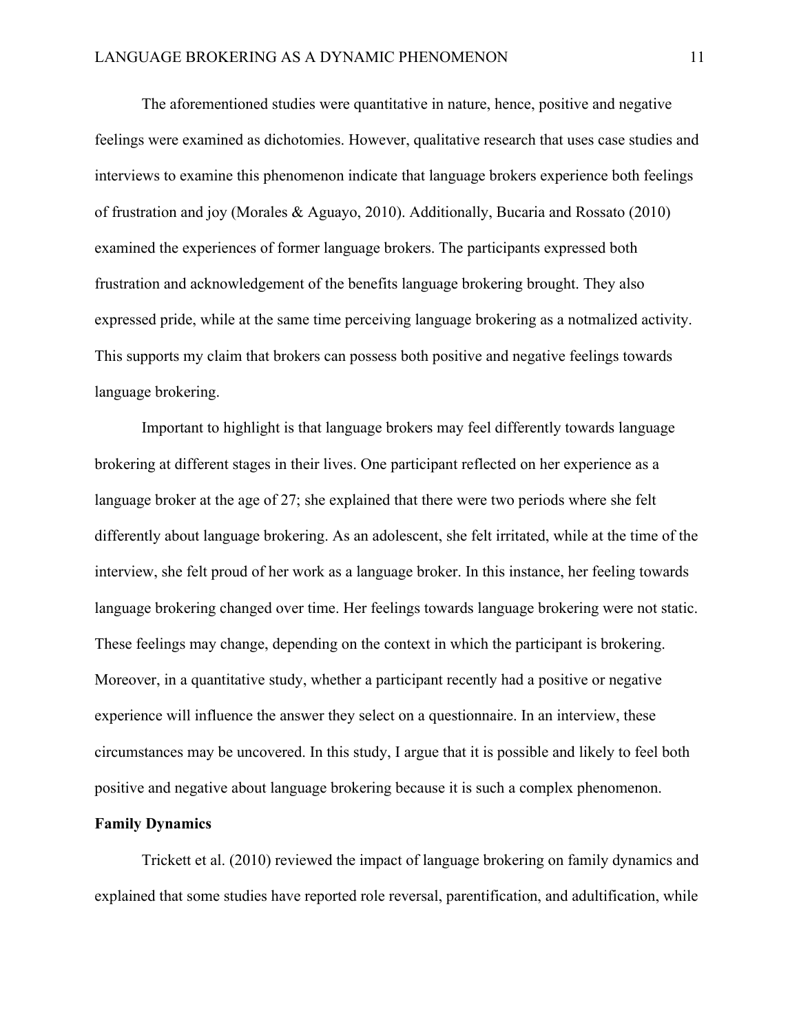The aforementioned studies were quantitative in nature, hence, positive and negative feelings were examined as dichotomies. However, qualitative research that uses case studies and interviews to examine this phenomenon indicate that language brokers experience both feelings of frustration and joy (Morales & Aguayo, 2010). Additionally, Bucaria and Rossato (2010) examined the experiences of former language brokers. The participants expressed both frustration and acknowledgement of the benefits language brokering brought. They also expressed pride, while at the same time perceiving language brokering as a notmalized activity. This supports my claim that brokers can possess both positive and negative feelings towards language brokering.

Important to highlight is that language brokers may feel differently towards language brokering at different stages in their lives. One participant reflected on her experience as a language broker at the age of 27; she explained that there were two periods where she felt differently about language brokering. As an adolescent, she felt irritated, while at the time of the interview, she felt proud of her work as a language broker. In this instance, her feeling towards language brokering changed over time. Her feelings towards language brokering were not static. These feelings may change, depending on the context in which the participant is brokering. Moreover, in a quantitative study, whether a participant recently had a positive or negative experience will influence the answer they select on a questionnaire. In an interview, these circumstances may be uncovered. In this study, I argue that it is possible and likely to feel both positive and negative about language brokering because it is such a complex phenomenon.

**Family Dynamics**

Trickett et al. (2010) reviewed the impact of language brokering on family dynamics and explained that some studies have reported role reversal, parentification, and adultification, while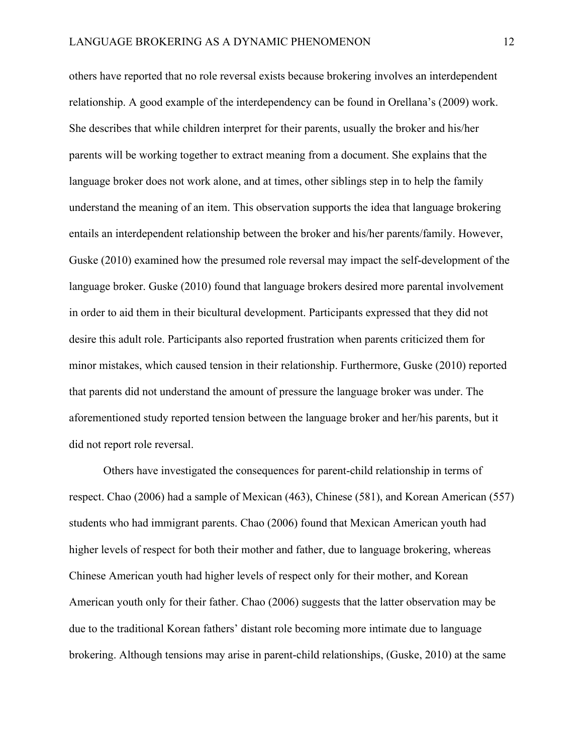others have reported that no role reversal exists because brokering involves an interdependent relationship. A good example of the interdependency can be found in Orellana's (2009) work. She describes that while children interpret for their parents, usually the broker and his/her parents will be working together to extract meaning from a document. She explains that the language broker does not work alone, and at times, other siblings step in to help the family understand the meaning of an item. This observation supports the idea that language brokering entails an interdependent relationship between the broker and his/her parents/family. However, Guske (2010) examined how the presumed role reversal may impact the self-development of the language broker. Guske (2010) found that language brokers desired more parental involvement in order to aid them in their bicultural development. Participants expressed that they did not desire this adult role. Participants also reported frustration when parents criticized them for minor mistakes, which caused tension in their relationship. Furthermore, Guske (2010) reported that parents did not understand the amount of pressure the language broker was under. The aforementioned study reported tension between the language broker and her/his parents, but it did not report role reversal.

Others have investigated the consequences for parent-child relationship in terms of respect. Chao (2006) had a sample of Mexican (463), Chinese (581), and Korean American (557) students who had immigrant parents. Chao (2006) found that Mexican American youth had higher levels of respect for both their mother and father, due to language brokering, whereas Chinese American youth had higher levels of respect only for their mother, and Korean American youth only for their father. Chao (2006) suggests that the latter observation may be due to the traditional Korean fathers' distant role becoming more intimate due to language brokering. Although tensions may arise in parent-child relationships, (Guske, 2010) at the same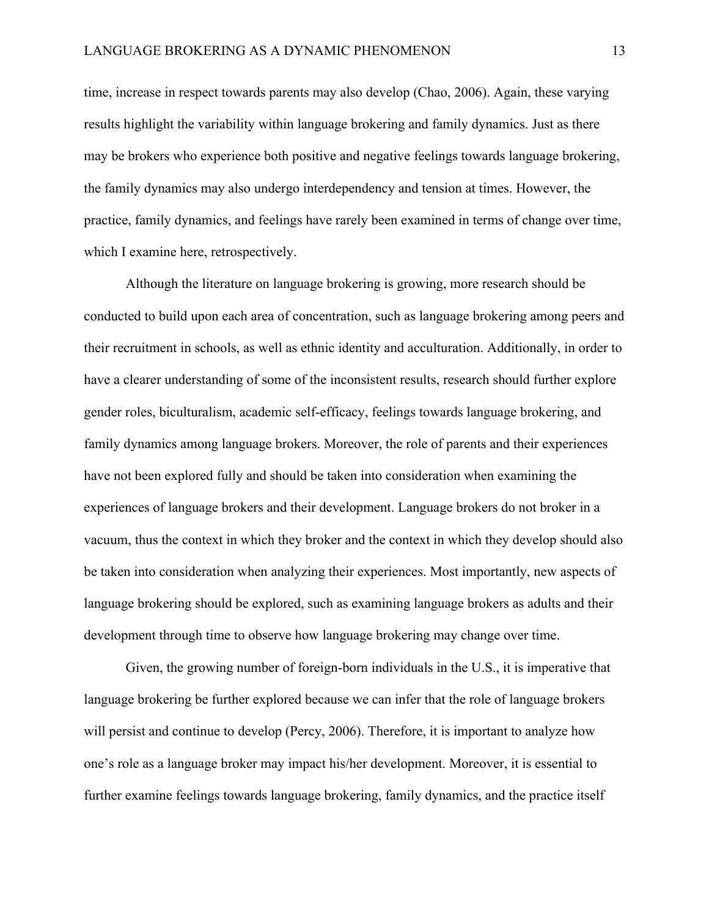time, increase in respect towards parents may also develop (Chao, 2006). Again, these varying results highlight the variability within language brokering and family dynamics. Just as there may be brokers who experience both positive and negative feelings towards language brokering, the family dynamics may also undergo interdependency and tension at times. However, the practice, family dynamics, and feelings have rarely been examined in terms of change over time, which I examine here, retrospectively.

Although the literature on language brokering is growing, more research should be conducted to build upon each area of concentration, such as language brokering among peers and their recruitment in schools, as well as ethnic identity and acculturation. Additionally, in order to have a clearer understanding of some of the inconsistent results, research should further explore gender roles, biculturalism, academic self-efficacy, feelings towards language brokering, and family dynamics among language brokers. Moreover, the role of parents and their experiences have not been explored fully and should be taken into consideration when examining the experiences of language brokers and their development. Language brokers do not broker in a vacuum, thus the context in which they broker and the context in which they develop should also be taken into consideration when analyzing their experiences. Most importantly, new aspects of language brokering should be explored, such as examining language brokers as adults and their development through time to observe how language brokering may change over time.

Given, the growing number of foreign-born individuals in the U.S., it is imperative that language brokering be further explored because we can infer that the role of language brokers will persist and continue to develop (Percy, 2006). Therefore, it is important to analyze how one's role as a language broker may impact his/her development. Moreover, it is essential to further examine feelings towards language brokering, family dynamics, and the practice itself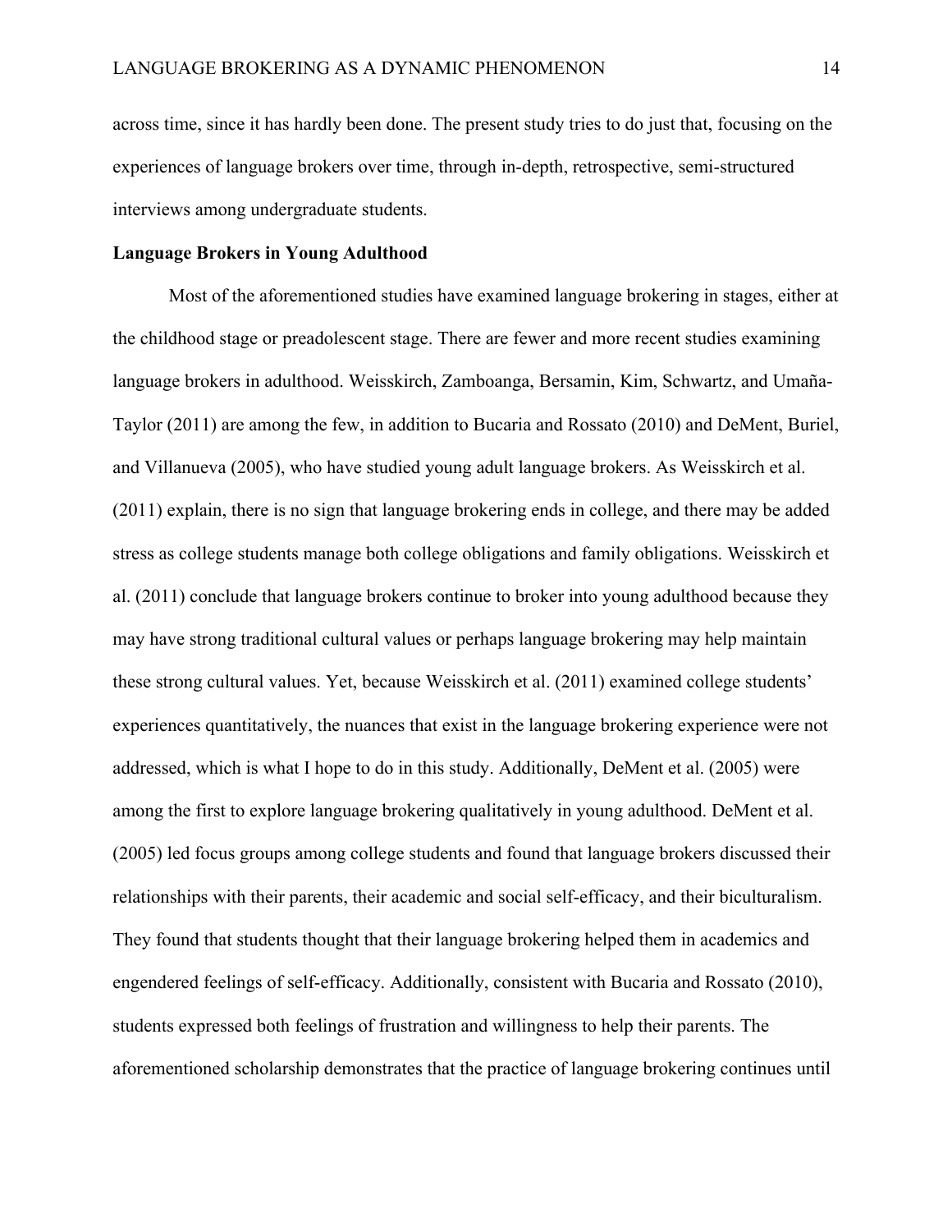across time, since it has hardly been done. The present study tries to do just that, focusing on the experiences of language brokers over time, through in-depth, retrospective, semi-structured interviews among undergraduate students.

**Language Brokers in Young Adulthood**

Most of the aforementioned studies have examined language brokering in stages, either at the childhood stage or preadolescent stage. There are fewer and more recent studies examining language brokers in adulthood. Weisskirch, Zamboanga, Bersamin, Kim, Schwartz, and Umaña-Taylor (2011) are among the few, in addition to Bucaria and Rossato (2010) and DeMent, Buriel, and Villanueva (2005), who have studied young adult language brokers. As Weisskirch et al. (2011) explain, there is no sign that language brokering ends in college, and there may be added stress as college students manage both college obligations and family obligations. Weisskirch et al. (2011) conclude that language brokers continue to broker into young adulthood because they may have strong traditional cultural values or perhaps language brokering may help maintain these strong cultural values. Yet, because Weisskirch et al. (2011) examined college students' experiences quantitatively, the nuances that exist in the language brokering experience were not addressed, which is what I hope to do in this study. Additionally, DeMent et al. (2005) were among the first to explore language brokering qualitatively in young adulthood. DeMent et al. (2005) led focus groups among college students and found that language brokers discussed their relationships with their parents, their academic and social self-efficacy, and their biculturalism. They found that students thought that their language brokering helped them in academics and engendered feelings of self-efficacy. Additionally, consistent with Bucaria and Rossato (2010), students expressed both feelings of frustration and willingness to help their parents. The aforementioned scholarship demonstrates that the practice of language brokering continues until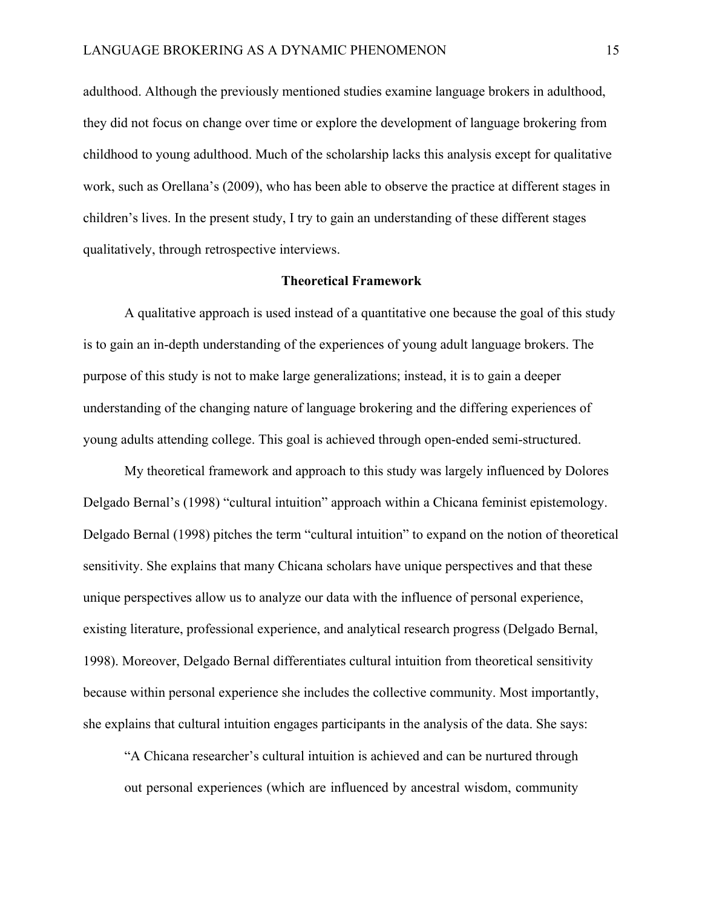adulthood. Although the previously mentioned studies examine language brokers in adulthood, they did not focus on change over time or explore the development of language brokering from childhood to young adulthood. Much of the scholarship lacks this analysis except for qualitative work, such as Orellana's (2009), who has been able to observe the practice at different stages in children's lives. In the present study, I try to gain an understanding of these different stages qualitatively, through retrospective interviews.

## Theoretical Framework

A qualitative approach is used instead of a quantitative one because the goal of this study is to gain an in-depth understanding of the experiences of young adult language brokers. The purpose of this study is not to make large generalizations; instead, it is to gain a deeper understanding of the changing nature of language brokering and the differing experiences of young adults attending college. This goal is achieved through open-ended semi-structured.

My theoretical framework and approach to this study was largely influenced by Dolores Delgado Bernal's (1998) "cultural intuition" approach within a Chicana feminist epistemology. Delgado Bernal (1998) pitches the term "cultural intuition" to expand on the notion of theoretical sensitivity. She explains that many Chicana scholars have unique perspectives and that these unique perspectives allow us to analyze our data with the influence of personal experience, existing literature, professional experience, and analytical research progress (Delgado Bernal, 1998). Moreover, Delgado Bernal differentiates cultural intuition from theoretical sensitivity because within personal experience she includes the collective community. Most importantly, she explains that cultural intuition engages participants in the analysis of the data. She says:

> "A Chicana researcher's cultural intuition is achieved and can be nurtured through out personal experiences (which are influenced by ancestral wisdom, community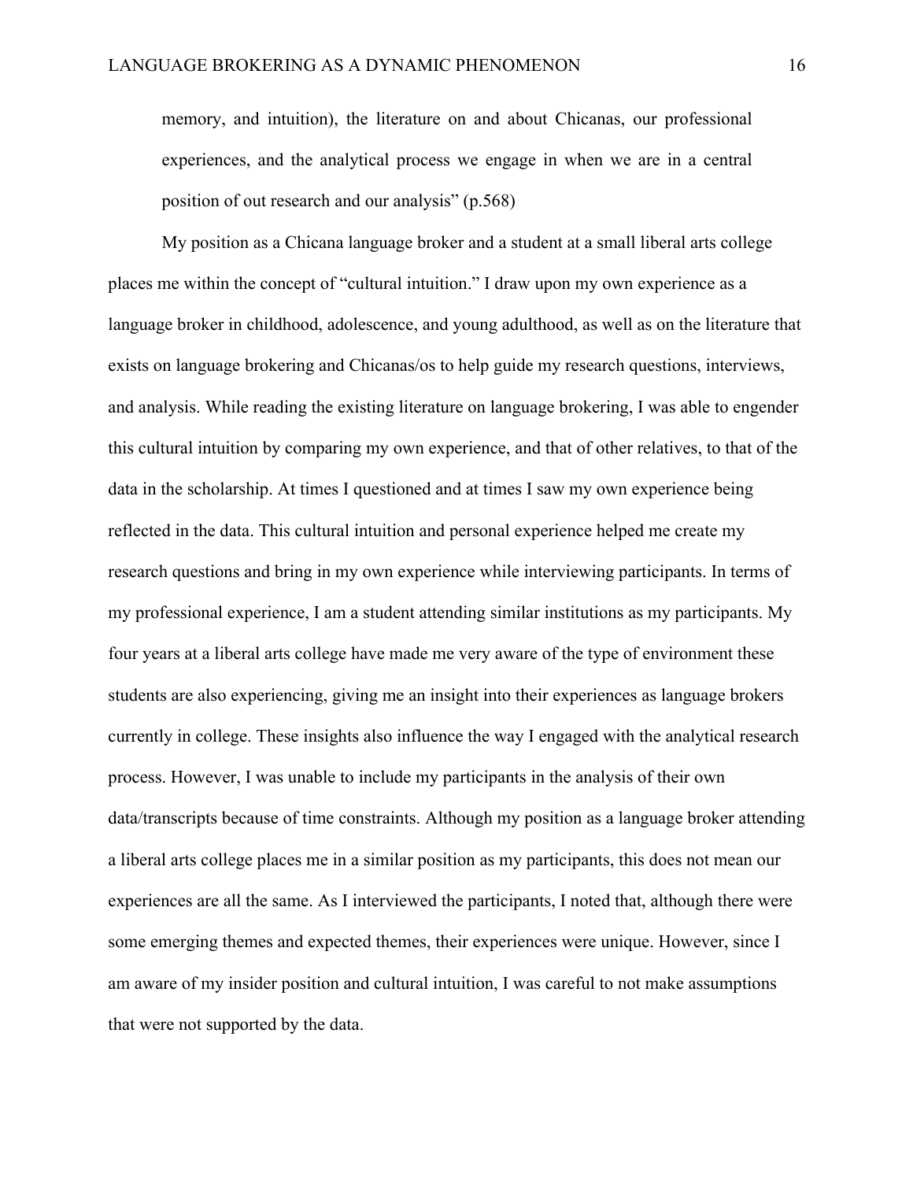> memory, and intuition), the literature on and about Chicanas, our professional experiences, and the analytical process we engage in when we are in a central position of out research and our analysis" (p.568)

My position as a Chicana language broker and a student at a small liberal arts college places me within the concept of "cultural intuition." I draw upon my own experience as a language broker in childhood, adolescence, and young adulthood, as well as on the literature that exists on language brokering and Chicanas/os to help guide my research questions, interviews, and analysis. While reading the existing literature on language brokering, I was able to engender this cultural intuition by comparing my own experience, and that of other relatives, to that of the data in the scholarship. At times I questioned and at times I saw my own experience being reflected in the data. This cultural intuition and personal experience helped me create my research questions and bring in my own experience while interviewing participants. In terms of my professional experience, I am a student attending similar institutions as my participants. My four years at a liberal arts college have made me very aware of the type of environment these students are also experiencing, giving me an insight into their experiences as language brokers currently in college. These insights also influence the way I engaged with the analytical research process. However, I was unable to include my participants in the analysis of their own data/transcripts because of time constraints. Although my position as a language broker attending a liberal arts college places me in a similar position as my participants, this does not mean our experiences are all the same. As I interviewed the participants, I noted that, although there were some emerging themes and expected themes, their experiences were unique. However, since I am aware of my insider position and cultural intuition, I was careful to not make assumptions that were not supported by the data.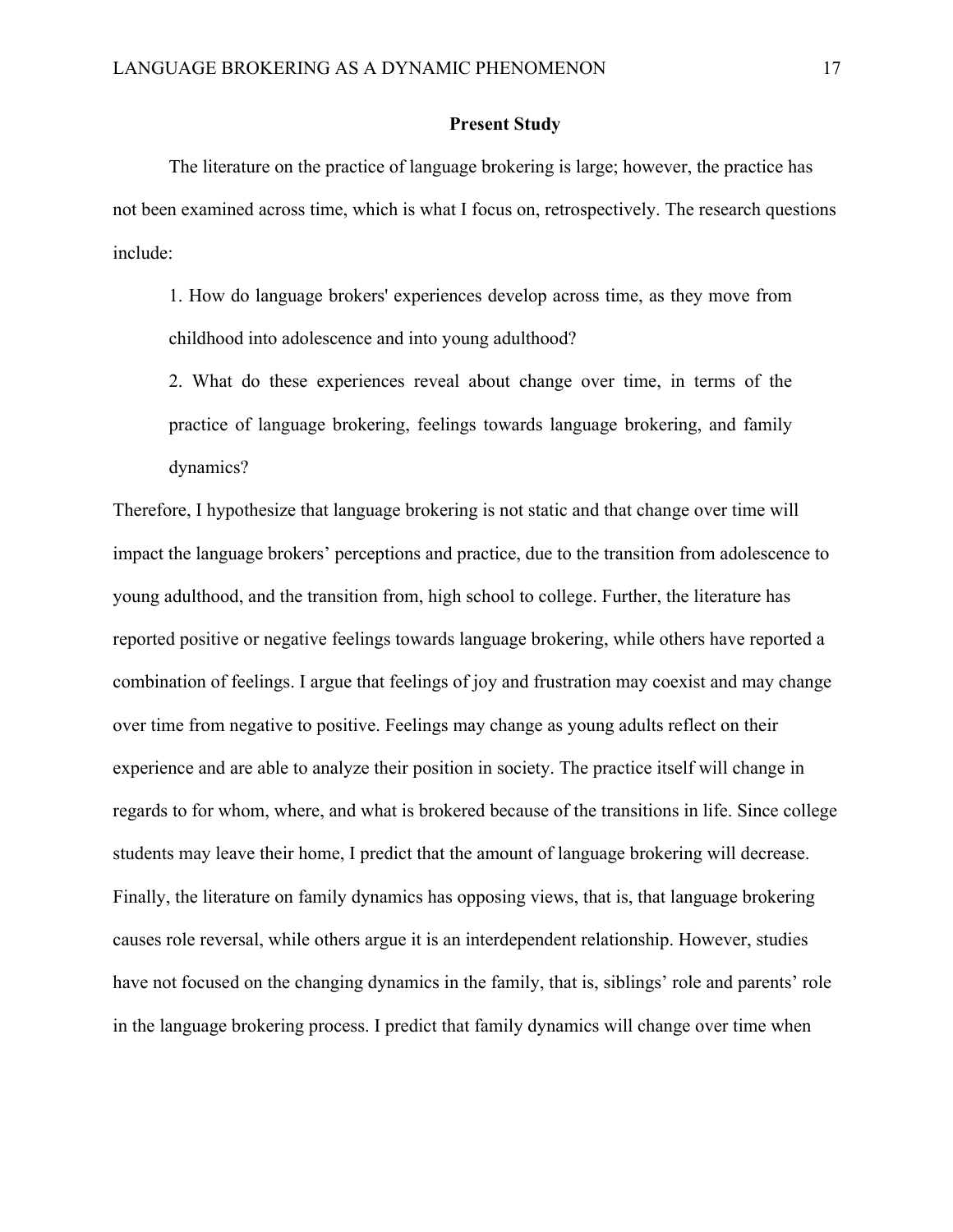## Present Study

The literature on the practice of language brokering is large; however, the practice has not been examined across time, which is what I focus on, retrospectively. The research questions include:

1. How do language brokers' experiences develop across time, as they move from childhood into adolescence and into young adulthood?
2. What do these experiences reveal about change over time, in terms of the practice of language brokering, feelings towards language brokering, and family dynamics?

Therefore, I hypothesize that language brokering is not static and that change over time will impact the language brokers' perceptions and practice, due to the transition from adolescence to young adulthood, and the transition from, high school to college. Further, the literature has reported positive or negative feelings towards language brokering, while others have reported a combination of feelings. I argue that feelings of joy and frustration may coexist and may change over time from negative to positive. Feelings may change as young adults reflect on their experience and are able to analyze their position in society. The practice itself will change in regards to for whom, where, and what is brokered because of the transitions in life. Since college students may leave their home, I predict that the amount of language brokering will decrease. Finally, the literature on family dynamics has opposing views, that is, that language brokering causes role reversal, while others argue it is an interdependent relationship. However, studies have not focused on the changing dynamics in the family, that is, siblings' role and parents' role in the language brokering process. I predict that family dynamics will change over time when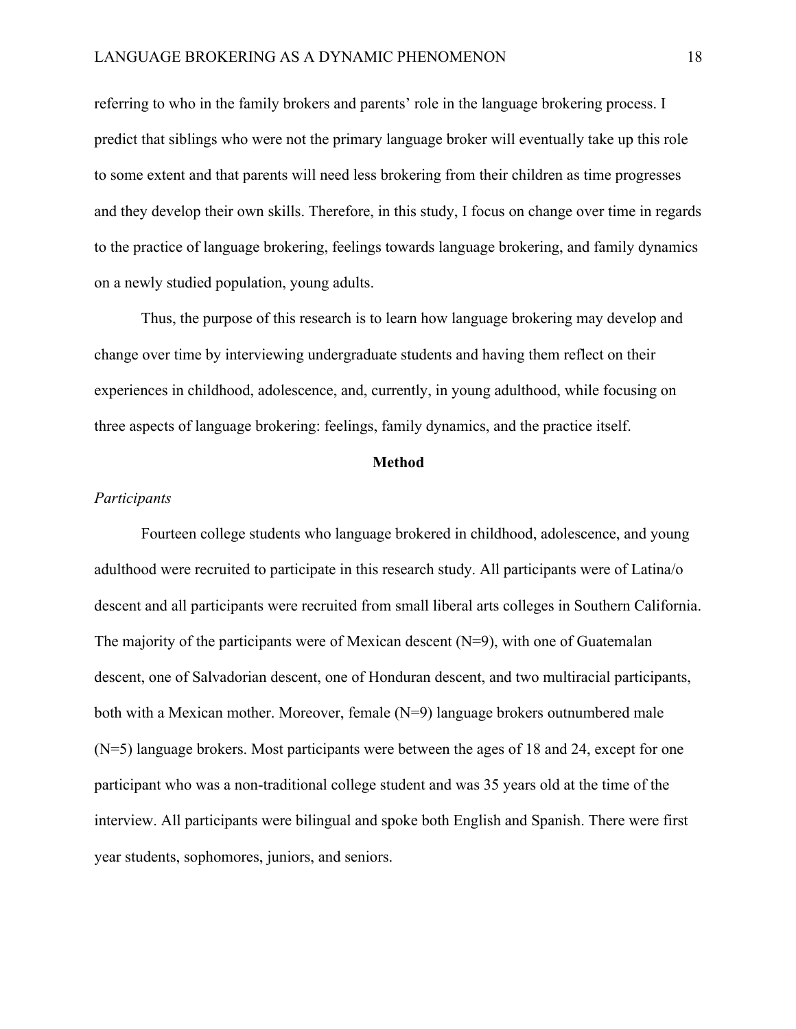referring to who in the family brokers and parents' role in the language brokering process. I predict that siblings who were not the primary language broker will eventually take up this role to some extent and that parents will need less brokering from their children as time progresses and they develop their own skills. Therefore, in this study, I focus on change over time in regards to the practice of language brokering, feelings towards language brokering, and family dynamics on a newly studied population, young adults.

Thus, the purpose of this research is to learn how language brokering may develop and change over time by interviewing undergraduate students and having them reflect on their experiences in childhood, adolescence, and, currently, in young adulthood, while focusing on three aspects of language brokering: feelings, family dynamics, and the practice itself.

## Method

### *Participants*

Fourteen college students who language brokered in childhood, adolescence, and young adulthood were recruited to participate in this research study. All participants were of Latina/o descent and all participants were recruited from small liberal arts colleges in Southern California. The majority of the participants were of Mexican descent (N=9), with one of Guatemalan descent, one of Salvadorian descent, one of Honduran descent, and two multiracial participants, both with a Mexican mother. Moreover, female (N=9) language brokers outnumbered male (N=5) language brokers. Most participants were between the ages of 18 and 24, except for one participant who was a non-traditional college student and was 35 years old at the time of the interview. All participants were bilingual and spoke both English and Spanish. There were first year students, sophomores, juniors, and seniors.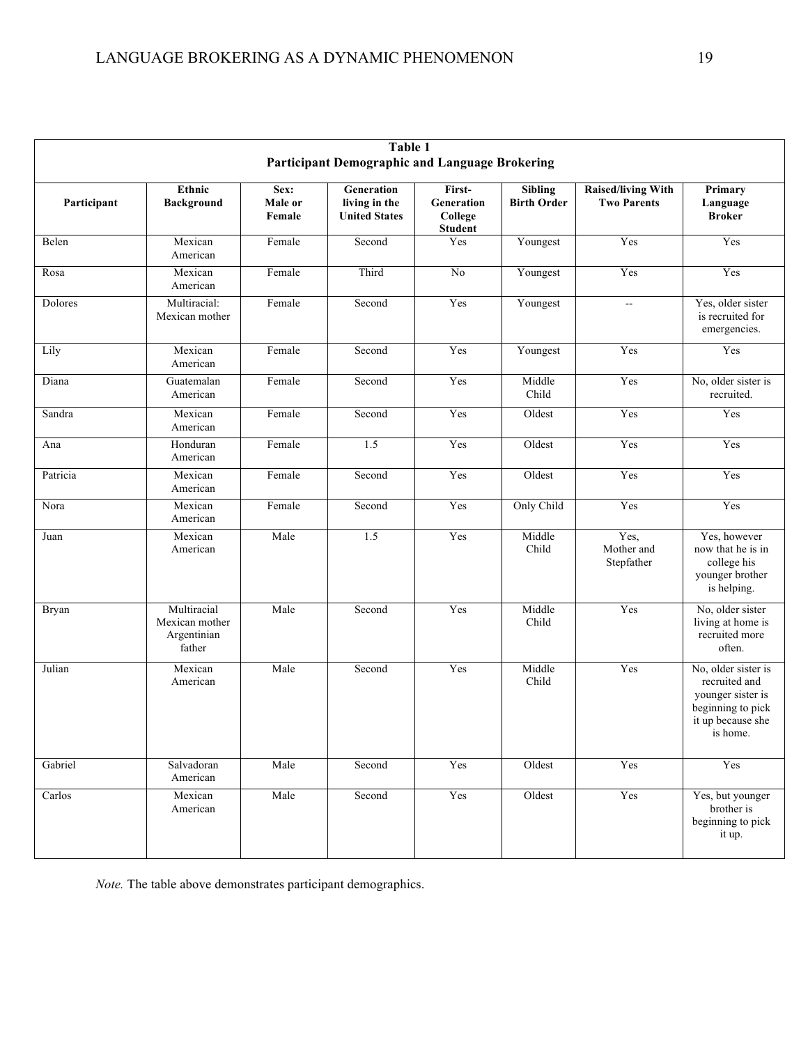**Table 1**
**Participant Demographic and Language Brokering**

| Participant | Ethnic Background | Sex: Male or Female | Generation living in the United States | First-Generation College Student | Sibling Birth Order | Raised/living With Two Parents | Primary Language Broker |
|---|---|---|---|---|---|---|---|
| Belen | Mexican American | Female | Second | Yes | Youngest | Yes | Yes |
| Rosa | Mexican American | Female | Third | No | Youngest | Yes | Yes |
| Dolores | Multiracial: Mexican mother | Female | Second | Yes | Youngest | -- | Yes, older sister is recruited for emergencies. |
| Lily | Mexican American | Female | Second | Yes | Youngest | Yes | Yes |
| Diana | Guatemalan American | Female | Second | Yes | Middle Child | Yes | No, older sister is recruited. |
| Sandra | Mexican American | Female | Second | Yes | Oldest | Yes | Yes |
| Ana | Honduran American | Female | 1.5 | Yes | Oldest | Yes | Yes |
| Patricia | Mexican American | Female | Second | Yes | Oldest | Yes | Yes |
| Nora | Mexican American | Female | Second | Yes | Only Child | Yes | Yes |
| Juan | Mexican American | Male | 1.5 | Yes | Middle Child | Yes, Mother and Stepfather | Yes, however now that he is in college his younger brother is helping. |
| Bryan | Multiracial Mexican mother Argentinian father | Male | Second | Yes | Middle Child | Yes | No, older sister living at home is recruited more often. |
| Julian | Mexican American | Male | Second | Yes | Middle Child | Yes | No, older sister is recruited and younger sister is beginning to pick it up because she is home. |
| Gabriel | Salvadoran American | Male | Second | Yes | Oldest | Yes | Yes |
| Carlos | Mexican American | Male | Second | Yes | Oldest | Yes | Yes, but younger brother is beginning to pick it up. |

*Note.* The table above demonstrates participant demographics.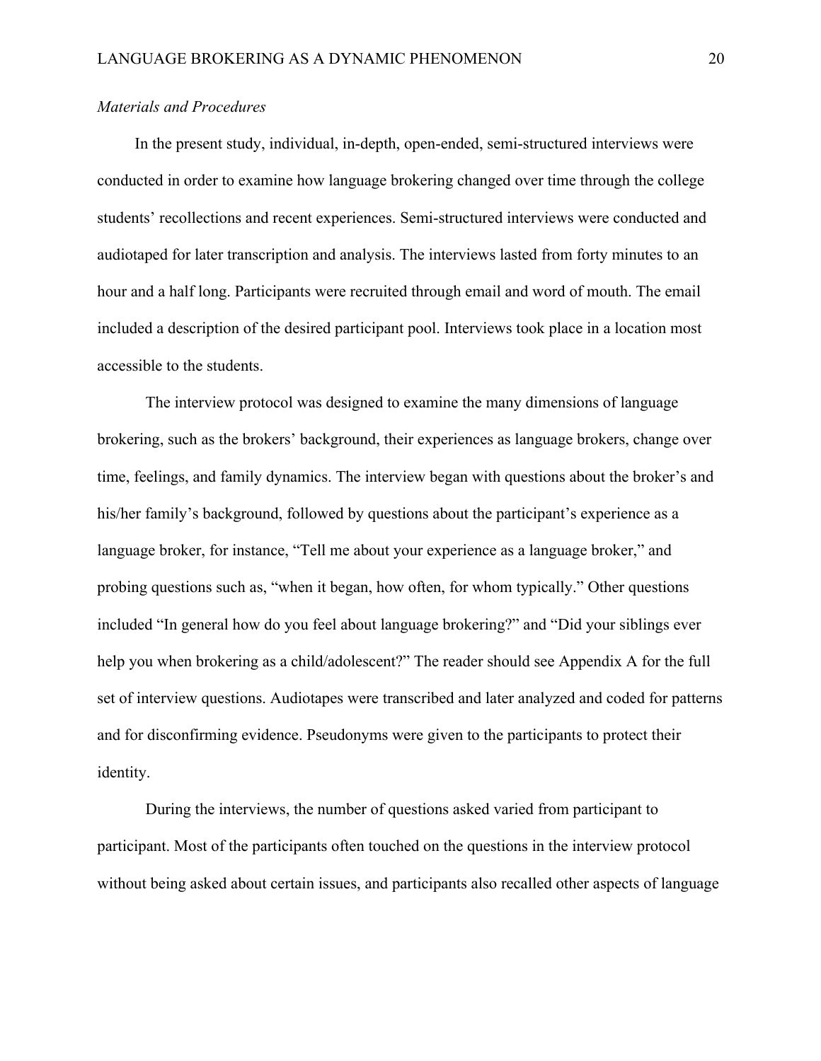*Materials and Procedures*

In the present study, individual, in-depth, open-ended, semi-structured interviews were conducted in order to examine how language brokering changed over time through the college students' recollections and recent experiences. Semi-structured interviews were conducted and audiotaped for later transcription and analysis. The interviews lasted from forty minutes to an hour and a half long. Participants were recruited through email and word of mouth. The email included a description of the desired participant pool. Interviews took place in a location most accessible to the students.

The interview protocol was designed to examine the many dimensions of language brokering, such as the brokers' background, their experiences as language brokers, change over time, feelings, and family dynamics. The interview began with questions about the broker's and his/her family's background, followed by questions about the participant's experience as a language broker, for instance, "Tell me about your experience as a language broker," and probing questions such as, "when it began, how often, for whom typically." Other questions included "In general how do you feel about language brokering?" and "Did your siblings ever help you when brokering as a child/adolescent?" The reader should see Appendix A for the full set of interview questions. Audiotapes were transcribed and later analyzed and coded for patterns and for disconfirming evidence. Pseudonyms were given to the participants to protect their identity.

During the interviews, the number of questions asked varied from participant to participant. Most of the participants often touched on the questions in the interview protocol without being asked about certain issues, and participants also recalled other aspects of language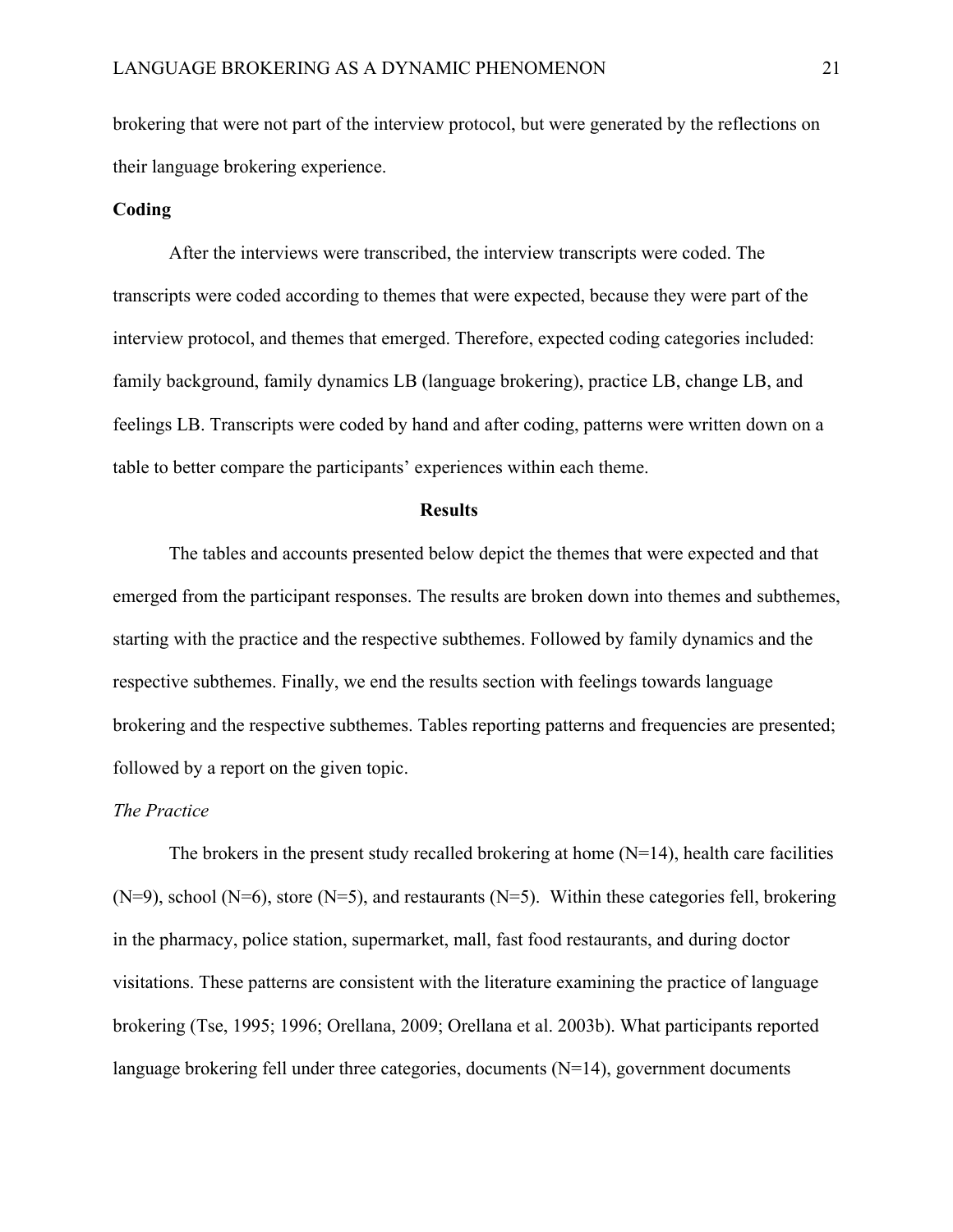brokering that were not part of the interview protocol, but were generated by the reflections on their language brokering experience.

**Coding**

After the interviews were transcribed, the interview transcripts were coded. The transcripts were coded according to themes that were expected, because they were part of the interview protocol, and themes that emerged. Therefore, expected coding categories included: family background, family dynamics LB (language brokering), practice LB, change LB, and feelings LB. Transcripts were coded by hand and after coding, patterns were written down on a table to better compare the participants' experiences within each theme.

## Results

The tables and accounts presented below depict the themes that were expected and that emerged from the participant responses. The results are broken down into themes and subthemes, starting with the practice and the respective subthemes. Followed by family dynamics and the respective subthemes. Finally, we end the results section with feelings towards language brokering and the respective subthemes. Tables reporting patterns and frequencies are presented; followed by a report on the given topic.

*The Practice*

The brokers in the present study recalled brokering at home (N=14), health care facilities (N=9), school (N=6), store (N=5), and restaurants (N=5). Within these categories fell, brokering in the pharmacy, police station, supermarket, mall, fast food restaurants, and during doctor visitations. These patterns are consistent with the literature examining the practice of language brokering (Tse, 1995; 1996; Orellana, 2009; Orellana et al. 2003b). What participants reported language brokering fell under three categories, documents (N=14), government documents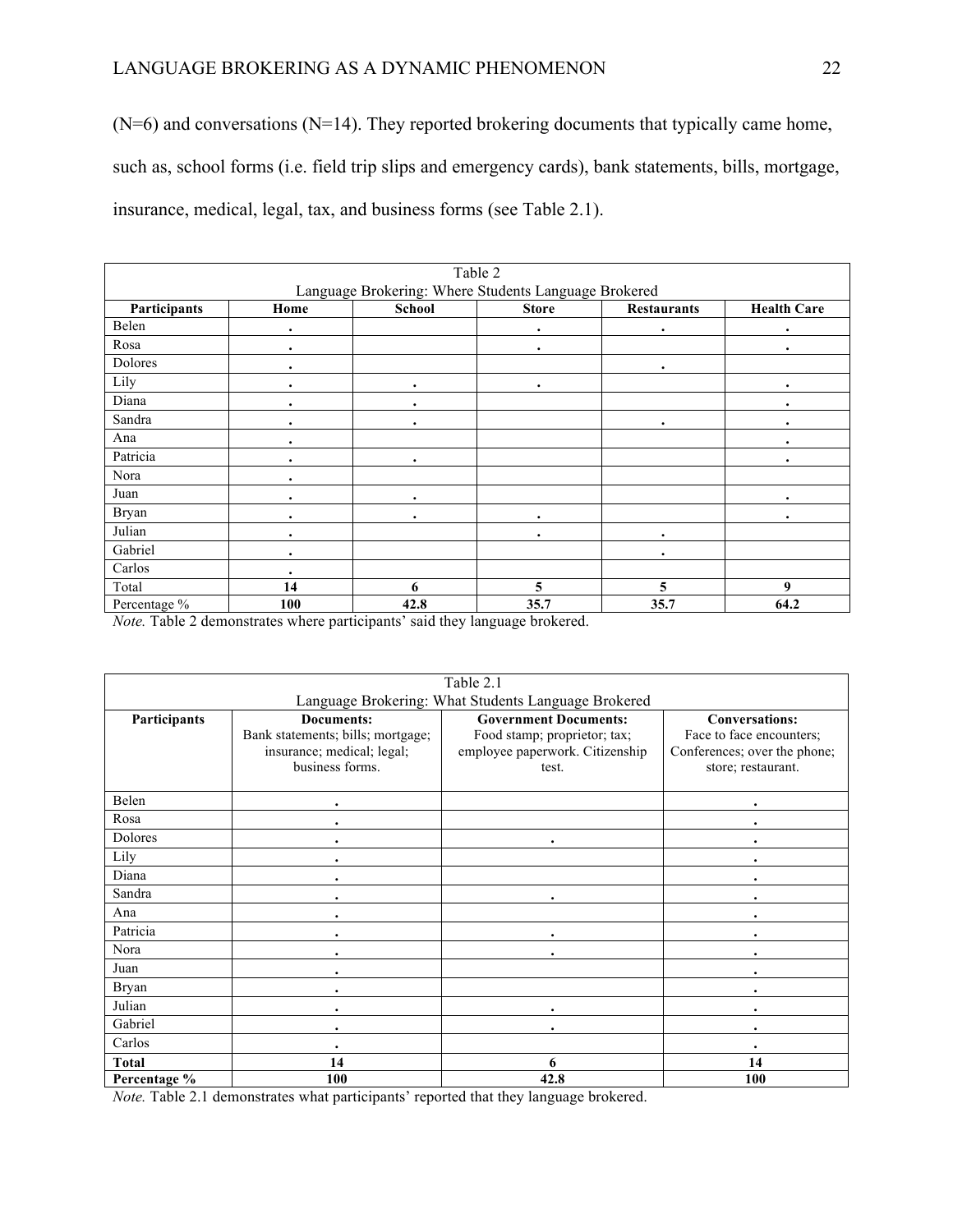(N=6) and conversations (N=14). They reported brokering documents that typically came home, such as, school forms (i.e. field trip slips and emergency cards), bank statements, bills, mortgage, insurance, medical, legal, tax, and business forms (see Table 2.1).

Table 2
Language Brokering: Where Students Language Brokered

| Participants | Home | School | Store | Restaurants | Health Care |
|---|---|---|---|---|---|
| Belen | . | | . | . | . |
| Rosa | . | | . | | . |
| Dolores | . | | | . | |
| Lily | . | . | . | | . |
| Diana | . | . | | | . |
| Sandra | . | . | | . | . |
| Ana | . | | | | . |
| Patricia | . | . | | | . |
| Nora | . | | | | |
| Juan | . | . | | | . |
| Bryan | . | . | . | | . |
| Julian | . | | . | . | |
| Gabriel | . | | | . | |
| Carlos | . | | | | |
| Total | **14** | **6** | **5** | **5** | **9** |
| Percentage % | **100** | **42.8** | **35.7** | **35.7** | **64.2** |

*Note.* Table 2 demonstrates where participants' said they language brokered.

Table 2.1
Language Brokering: What Students Language Brokered

| Participants | **Documents:** Bank statements; bills; mortgage; insurance; medical; legal; business forms. | **Government Documents:** Food stamp; proprietor; tax; employee paperwork. Citizenship test. | **Conversations:** Face to face encounters; Conferences; over the phone; store; restaurant. |
|---|---|---|---|
| Belen | . | | . |
| Rosa | . | | . |
| Dolores | . | . | . |
| Lily | . | | . |
| Diana | . | | . |
| Sandra | . | . | . |
| Ana | . | | . |
| Patricia | . | . | . |
| Nora | . | . | . |
| Juan | . | | . |
| Bryan | . | | . |
| Julian | . | . | . |
| Gabriel | . | . | . |
| Carlos | . | | . |
| **Total** | **14** | **6** | **14** |
| **Percentage %** | **100** | **42.8** | **100** |

*Note.* Table 2.1 demonstrates what participants' reported that they language brokered.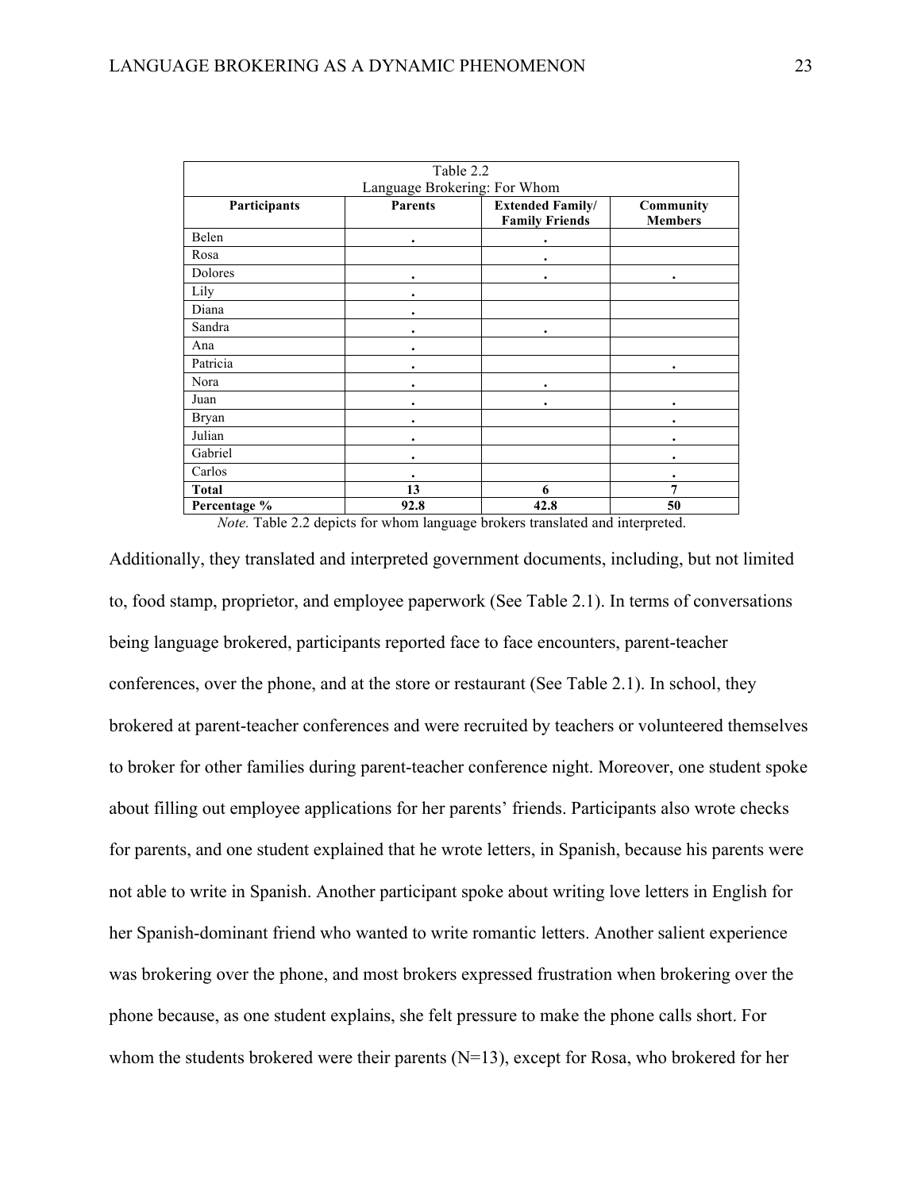Table 2.2
Language Brokering: For Whom

| Participants | Parents | Extended Family/ Family Friends | Community Members |
| --- | --- | --- | --- |
| Belen | . | . | |
| Rosa | | . | |
| Dolores | . | . | . |
| Lily | . | | |
| Diana | . | | |
| Sandra | . | . | |
| Ana | . | | |
| Patricia | . | | . |
| Nora | . | . | |
| Juan | . | . | . |
| Bryan | . | | . |
| Julian | . | | . |
| Gabriel | . | | . |
| Carlos | . | | . |
| **Total** | **13** | **6** | **7** |
| **Percentage %** | **92.8** | **42.8** | **50** |

*Note.* Table 2.2 depicts for whom language brokers translated and interpreted.

Additionally, they translated and interpreted government documents, including, but not limited to, food stamp, proprietor, and employee paperwork (See Table 2.1). In terms of conversations being language brokered, participants reported face to face encounters, parent-teacher conferences, over the phone, and at the store or restaurant (See Table 2.1). In school, they brokered at parent-teacher conferences and were recruited by teachers or volunteered themselves to broker for other families during parent-teacher conference night. Moreover, one student spoke about filling out employee applications for her parents' friends. Participants also wrote checks for parents, and one student explained that he wrote letters, in Spanish, because his parents were not able to write in Spanish. Another participant spoke about writing love letters in English for her Spanish-dominant friend who wanted to write romantic letters. Another salient experience was brokering over the phone, and most brokers expressed frustration when brokering over the phone because, as one student explains, she felt pressure to make the phone calls short. For whom the students brokered were their parents (N=13), except for Rosa, who brokered for her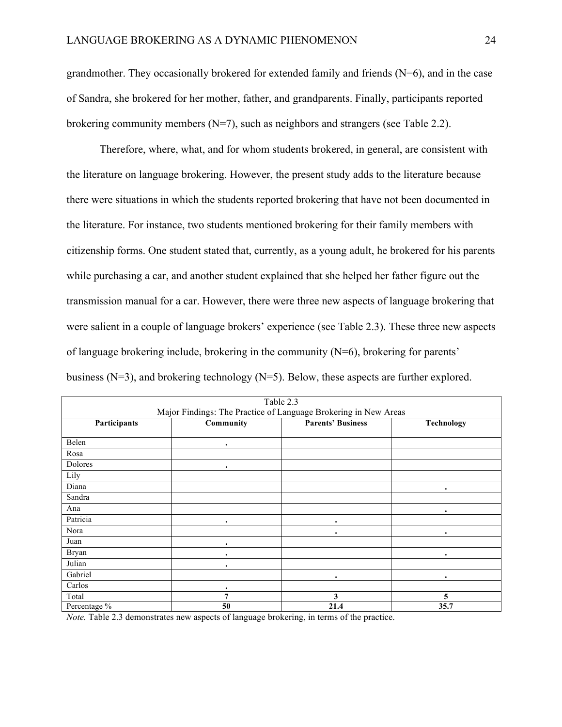grandmother. They occasionally brokered for extended family and friends (N=6), and in the case of Sandra, she brokered for her mother, father, and grandparents. Finally, participants reported brokering community members (N=7), such as neighbors and strangers (see Table 2.2).

Therefore, where, what, and for whom students brokered, in general, are consistent with the literature on language brokering. However, the present study adds to the literature because there were situations in which the students reported brokering that have not been documented in the literature. For instance, two students mentioned brokering for their family members with citizenship forms. One student stated that, currently, as a young adult, he brokered for his parents while purchasing a car, and another student explained that she helped her father figure out the transmission manual for a car. However, there were three new aspects of language brokering that were salient in a couple of language brokers' experience (see Table 2.3). These three new aspects of language brokering include, brokering in the community (N=6), brokering for parents' business (N=3), and brokering technology (N=5). Below, these aspects are further explored.

Table 2.3
Major Findings: The Practice of Language Brokering in New Areas

| Participants | Community | Parents' Business | Technology |
|---|---|---|---|
| Belen | . | | |
| Rosa | | | |
| Dolores | . | | |
| Lily | | | |
| Diana | | | . |
| Sandra | | | |
| Ana | | | . |
| Patricia | . | . | |
| Nora | | . | . |
| Juan | . | | |
| Bryan | . | | . |
| Julian | . | | |
| Gabriel | | . | . |
| Carlos | . | | |
| Total | **7** | **3** | **5** |
| Percentage % | **50** | **21.4** | **35.7** |

*Note.* Table 2.3 demonstrates new aspects of language brokering, in terms of the practice.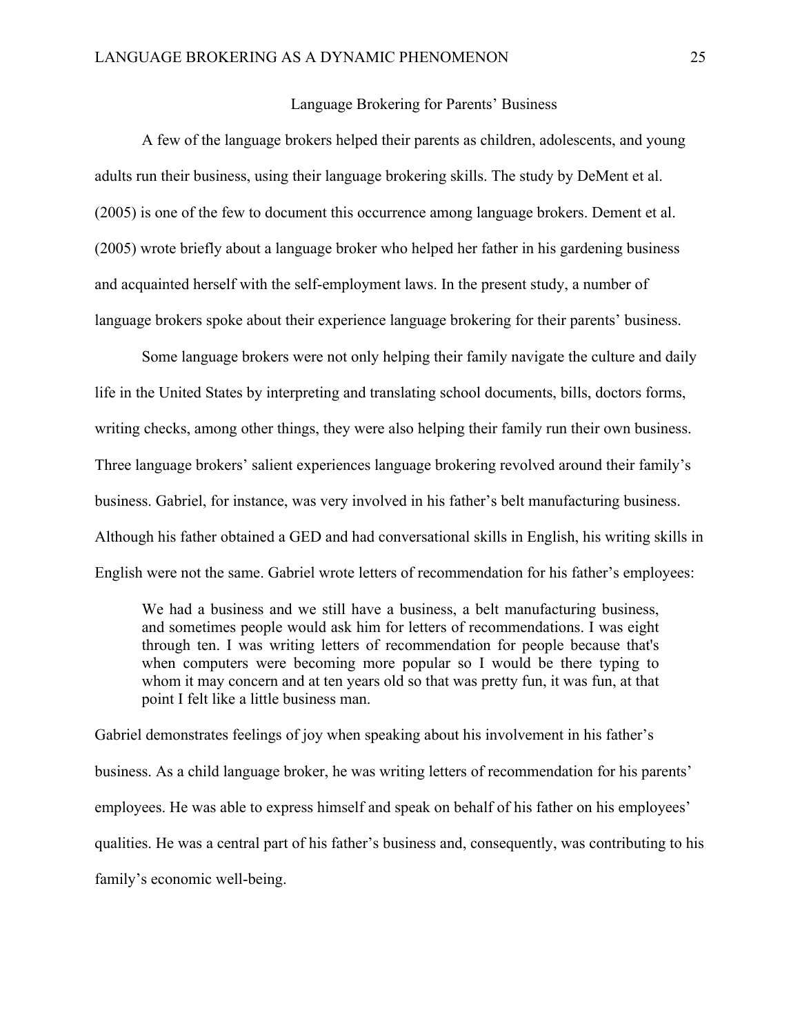## Language Brokering for Parents' Business

A few of the language brokers helped their parents as children, adolescents, and young adults run their business, using their language brokering skills. The study by DeMent et al. (2005) is one of the few to document this occurrence among language brokers. Dement et al. (2005) wrote briefly about a language broker who helped her father in his gardening business and acquainted herself with the self-employment laws. In the present study, a number of language brokers spoke about their experience language brokering for their parents' business.

Some language brokers were not only helping their family navigate the culture and daily life in the United States by interpreting and translating school documents, bills, doctors forms, writing checks, among other things, they were also helping their family run their own business. Three language brokers' salient experiences language brokering revolved around their family's business. Gabriel, for instance, was very involved in his father's belt manufacturing business. Although his father obtained a GED and had conversational skills in English, his writing skills in English were not the same. Gabriel wrote letters of recommendation for his father's employees:

> We had a business and we still have a business, a belt manufacturing business, and sometimes people would ask him for letters of recommendations. I was eight through ten. I was writing letters of recommendation for people because that's when computers were becoming more popular so I would be there typing to whom it may concern and at ten years old so that was pretty fun, it was fun, at that point I felt like a little business man.

Gabriel demonstrates feelings of joy when speaking about his involvement in his father's business. As a child language broker, he was writing letters of recommendation for his parents' employees. He was able to express himself and speak on behalf of his father on his employees' qualities. He was a central part of his father's business and, consequently, was contributing to his family's economic well-being.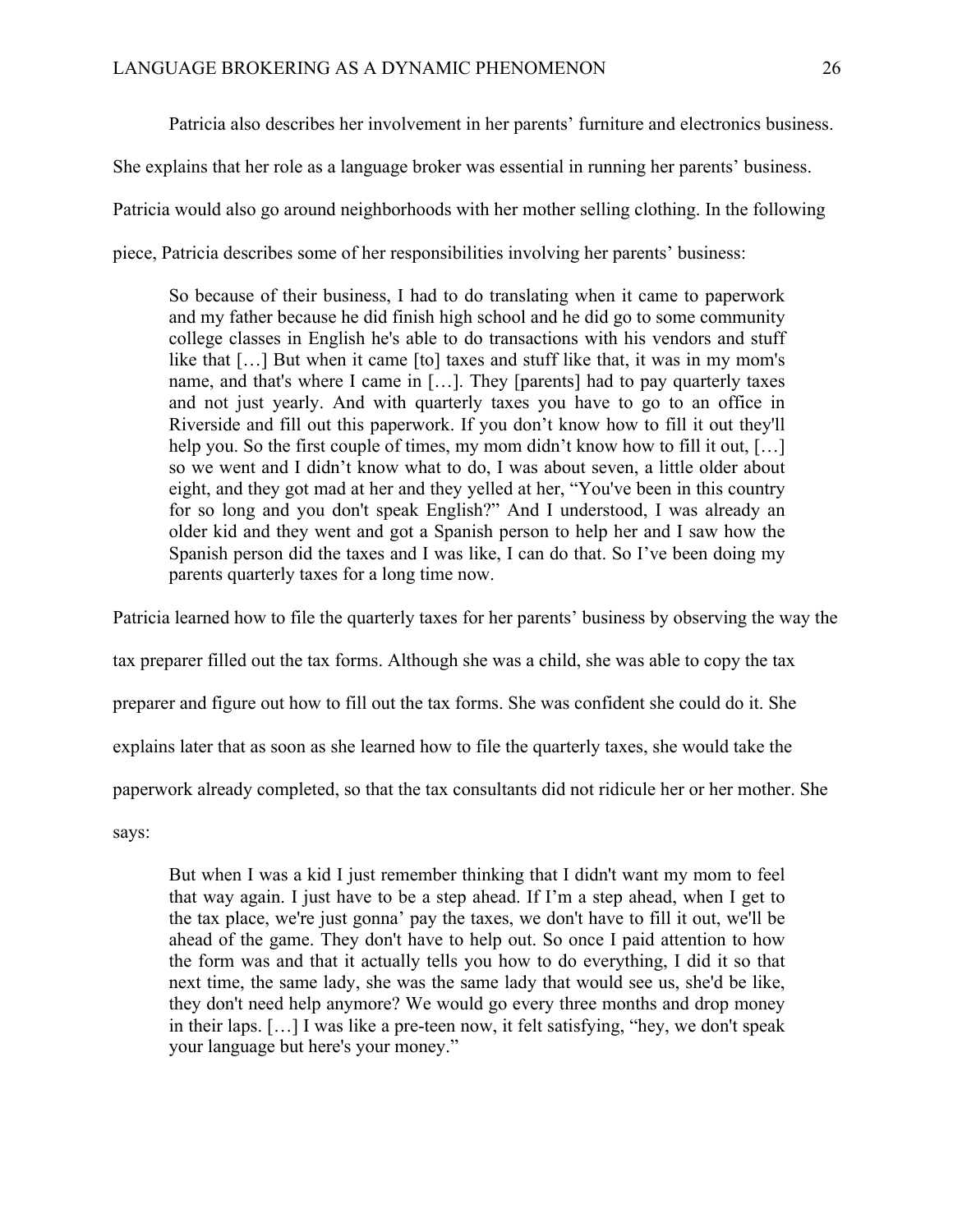Patricia also describes her involvement in her parents' furniture and electronics business. She explains that her role as a language broker was essential in running her parents' business. Patricia would also go around neighborhoods with her mother selling clothing. In the following piece, Patricia describes some of her responsibilities involving her parents' business:

> So because of their business, I had to do translating when it came to paperwork and my father because he did finish high school and he did go to some community college classes in English he's able to do transactions with his vendors and stuff like that […] But when it came [to] taxes and stuff like that, it was in my mom's name, and that's where I came in […]. They [parents] had to pay quarterly taxes and not just yearly. And with quarterly taxes you have to go to an office in Riverside and fill out this paperwork. If you don't know how to fill it out they'll help you. So the first couple of times, my mom didn't know how to fill it out, […] so we went and I didn't know what to do, I was about seven, a little older about eight, and they got mad at her and they yelled at her, "You've been in this country for so long and you don't speak English?" And I understood, I was already an older kid and they went and got a Spanish person to help her and I saw how the Spanish person did the taxes and I was like, I can do that. So I've been doing my parents quarterly taxes for a long time now.

Patricia learned how to file the quarterly taxes for her parents' business by observing the way the tax preparer filled out the tax forms. Although she was a child, she was able to copy the tax preparer and figure out how to fill out the tax forms. She was confident she could do it. She explains later that as soon as she learned how to file the quarterly taxes, she would take the paperwork already completed, so that the tax consultants did not ridicule her or her mother. She says:

> But when I was a kid I just remember thinking that I didn't want my mom to feel that way again. I just have to be a step ahead. If I'm a step ahead, when I get to the tax place, we're just gonna' pay the taxes, we don't have to fill it out, we'll be ahead of the game. They don't have to help out. So once I paid attention to how the form was and that it actually tells you how to do everything, I did it so that next time, the same lady, she was the same lady that would see us, she'd be like, they don't need help anymore? We would go every three months and drop money in their laps. […] I was like a pre-teen now, it felt satisfying, "hey, we don't speak your language but here's your money."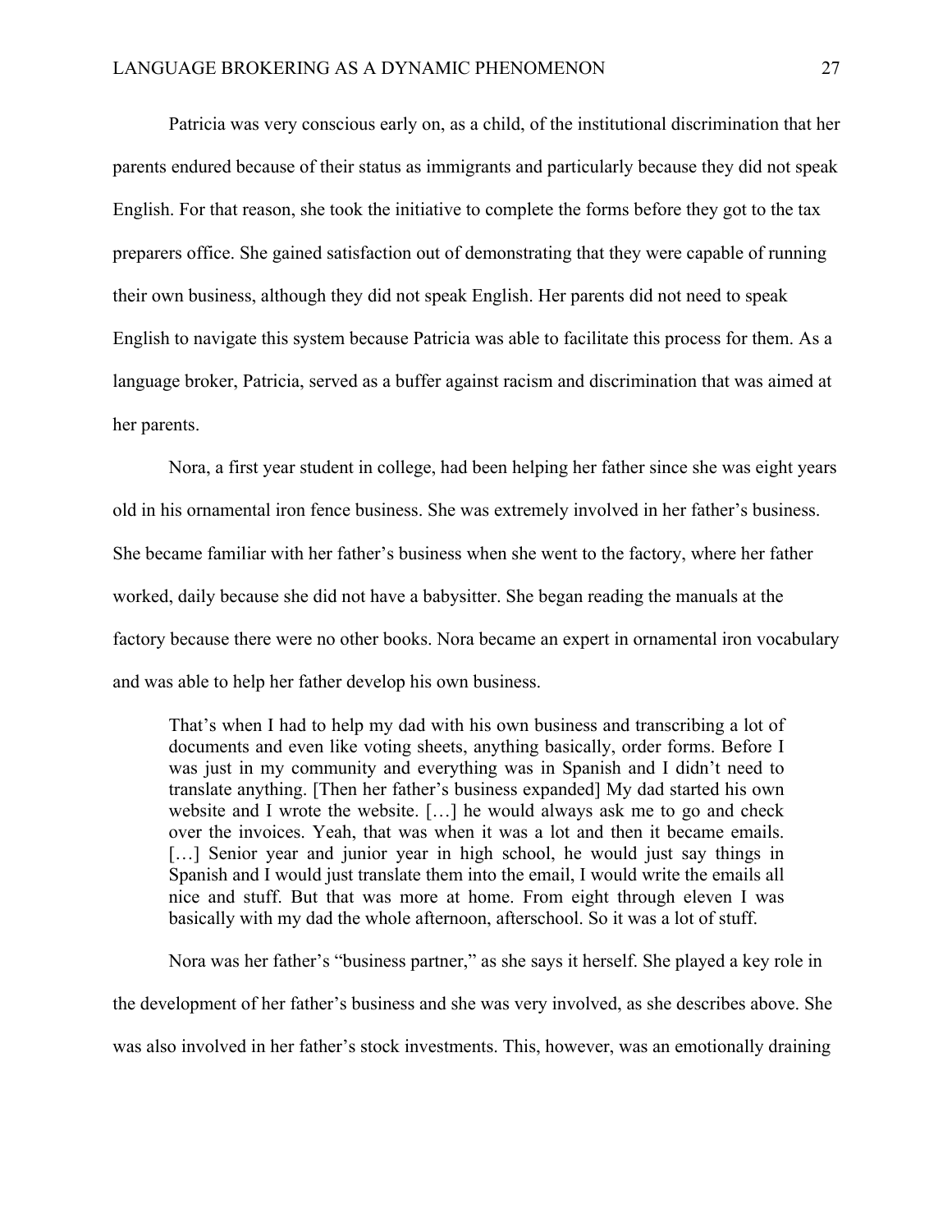Patricia was very conscious early on, as a child, of the institutional discrimination that her parents endured because of their status as immigrants and particularly because they did not speak English. For that reason, she took the initiative to complete the forms before they got to the tax preparers office. She gained satisfaction out of demonstrating that they were capable of running their own business, although they did not speak English. Her parents did not need to speak English to navigate this system because Patricia was able to facilitate this process for them. As a language broker, Patricia, served as a buffer against racism and discrimination that was aimed at her parents.

Nora, a first year student in college, had been helping her father since she was eight years old in his ornamental iron fence business. She was extremely involved in her father's business. She became familiar with her father's business when she went to the factory, where her father worked, daily because she did not have a babysitter. She began reading the manuals at the factory because there were no other books. Nora became an expert in ornamental iron vocabulary and was able to help her father develop his own business.

> That's when I had to help my dad with his own business and transcribing a lot of documents and even like voting sheets, anything basically, order forms. Before I was just in my community and everything was in Spanish and I didn't need to translate anything. [Then her father's business expanded] My dad started his own website and I wrote the website. […] he would always ask me to go and check over the invoices. Yeah, that was when it was a lot and then it became emails. […] Senior year and junior year in high school, he would just say things in Spanish and I would just translate them into the email, I would write the emails all nice and stuff. But that was more at home. From eight through eleven I was basically with my dad the whole afternoon, afterschool. So it was a lot of stuff.

Nora was her father's "business partner," as she says it herself. She played a key role in the development of her father's business and she was very involved, as she describes above. She was also involved in her father's stock investments. This, however, was an emotionally draining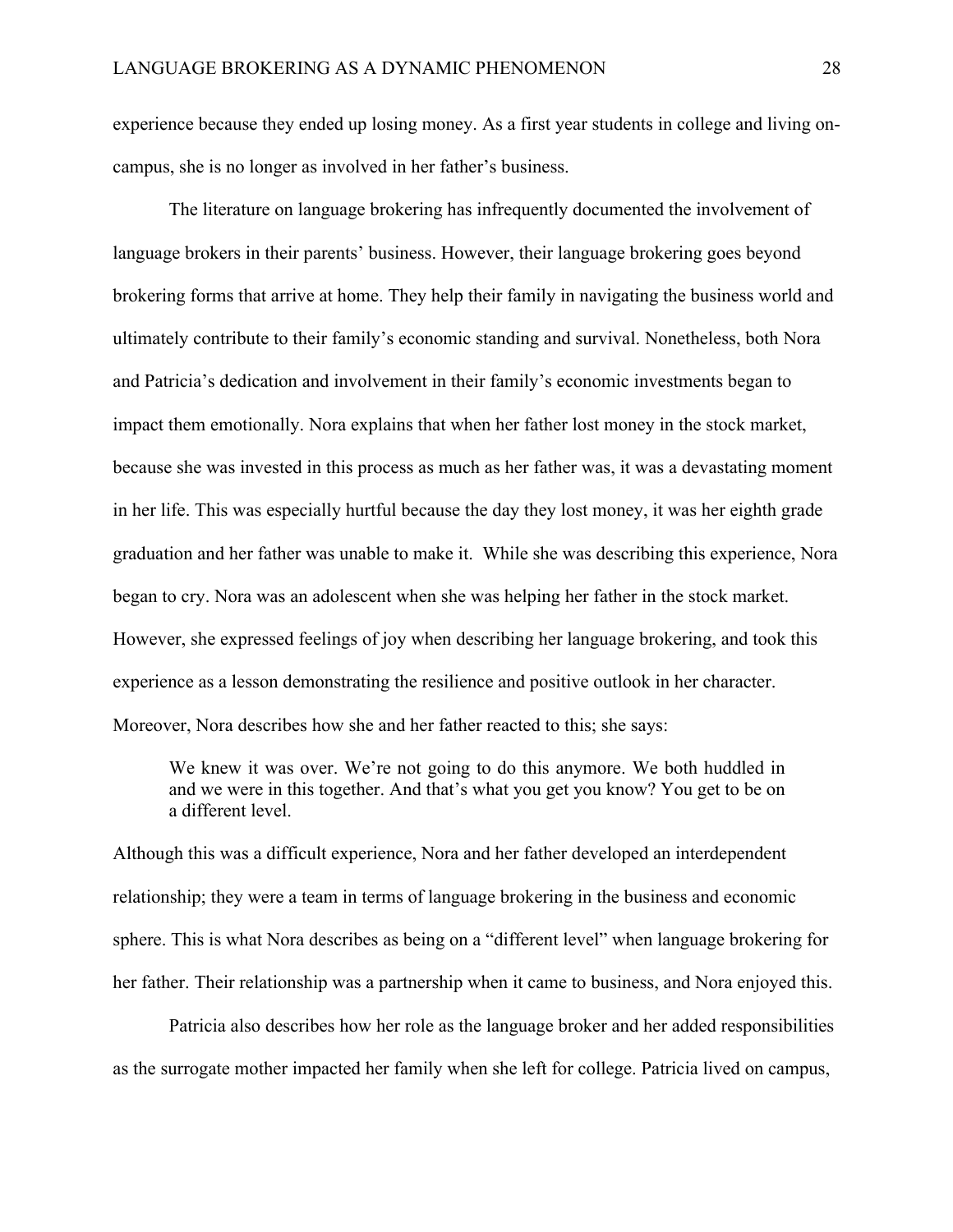experience because they ended up losing money. As a first year students in college and living on-campus, she is no longer as involved in her father's business.

The literature on language brokering has infrequently documented the involvement of language brokers in their parents' business. However, their language brokering goes beyond brokering forms that arrive at home. They help their family in navigating the business world and ultimately contribute to their family's economic standing and survival. Nonetheless, both Nora and Patricia's dedication and involvement in their family's economic investments began to impact them emotionally. Nora explains that when her father lost money in the stock market, because she was invested in this process as much as her father was, it was a devastating moment in her life. This was especially hurtful because the day they lost money, it was her eighth grade graduation and her father was unable to make it. While she was describing this experience, Nora began to cry. Nora was an adolescent when she was helping her father in the stock market. However, she expressed feelings of joy when describing her language brokering, and took this experience as a lesson demonstrating the resilience and positive outlook in her character. Moreover, Nora describes how she and her father reacted to this; she says:

> We knew it was over. We're not going to do this anymore. We both huddled in and we were in this together. And that's what you get you know? You get to be on a different level.

Although this was a difficult experience, Nora and her father developed an interdependent relationship; they were a team in terms of language brokering in the business and economic sphere. This is what Nora describes as being on a "different level" when language brokering for her father. Their relationship was a partnership when it came to business, and Nora enjoyed this.

Patricia also describes how her role as the language broker and her added responsibilities as the surrogate mother impacted her family when she left for college. Patricia lived on campus,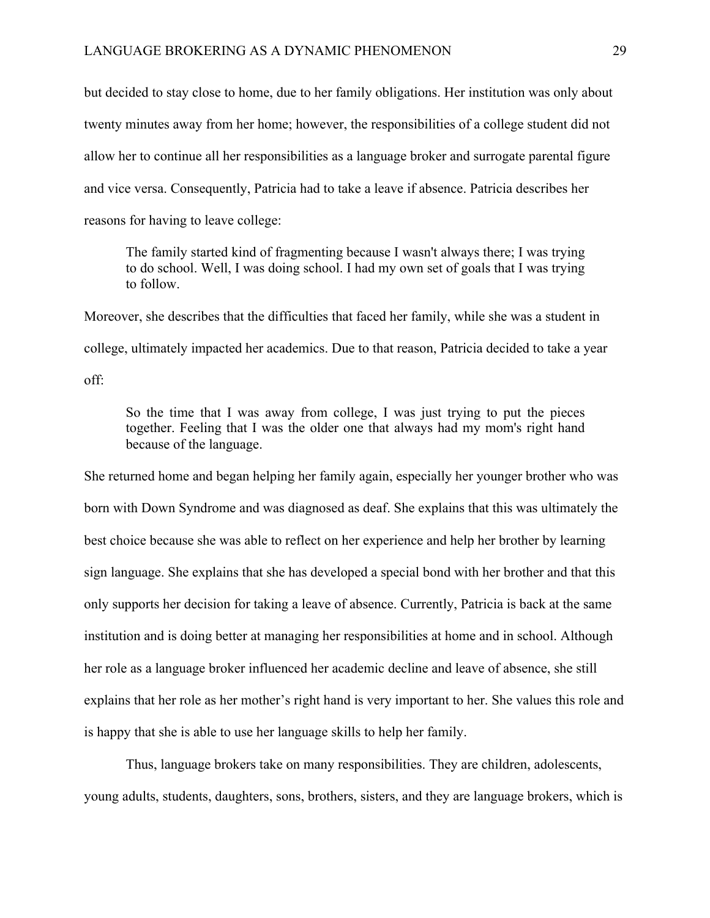but decided to stay close to home, due to her family obligations. Her institution was only about twenty minutes away from her home; however, the responsibilities of a college student did not allow her to continue all her responsibilities as a language broker and surrogate parental figure and vice versa. Consequently, Patricia had to take a leave if absence. Patricia describes her reasons for having to leave college:

> The family started kind of fragmenting because I wasn't always there; I was trying to do school. Well, I was doing school. I had my own set of goals that I was trying to follow.

Moreover, she describes that the difficulties that faced her family, while she was a student in college, ultimately impacted her academics. Due to that reason, Patricia decided to take a year off:

> So the time that I was away from college, I was just trying to put the pieces together. Feeling that I was the older one that always had my mom's right hand because of the language.

She returned home and began helping her family again, especially her younger brother who was born with Down Syndrome and was diagnosed as deaf. She explains that this was ultimately the best choice because she was able to reflect on her experience and help her brother by learning sign language. She explains that she has developed a special bond with her brother and that this only supports her decision for taking a leave of absence. Currently, Patricia is back at the same institution and is doing better at managing her responsibilities at home and in school. Although her role as a language broker influenced her academic decline and leave of absence, she still explains that her role as her mother's right hand is very important to her. She values this role and is happy that she is able to use her language skills to help her family.

Thus, language brokers take on many responsibilities. They are children, adolescents, young adults, students, daughters, sons, brothers, sisters, and they are language brokers, which is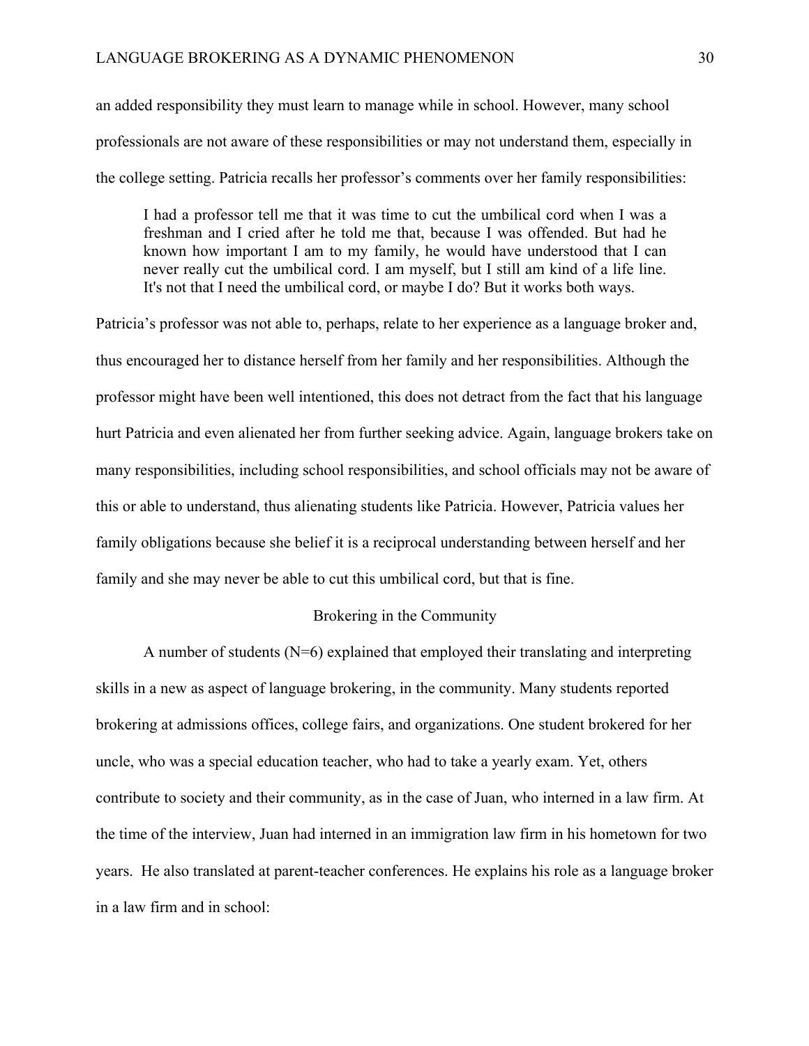an added responsibility they must learn to manage while in school. However, many school professionals are not aware of these responsibilities or may not understand them, especially in the college setting. Patricia recalls her professor's comments over her family responsibilities:

> I had a professor tell me that it was time to cut the umbilical cord when I was a freshman and I cried after he told me that, because I was offended. But had he known how important I am to my family, he would have understood that I can never really cut the umbilical cord. I am myself, but I still am kind of a life line. It's not that I need the umbilical cord, or maybe I do? But it works both ways.

Patricia's professor was not able to, perhaps, relate to her experience as a language broker and, thus encouraged her to distance herself from her family and her responsibilities. Although the professor might have been well intentioned, this does not detract from the fact that his language hurt Patricia and even alienated her from further seeking advice. Again, language brokers take on many responsibilities, including school responsibilities, and school officials may not be aware of this or able to understand, thus alienating students like Patricia. However, Patricia values her family obligations because she belief it is a reciprocal understanding between herself and her family and she may never be able to cut this umbilical cord, but that is fine.

## Brokering in the Community

A number of students (N=6) explained that employed their translating and interpreting skills in a new as aspect of language brokering, in the community. Many students reported brokering at admissions offices, college fairs, and organizations. One student brokered for her uncle, who was a special education teacher, who had to take a yearly exam. Yet, others contribute to society and their community, as in the case of Juan, who interned in a law firm. At the time of the interview, Juan had interned in an immigration law firm in his hometown for two years. He also translated at parent-teacher conferences. He explains his role as a language broker in a law firm and in school: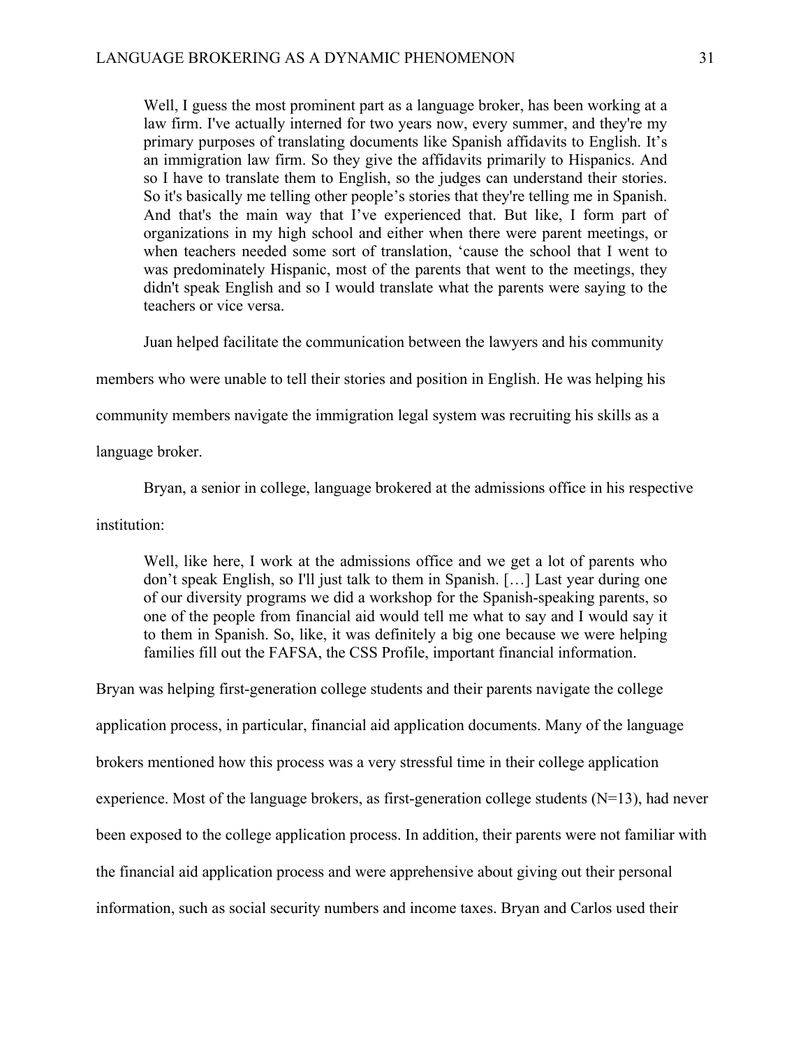> Well, I guess the most prominent part as a language broker, has been working at a law firm. I've actually interned for two years now, every summer, and they're my primary purposes of translating documents like Spanish affidavits to English. It's an immigration law firm. So they give the affidavits primarily to Hispanics. And so I have to translate them to English, so the judges can understand their stories. So it's basically me telling other people's stories that they're telling me in Spanish. And that's the main way that I've experienced that. But like, I form part of organizations in my high school and either when there were parent meetings, or when teachers needed some sort of translation, 'cause the school that I went to was predominately Hispanic, most of the parents that went to the meetings, they didn't speak English and so I would translate what the parents were saying to the teachers or vice versa.

Juan helped facilitate the communication between the lawyers and his community members who were unable to tell their stories and position in English. He was helping his community members navigate the immigration legal system was recruiting his skills as a language broker.

Bryan, a senior in college, language brokered at the admissions office in his respective institution:

> Well, like here, I work at the admissions office and we get a lot of parents who don't speak English, so I'll just talk to them in Spanish. […] Last year during one of our diversity programs we did a workshop for the Spanish-speaking parents, so one of the people from financial aid would tell me what to say and I would say it to them in Spanish. So, like, it was definitely a big one because we were helping families fill out the FAFSA, the CSS Profile, important financial information.

Bryan was helping first-generation college students and their parents navigate the college application process, in particular, financial aid application documents. Many of the language brokers mentioned how this process was a very stressful time in their college application experience. Most of the language brokers, as first-generation college students (N=13), had never been exposed to the college application process. In addition, their parents were not familiar with the financial aid application process and were apprehensive about giving out their personal information, such as social security numbers and income taxes. Bryan and Carlos used their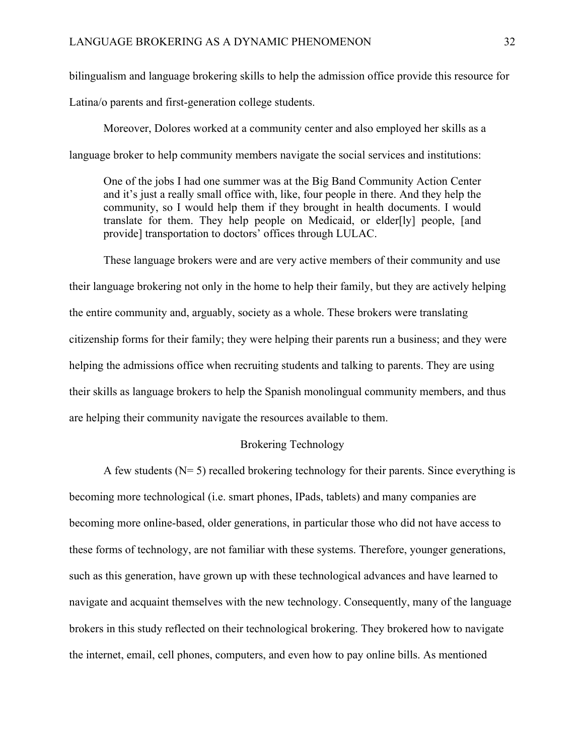bilingualism and language brokering skills to help the admission office provide this resource for Latina/o parents and first-generation college students.

Moreover, Dolores worked at a community center and also employed her skills as a language broker to help community members navigate the social services and institutions:

> One of the jobs I had one summer was at the Big Band Community Action Center and it's just a really small office with, like, four people in there. And they help the community, so I would help them if they brought in health documents. I would translate for them. They help people on Medicaid, or elder[ly] people, [and provide] transportation to doctors' offices through LULAC.

These language brokers were and are very active members of their community and use their language brokering not only in the home to help their family, but they are actively helping the entire community and, arguably, society as a whole. These brokers were translating citizenship forms for their family; they were helping their parents run a business; and they were helping the admissions office when recruiting students and talking to parents. They are using their skills as language brokers to help the Spanish monolingual community members, and thus are helping their community navigate the resources available to them.

## Brokering Technology

A few students (N= 5) recalled brokering technology for their parents. Since everything is becoming more technological (i.e. smart phones, IPads, tablets) and many companies are becoming more online-based, older generations, in particular those who did not have access to these forms of technology, are not familiar with these systems. Therefore, younger generations, such as this generation, have grown up with these technological advances and have learned to navigate and acquaint themselves with the new technology. Consequently, many of the language brokers in this study reflected on their technological brokering. They brokered how to navigate the internet, email, cell phones, computers, and even how to pay online bills. As mentioned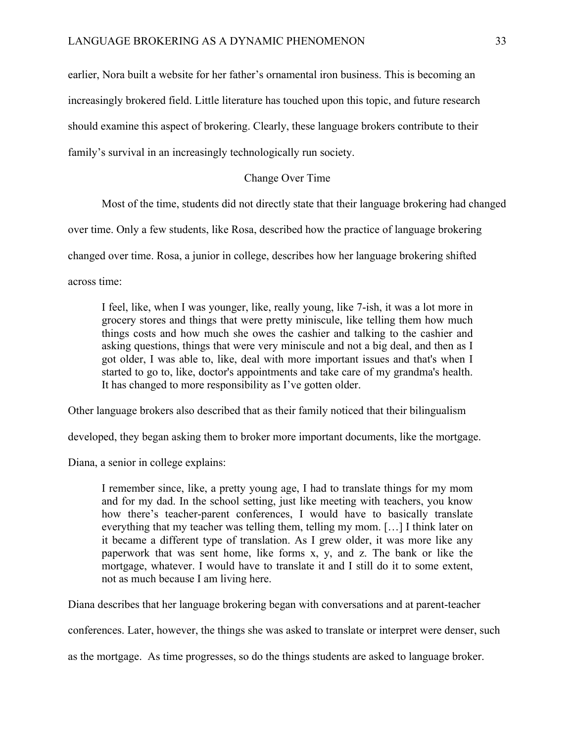earlier, Nora built a website for her father's ornamental iron business. This is becoming an increasingly brokered field. Little literature has touched upon this topic, and future research should examine this aspect of brokering. Clearly, these language brokers contribute to their family's survival in an increasingly technologically run society.

## Change Over Time

Most of the time, students did not directly state that their language brokering had changed over time. Only a few students, like Rosa, described how the practice of language brokering changed over time. Rosa, a junior in college, describes how her language brokering shifted across time:

> I feel, like, when I was younger, like, really young, like 7-ish, it was a lot more in grocery stores and things that were pretty miniscule, like telling them how much things costs and how much she owes the cashier and talking to the cashier and asking questions, things that were very miniscule and not a big deal, and then as I got older, I was able to, like, deal with more important issues and that's when I started to go to, like, doctor's appointments and take care of my grandma's health. It has changed to more responsibility as I've gotten older.

Other language brokers also described that as their family noticed that their bilingualism developed, they began asking them to broker more important documents, like the mortgage. Diana, a senior in college explains:

> I remember since, like, a pretty young age, I had to translate things for my mom and for my dad. In the school setting, just like meeting with teachers, you know how there's teacher-parent conferences, I would have to basically translate everything that my teacher was telling them, telling my mom. […] I think later on it became a different type of translation. As I grew older, it was more like any paperwork that was sent home, like forms x, y, and z. The bank or like the mortgage, whatever. I would have to translate it and I still do it to some extent, not as much because I am living here.

Diana describes that her language brokering began with conversations and at parent-teacher conferences. Later, however, the things she was asked to translate or interpret were denser, such as the mortgage. As time progresses, so do the things students are asked to language broker.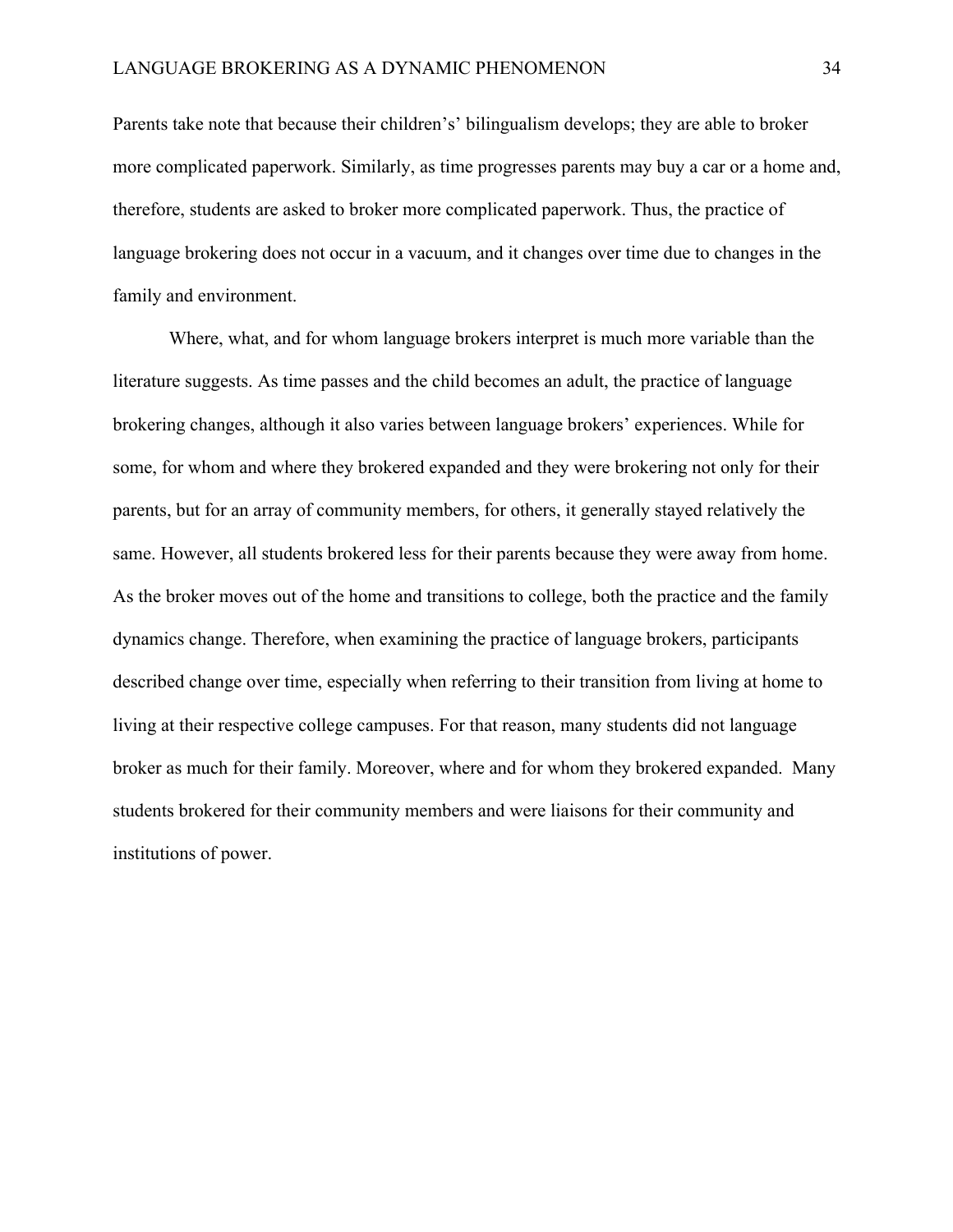Parents take note that because their children's' bilingualism develops; they are able to broker more complicated paperwork. Similarly, as time progresses parents may buy a car or a home and, therefore, students are asked to broker more complicated paperwork. Thus, the practice of language brokering does not occur in a vacuum, and it changes over time due to changes in the family and environment.

Where, what, and for whom language brokers interpret is much more variable than the literature suggests. As time passes and the child becomes an adult, the practice of language brokering changes, although it also varies between language brokers' experiences. While for some, for whom and where they brokered expanded and they were brokering not only for their parents, but for an array of community members, for others, it generally stayed relatively the same. However, all students brokered less for their parents because they were away from home. As the broker moves out of the home and transitions to college, both the practice and the family dynamics change. Therefore, when examining the practice of language brokers, participants described change over time, especially when referring to their transition from living at home to living at their respective college campuses. For that reason, many students did not language broker as much for their family. Moreover, where and for whom they brokered expanded. Many students brokered for their community members and were liaisons for their community and institutions of power.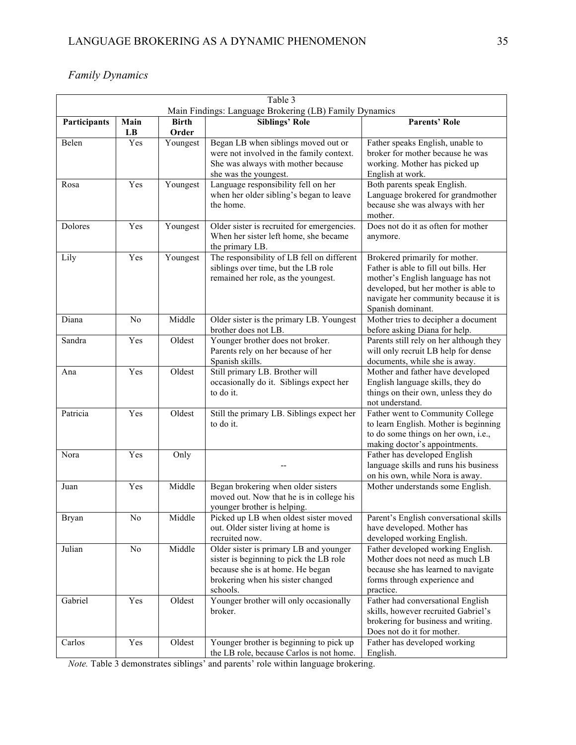*Family Dynamics*

Table 3

Main Findings: Language Brokering (LB) Family Dynamics

| Participants | Main LB | Birth Order | Siblings' Role | Parents' Role |
|---|---|---|---|---|
| Belen | Yes | Youngest | Began LB when siblings moved out or were not involved in the family context. She was always with mother because she was the youngest. | Father speaks English, unable to broker for mother because he was working. Mother has picked up English at work. |
| Rosa | Yes | Youngest | Language responsibility fell on her when her older sibling's began to leave the home. | Both parents speak English. Language brokered for grandmother because she was always with her mother. |
| Dolores | Yes | Youngest | Older sister is recruited for emergencies. When her sister left home, she became the primary LB. | Does not do it as often for mother anymore. |
| Lily | Yes | Youngest | The responsibility of LB fell on different siblings over time, but the LB role remained her role, as the youngest. | Brokered primarily for mother. Father is able to fill out bills. Her mother's English language has not developed, but her mother is able to navigate her community because it is Spanish dominant. |
| Diana | No | Middle | Older sister is the primary LB. Youngest brother does not LB. | Mother tries to decipher a document before asking Diana for help. |
| Sandra | Yes | Oldest | Younger brother does not broker. Parents rely on her because of her Spanish skills. | Parents still rely on her although they will only recruit LB help for dense documents, while she is away. |
| Ana | Yes | Oldest | Still primary LB. Brother will occasionally do it. Siblings expect her to do it. | Mother and father have developed English language skills, they do things on their own, unless they do not understand. |
| Patricia | Yes | Oldest | Still the primary LB. Siblings expect her to do it. | Father went to Community College to learn English. Mother is beginning to do some things on her own, i.e., making doctor's appointments. |
| Nora | Yes | Only | -- | Father has developed English language skills and runs his business on his own, while Nora is away. |
| Juan | Yes | Middle | Began brokering when older sisters moved out. Now that he is in college his younger brother is helping. | Mother understands some English. |
| Bryan | No | Middle | Picked up LB when oldest sister moved out. Older sister living at home is recruited now. | Parent's English conversational skills have developed. Mother has developed working English. |
| Julian | No | Middle | Older sister is primary LB and younger sister is beginning to pick the LB role because she is at home. He began brokering when his sister changed schools. | Father developed working English. Mother does not need as much LB because she has learned to navigate forms through experience and practice. |
| Gabriel | Yes | Oldest | Younger brother will only occasionally broker. | Father had conversational English skills, however recruited Gabriel's brokering for business and writing. Does not do it for mother. |
| Carlos | Yes | Oldest | Younger brother is beginning to pick up the LB role, because Carlos is not home. | Father has developed working English. |

*Note.* Table 3 demonstrates siblings' and parents' role within language brokering.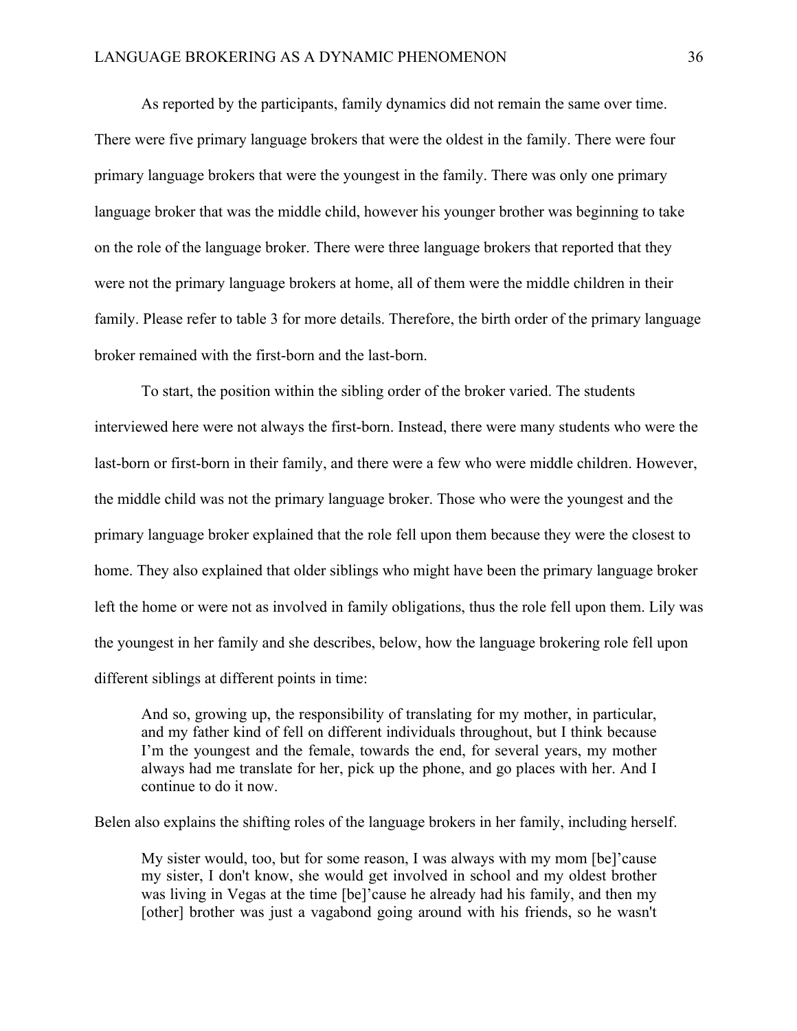As reported by the participants, family dynamics did not remain the same over time. There were five primary language brokers that were the oldest in the family. There were four primary language brokers that were the youngest in the family. There was only one primary language broker that was the middle child, however his younger brother was beginning to take on the role of the language broker. There were three language brokers that reported that they were not the primary language brokers at home, all of them were the middle children in their family. Please refer to table 3 for more details. Therefore, the birth order of the primary language broker remained with the first-born and the last-born.

To start, the position within the sibling order of the broker varied. The students interviewed here were not always the first-born. Instead, there were many students who were the last-born or first-born in their family, and there were a few who were middle children. However, the middle child was not the primary language broker. Those who were the youngest and the primary language broker explained that the role fell upon them because they were the closest to home. They also explained that older siblings who might have been the primary language broker left the home or were not as involved in family obligations, thus the role fell upon them. Lily was the youngest in her family and she describes, below, how the language brokering role fell upon different siblings at different points in time:

> And so, growing up, the responsibility of translating for my mother, in particular, and my father kind of fell on different individuals throughout, but I think because I'm the youngest and the female, towards the end, for several years, my mother always had me translate for her, pick up the phone, and go places with her. And I continue to do it now.

Belen also explains the shifting roles of the language brokers in her family, including herself.

> My sister would, too, but for some reason, I was always with my mom [be]'cause my sister, I don't know, she would get involved in school and my oldest brother was living in Vegas at the time [be]'cause he already had his family, and then my [other] brother was just a vagabond going around with his friends, so he wasn't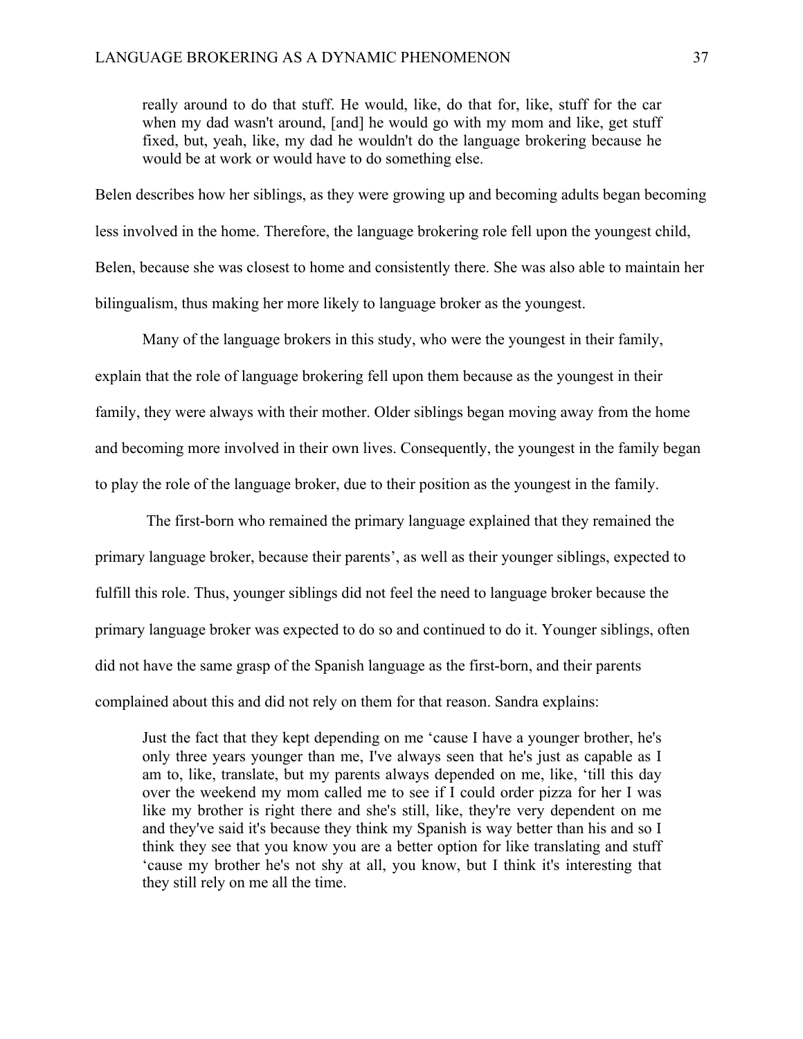> really around to do that stuff. He would, like, do that for, like, stuff for the car when my dad wasn't around, [and] he would go with my mom and like, get stuff fixed, but, yeah, like, my dad he wouldn't do the language brokering because he would be at work or would have to do something else.

Belen describes how her siblings, as they were growing up and becoming adults began becoming less involved in the home. Therefore, the language brokering role fell upon the youngest child, Belen, because she was closest to home and consistently there. She was also able to maintain her bilingualism, thus making her more likely to language broker as the youngest.

Many of the language brokers in this study, who were the youngest in their family, explain that the role of language brokering fell upon them because as the youngest in their family, they were always with their mother. Older siblings began moving away from the home and becoming more involved in their own lives. Consequently, the youngest in the family began to play the role of the language broker, due to their position as the youngest in the family.

The first-born who remained the primary language explained that they remained the primary language broker, because their parents', as well as their younger siblings, expected to fulfill this role. Thus, younger siblings did not feel the need to language broker because the primary language broker was expected to do so and continued to do it. Younger siblings, often did not have the same grasp of the Spanish language as the first-born, and their parents complained about this and did not rely on them for that reason. Sandra explains:

> Just the fact that they kept depending on me 'cause I have a younger brother, he's only three years younger than me, I've always seen that he's just as capable as I am to, like, translate, but my parents always depended on me, like, 'till this day over the weekend my mom called me to see if I could order pizza for her I was like my brother is right there and she's still, like, they're very dependent on me and they've said it's because they think my Spanish is way better than his and so I think they see that you know you are a better option for like translating and stuff 'cause my brother he's not shy at all, you know, but I think it's interesting that they still rely on me all the time.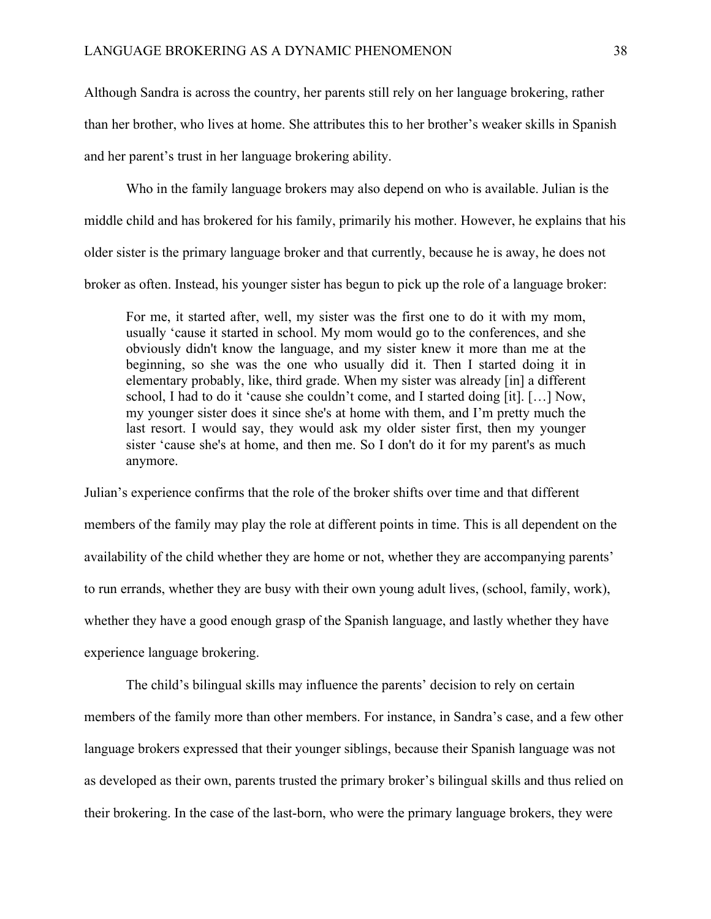Although Sandra is across the country, her parents still rely on her language brokering, rather than her brother, who lives at home. She attributes this to her brother's weaker skills in Spanish and her parent's trust in her language brokering ability.

Who in the family language brokers may also depend on who is available. Julian is the middle child and has brokered for his family, primarily his mother. However, he explains that his older sister is the primary language broker and that currently, because he is away, he does not broker as often. Instead, his younger sister has begun to pick up the role of a language broker:

> For me, it started after, well, my sister was the first one to do it with my mom, usually 'cause it started in school. My mom would go to the conferences, and she obviously didn't know the language, and my sister knew it more than me at the beginning, so she was the one who usually did it. Then I started doing it in elementary probably, like, third grade. When my sister was already [in] a different school, I had to do it 'cause she couldn't come, and I started doing [it]. […] Now, my younger sister does it since she's at home with them, and I'm pretty much the last resort. I would say, they would ask my older sister first, then my younger sister 'cause she's at home, and then me. So I don't do it for my parent's as much anymore.

Julian's experience confirms that the role of the broker shifts over time and that different members of the family may play the role at different points in time. This is all dependent on the availability of the child whether they are home or not, whether they are accompanying parents' to run errands, whether they are busy with their own young adult lives, (school, family, work), whether they have a good enough grasp of the Spanish language, and lastly whether they have experience language brokering.

The child's bilingual skills may influence the parents' decision to rely on certain members of the family more than other members. For instance, in Sandra's case, and a few other language brokers expressed that their younger siblings, because their Spanish language was not as developed as their own, parents trusted the primary broker's bilingual skills and thus relied on their brokering. In the case of the last-born, who were the primary language brokers, they were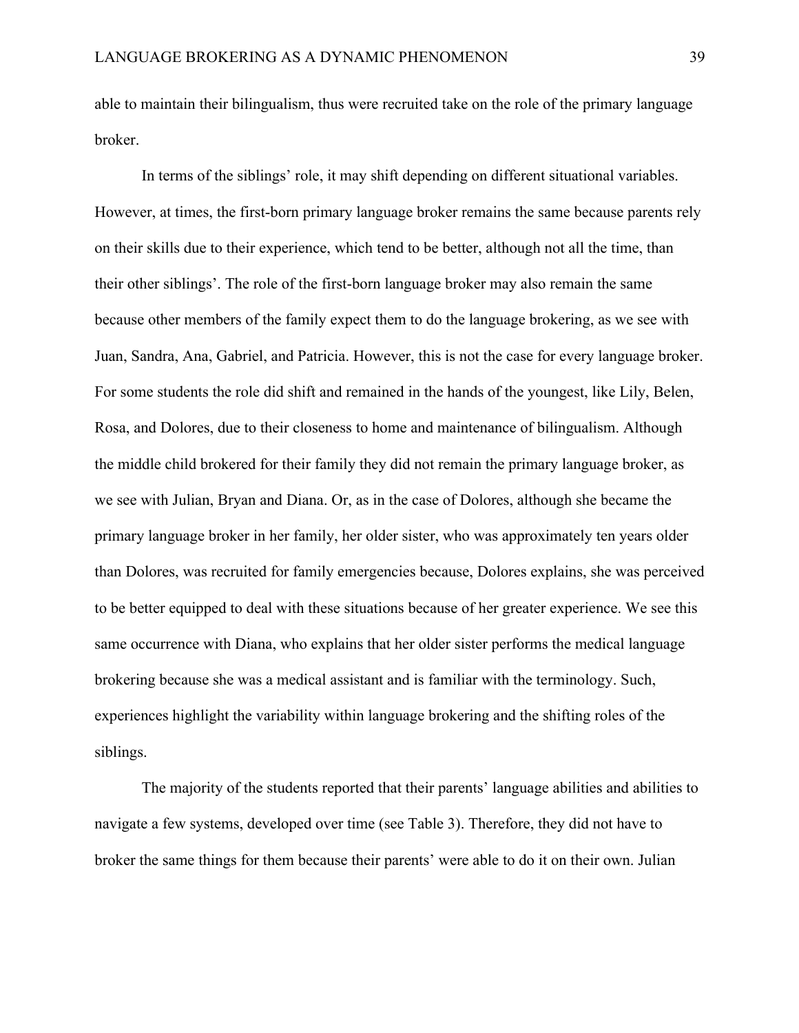able to maintain their bilingualism, thus were recruited take on the role of the primary language broker.

In terms of the siblings' role, it may shift depending on different situational variables. However, at times, the first-born primary language broker remains the same because parents rely on their skills due to their experience, which tend to be better, although not all the time, than their other siblings'. The role of the first-born language broker may also remain the same because other members of the family expect them to do the language brokering, as we see with Juan, Sandra, Ana, Gabriel, and Patricia. However, this is not the case for every language broker. For some students the role did shift and remained in the hands of the youngest, like Lily, Belen, Rosa, and Dolores, due to their closeness to home and maintenance of bilingualism. Although the middle child brokered for their family they did not remain the primary language broker, as we see with Julian, Bryan and Diana. Or, as in the case of Dolores, although she became the primary language broker in her family, her older sister, who was approximately ten years older than Dolores, was recruited for family emergencies because, Dolores explains, she was perceived to be better equipped to deal with these situations because of her greater experience. We see this same occurrence with Diana, who explains that her older sister performs the medical language brokering because she was a medical assistant and is familiar with the terminology. Such, experiences highlight the variability within language brokering and the shifting roles of the siblings.

The majority of the students reported that their parents' language abilities and abilities to navigate a few systems, developed over time (see Table 3). Therefore, they did not have to broker the same things for them because their parents' were able to do it on their own. Julian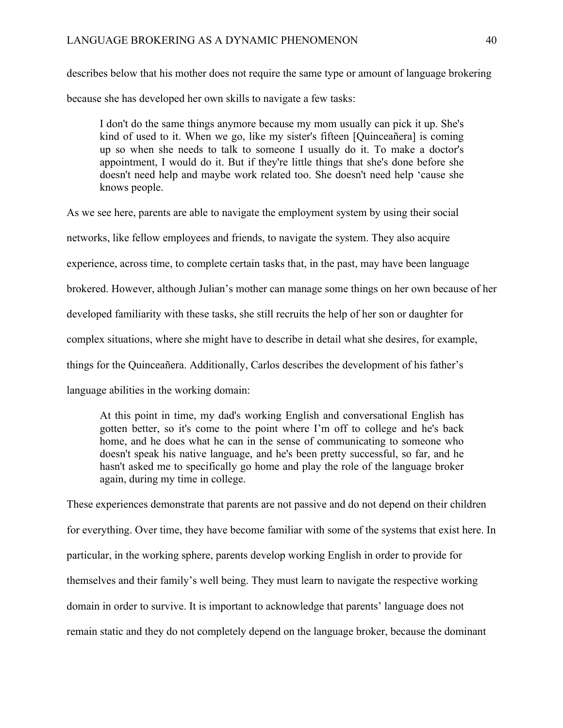describes below that his mother does not require the same type or amount of language brokering because she has developed her own skills to navigate a few tasks:

> I don't do the same things anymore because my mom usually can pick it up. She's kind of used to it. When we go, like my sister's fifteen [Quinceañera] is coming up so when she needs to talk to someone I usually do it. To make a doctor's appointment, I would do it. But if they're little things that she's done before she doesn't need help and maybe work related too. She doesn't need help 'cause she knows people.

As we see here, parents are able to navigate the employment system by using their social networks, like fellow employees and friends, to navigate the system. They also acquire experience, across time, to complete certain tasks that, in the past, may have been language brokered. However, although Julian's mother can manage some things on her own because of her developed familiarity with these tasks, she still recruits the help of her son or daughter for complex situations, where she might have to describe in detail what she desires, for example, things for the Quinceañera. Additionally, Carlos describes the development of his father's language abilities in the working domain:

> At this point in time, my dad's working English and conversational English has gotten better, so it's come to the point where I'm off to college and he's back home, and he does what he can in the sense of communicating to someone who doesn't speak his native language, and he's been pretty successful, so far, and he hasn't asked me to specifically go home and play the role of the language broker again, during my time in college.

These experiences demonstrate that parents are not passive and do not depend on their children for everything. Over time, they have become familiar with some of the systems that exist here. In particular, in the working sphere, parents develop working English in order to provide for themselves and their family's well being. They must learn to navigate the respective working domain in order to survive. It is important to acknowledge that parents' language does not remain static and they do not completely depend on the language broker, because the dominant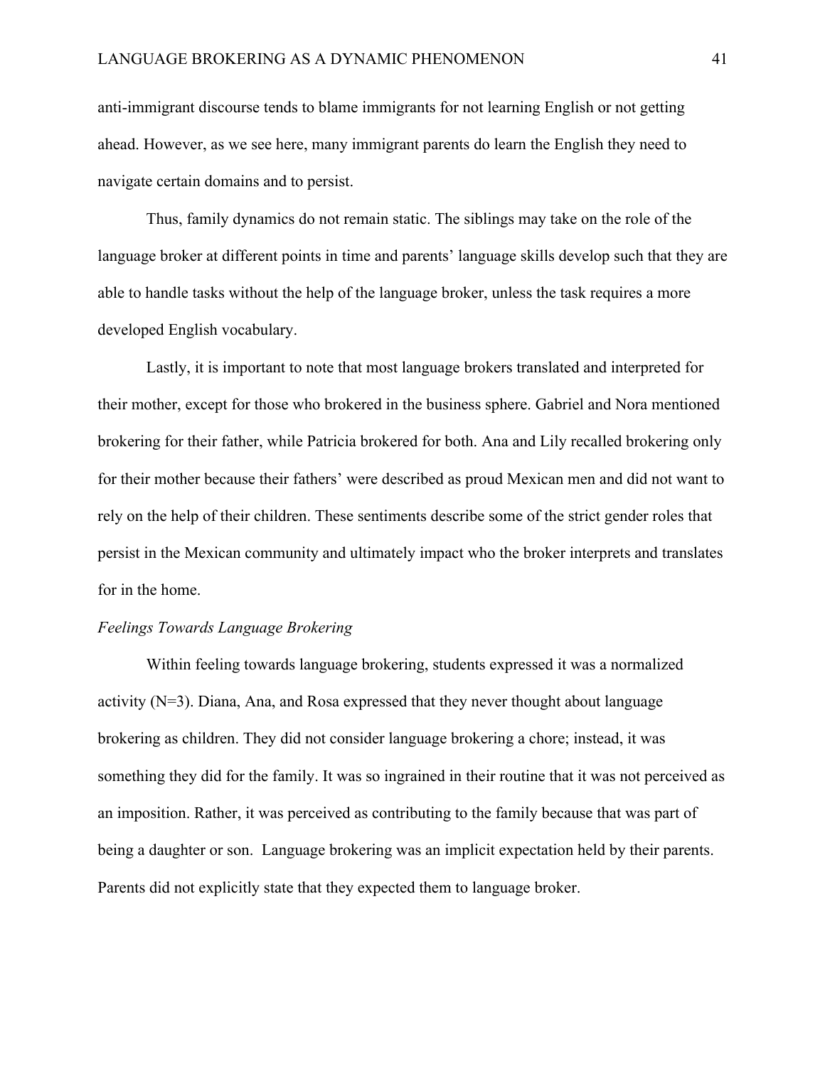anti-immigrant discourse tends to blame immigrants for not learning English or not getting ahead. However, as we see here, many immigrant parents do learn the English they need to navigate certain domains and to persist.

Thus, family dynamics do not remain static. The siblings may take on the role of the language broker at different points in time and parents' language skills develop such that they are able to handle tasks without the help of the language broker, unless the task requires a more developed English vocabulary.

Lastly, it is important to note that most language brokers translated and interpreted for their mother, except for those who brokered in the business sphere. Gabriel and Nora mentioned brokering for their father, while Patricia brokered for both. Ana and Lily recalled brokering only for their mother because their fathers' were described as proud Mexican men and did not want to rely on the help of their children. These sentiments describe some of the strict gender roles that persist in the Mexican community and ultimately impact who the broker interprets and translates for in the home.

*Feelings Towards Language Brokering*

Within feeling towards language brokering, students expressed it was a normalized activity (N=3). Diana, Ana, and Rosa expressed that they never thought about language brokering as children. They did not consider language brokering a chore; instead, it was something they did for the family. It was so ingrained in their routine that it was not perceived as an imposition. Rather, it was perceived as contributing to the family because that was part of being a daughter or son.  Language brokering was an implicit expectation held by their parents. Parents did not explicitly state that they expected them to language broker.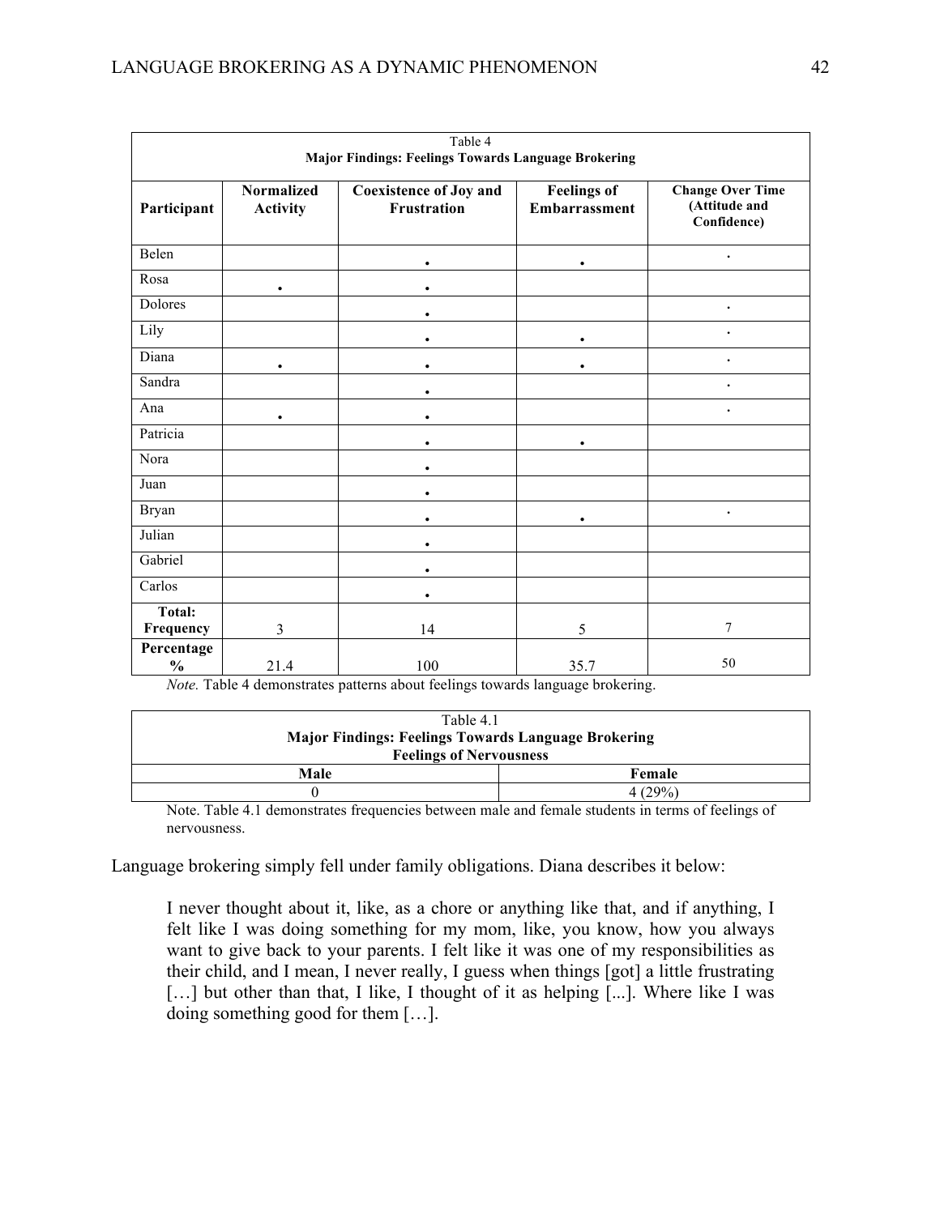Table 4
**Major Findings: Feelings Towards Language Brokering**

| Participant | Normalized Activity | Coexistence of Joy and Frustration | Feelings of Embarrassment | Change Over Time (Attitude and Confidence) |
|---|---|---|---|---|
| Belen | | • | • | • |
| Rosa | • | • | | |
| Dolores | | • | | • |
| Lily | | • | • | • |
| Diana | • | • | • | • |
| Sandra | | • | | • |
| Ana | • | • | | • |
| Patricia | | • | • | |
| Nora | | • | | |
| Juan | | • | | |
| Bryan | | • | • | • |
| Julian | | • | | |
| Gabriel | | • | | |
| Carlos | | • | | |
| **Total: Frequency** | 3 | 14 | 5 | 7 |
| **Percentage %** | 21.4 | 100 | 35.7 | 50 |

*Note.* Table 4 demonstrates patterns about feelings towards language brokering.

Table 4.1
**Major Findings: Feelings Towards Language Brokering**
**Feelings of Nervousness**

| Male | Female |
|---|---|
| 0 | 4 (29%) |

Note. Table 4.1 demonstrates frequencies between male and female students in terms of feelings of nervousness.

Language brokering simply fell under family obligations. Diana describes it below:

> I never thought about it, like, as a chore or anything like that, and if anything, I felt like I was doing something for my mom, like, you know, how you always want to give back to your parents. I felt like it was one of my responsibilities as their child, and I mean, I never really, I guess when things [got] a little frustrating […] but other than that, I like, I thought of it as helping [...]. Where like I was doing something good for them […].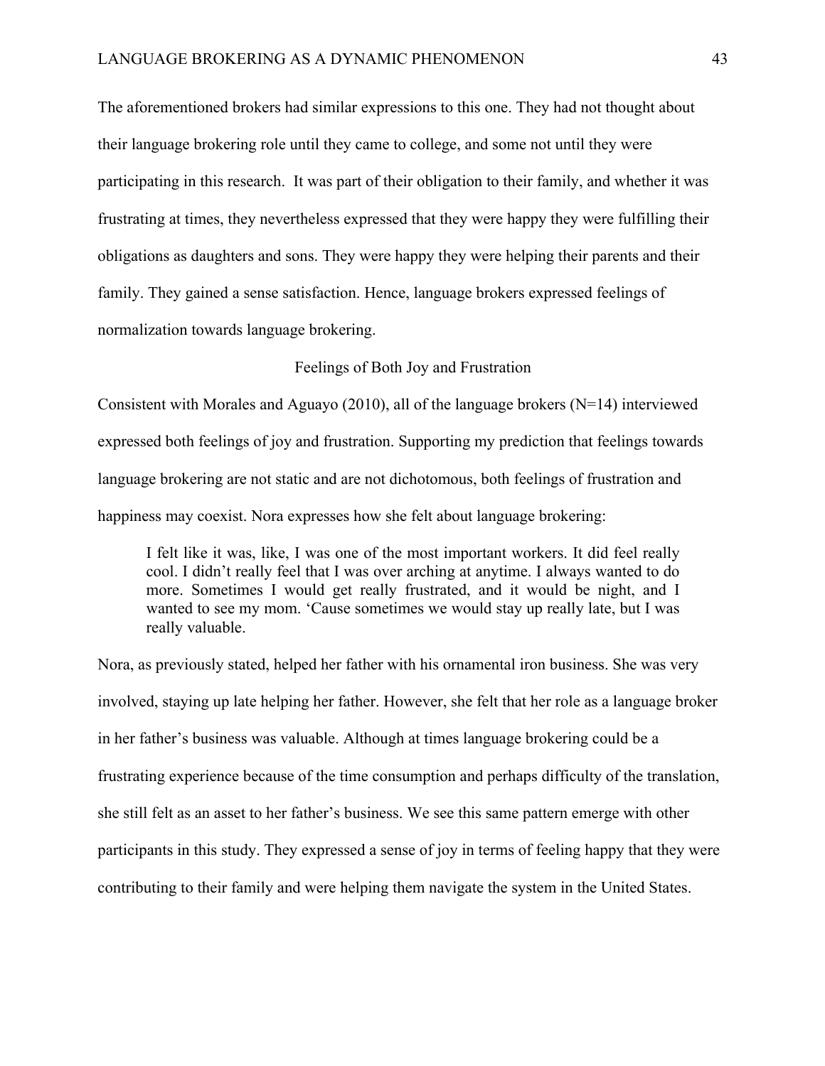The aforementioned brokers had similar expressions to this one. They had not thought about their language brokering role until they came to college, and some not until they were participating in this research. It was part of their obligation to their family, and whether it was frustrating at times, they nevertheless expressed that they were happy they were fulfilling their obligations as daughters and sons. They were happy they were helping their parents and their family. They gained a sense satisfaction. Hence, language brokers expressed feelings of normalization towards language brokering.

## Feelings of Both Joy and Frustration

Consistent with Morales and Aguayo (2010), all of the language brokers (N=14) interviewed expressed both feelings of joy and frustration. Supporting my prediction that feelings towards language brokering are not static and are not dichotomous, both feelings of frustration and happiness may coexist. Nora expresses how she felt about language brokering:

> I felt like it was, like, I was one of the most important workers. It did feel really cool. I didn't really feel that I was over arching at anytime. I always wanted to do more. Sometimes I would get really frustrated, and it would be night, and I wanted to see my mom. 'Cause sometimes we would stay up really late, but I was really valuable.

Nora, as previously stated, helped her father with his ornamental iron business. She was very involved, staying up late helping her father. However, she felt that her role as a language broker in her father's business was valuable. Although at times language brokering could be a frustrating experience because of the time consumption and perhaps difficulty of the translation, she still felt as an asset to her father's business. We see this same pattern emerge with other participants in this study. They expressed a sense of joy in terms of feeling happy that they were contributing to their family and were helping them navigate the system in the United States.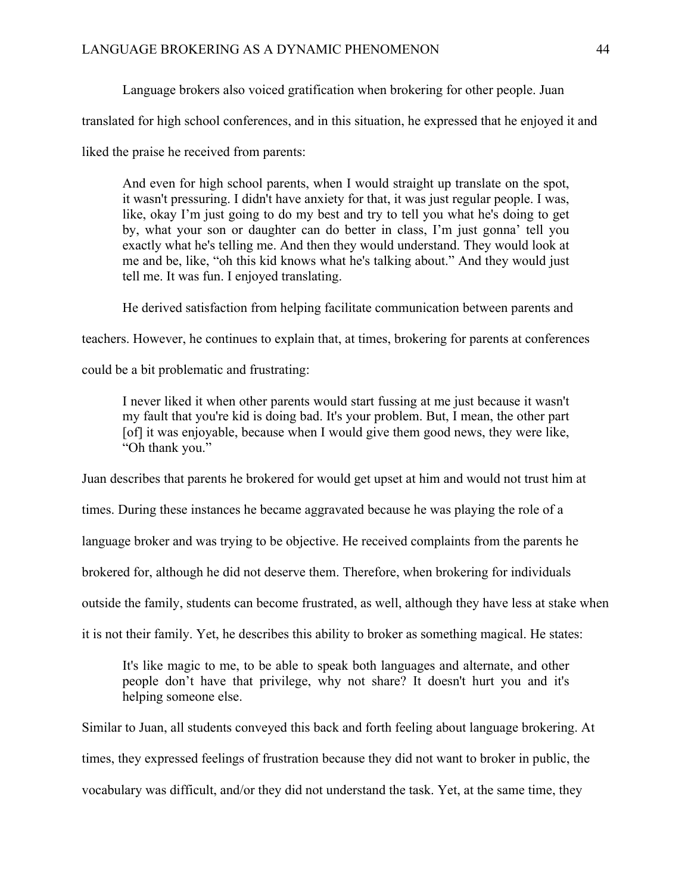Language brokers also voiced gratification when brokering for other people. Juan translated for high school conferences, and in this situation, he expressed that he enjoyed it and liked the praise he received from parents:

> And even for high school parents, when I would straight up translate on the spot, it wasn't pressuring. I didn't have anxiety for that, it was just regular people. I was, like, okay I'm just going to do my best and try to tell you what he's doing to get by, what your son or daughter can do better in class, I'm just gonna' tell you exactly what he's telling me. And then they would understand. They would look at me and be, like, "oh this kid knows what he's talking about." And they would just tell me. It was fun. I enjoyed translating.

He derived satisfaction from helping facilitate communication between parents and teachers. However, he continues to explain that, at times, brokering for parents at conferences could be a bit problematic and frustrating:

> I never liked it when other parents would start fussing at me just because it wasn't my fault that you're kid is doing bad. It's your problem. But, I mean, the other part [of] it was enjoyable, because when I would give them good news, they were like, "Oh thank you."

Juan describes that parents he brokered for would get upset at him and would not trust him at times. During these instances he became aggravated because he was playing the role of a language broker and was trying to be objective. He received complaints from the parents he brokered for, although he did not deserve them. Therefore, when brokering for individuals outside the family, students can become frustrated, as well, although they have less at stake when it is not their family. Yet, he describes this ability to broker as something magical. He states:

> It's like magic to me, to be able to speak both languages and alternate, and other people don't have that privilege, why not share? It doesn't hurt you and it's helping someone else.

Similar to Juan, all students conveyed this back and forth feeling about language brokering. At times, they expressed feelings of frustration because they did not want to broker in public, the vocabulary was difficult, and/or they did not understand the task. Yet, at the same time, they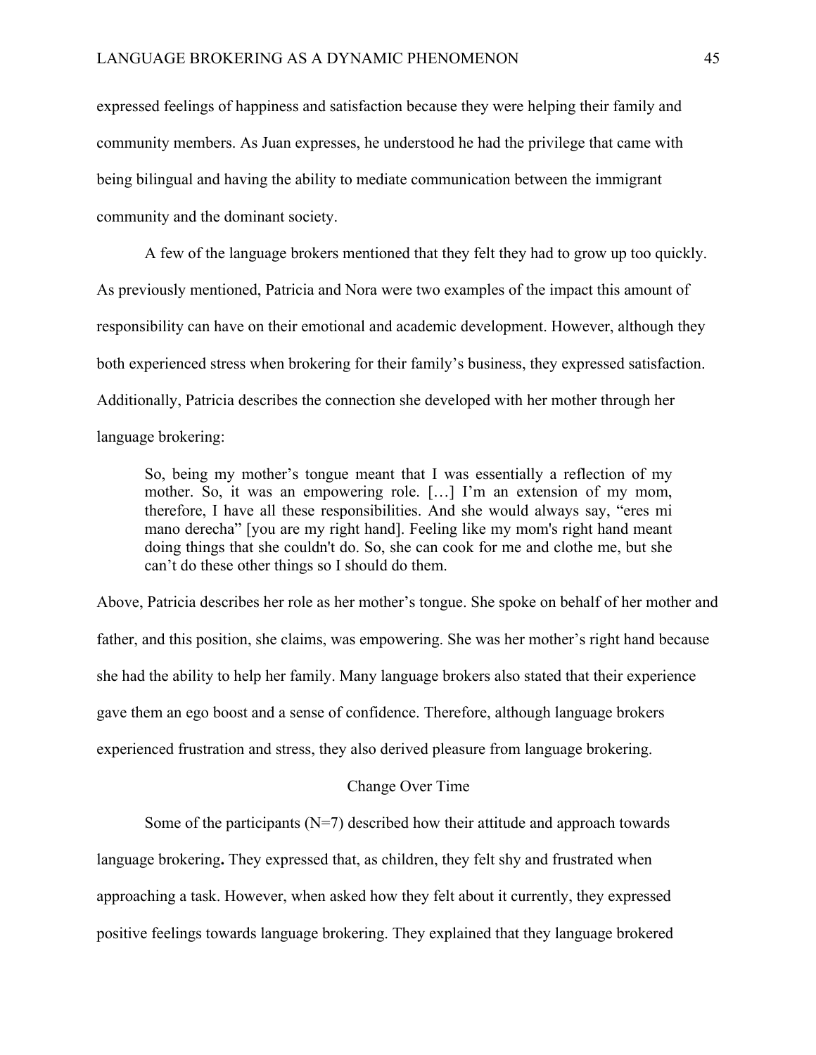expressed feelings of happiness and satisfaction because they were helping their family and community members. As Juan expresses, he understood he had the privilege that came with being bilingual and having the ability to mediate communication between the immigrant community and the dominant society.

A few of the language brokers mentioned that they felt they had to grow up too quickly. As previously mentioned, Patricia and Nora were two examples of the impact this amount of responsibility can have on their emotional and academic development. However, although they both experienced stress when brokering for their family's business, they expressed satisfaction. Additionally, Patricia describes the connection she developed with her mother through her language brokering:

> So, being my mother's tongue meant that I was essentially a reflection of my mother. So, it was an empowering role. […] I'm an extension of my mom, therefore, I have all these responsibilities. And she would always say, "eres mi mano derecha" [you are my right hand]. Feeling like my mom's right hand meant doing things that she couldn't do. So, she can cook for me and clothe me, but she can't do these other things so I should do them.

Above, Patricia describes her role as her mother's tongue. She spoke on behalf of her mother and father, and this position, she claims, was empowering. She was her mother's right hand because she had the ability to help her family. Many language brokers also stated that their experience gave them an ego boost and a sense of confidence. Therefore, although language brokers experienced frustration and stress, they also derived pleasure from language brokering.

## Change Over Time

Some of the participants (N=7) described how their attitude and approach towards language brokering**.** They expressed that, as children, they felt shy and frustrated when approaching a task. However, when asked how they felt about it currently, they expressed positive feelings towards language brokering. They explained that they language brokered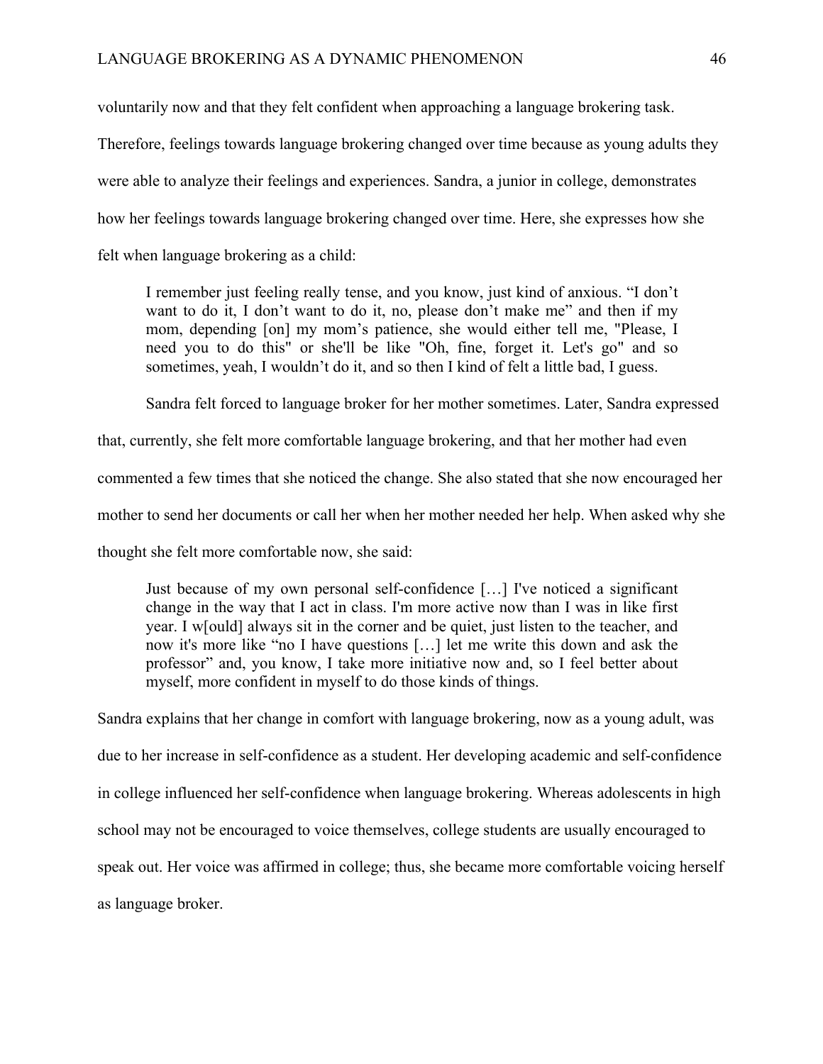voluntarily now and that they felt confident when approaching a language brokering task. Therefore, feelings towards language brokering changed over time because as young adults they were able to analyze their feelings and experiences. Sandra, a junior in college, demonstrates how her feelings towards language brokering changed over time. Here, she expresses how she felt when language brokering as a child:

> I remember just feeling really tense, and you know, just kind of anxious. "I don't want to do it, I don't want to do it, no, please don't make me" and then if my mom, depending [on] my mom's patience, she would either tell me, "Please, I need you to do this" or she'll be like "Oh, fine, forget it. Let's go" and so sometimes, yeah, I wouldn't do it, and so then I kind of felt a little bad, I guess.

Sandra felt forced to language broker for her mother sometimes. Later, Sandra expressed that, currently, she felt more comfortable language brokering, and that her mother had even commented a few times that she noticed the change. She also stated that she now encouraged her mother to send her documents or call her when her mother needed her help. When asked why she thought she felt more comfortable now, she said:

> Just because of my own personal self-confidence […] I've noticed a significant change in the way that I act in class. I'm more active now than I was in like first year. I w[ould] always sit in the corner and be quiet, just listen to the teacher, and now it's more like "no I have questions […] let me write this down and ask the professor" and, you know, I take more initiative now and, so I feel better about myself, more confident in myself to do those kinds of things.

Sandra explains that her change in comfort with language brokering, now as a young adult, was due to her increase in self-confidence as a student. Her developing academic and self-confidence in college influenced her self-confidence when language brokering. Whereas adolescents in high school may not be encouraged to voice themselves, college students are usually encouraged to speak out. Her voice was affirmed in college; thus, she became more comfortable voicing herself as language broker.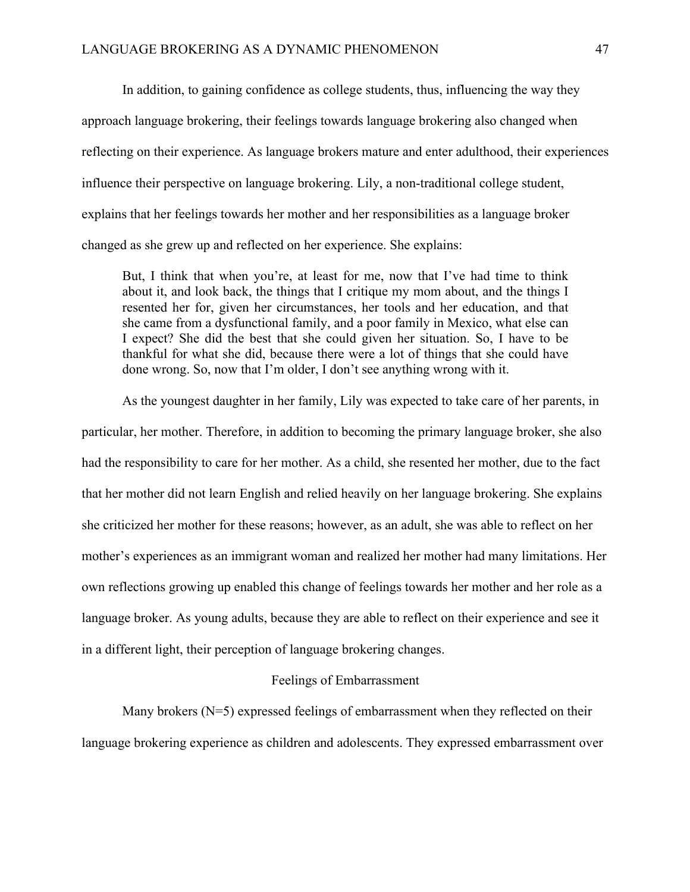In addition, to gaining confidence as college students, thus, influencing the way they approach language brokering, their feelings towards language brokering also changed when reflecting on their experience. As language brokers mature and enter adulthood, their experiences influence their perspective on language brokering. Lily, a non-traditional college student, explains that her feelings towards her mother and her responsibilities as a language broker changed as she grew up and reflected on her experience. She explains:

> But, I think that when you're, at least for me, now that I've had time to think about it, and look back, the things that I critique my mom about, and the things I resented her for, given her circumstances, her tools and her education, and that she came from a dysfunctional family, and a poor family in Mexico, what else can I expect? She did the best that she could given her situation. So, I have to be thankful for what she did, because there were a lot of things that she could have done wrong. So, now that I'm older, I don't see anything wrong with it.

As the youngest daughter in her family, Lily was expected to take care of her parents, in particular, her mother. Therefore, in addition to becoming the primary language broker, she also had the responsibility to care for her mother. As a child, she resented her mother, due to the fact that her mother did not learn English and relied heavily on her language brokering. She explains she criticized her mother for these reasons; however, as an adult, she was able to reflect on her mother's experiences as an immigrant woman and realized her mother had many limitations. Her own reflections growing up enabled this change of feelings towards her mother and her role as a language broker. As young adults, because they are able to reflect on their experience and see it in a different light, their perception of language brokering changes.

## Feelings of Embarrassment

Many brokers (N=5) expressed feelings of embarrassment when they reflected on their language brokering experience as children and adolescents. They expressed embarrassment over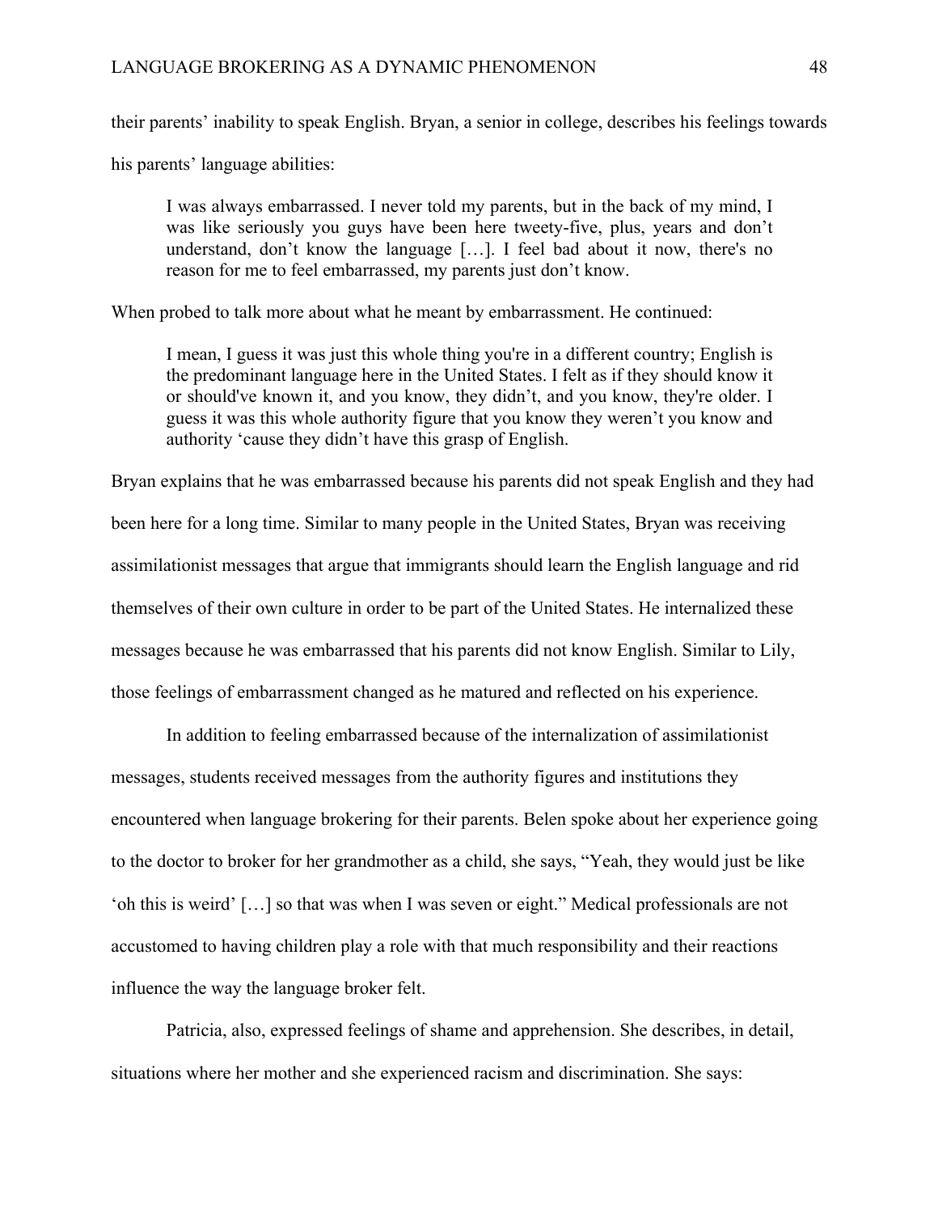their parents' inability to speak English. Bryan, a senior in college, describes his feelings towards his parents' language abilities:

> I was always embarrassed. I never told my parents, but in the back of my mind, I was like seriously you guys have been here tweety-five, plus, years and don't understand, don't know the language […]. I feel bad about it now, there's no reason for me to feel embarrassed, my parents just don't know.

When probed to talk more about what he meant by embarrassment. He continued:

> I mean, I guess it was just this whole thing you're in a different country; English is the predominant language here in the United States. I felt as if they should know it or should've known it, and you know, they didn't, and you know, they're older. I guess it was this whole authority figure that you know they weren't you know and authority 'cause they didn't have this grasp of English.

Bryan explains that he was embarrassed because his parents did not speak English and they had been here for a long time. Similar to many people in the United States, Bryan was receiving assimilationist messages that argue that immigrants should learn the English language and rid themselves of their own culture in order to be part of the United States. He internalized these messages because he was embarrassed that his parents did not know English. Similar to Lily, those feelings of embarrassment changed as he matured and reflected on his experience.

In addition to feeling embarrassed because of the internalization of assimilationist messages, students received messages from the authority figures and institutions they encountered when language brokering for their parents. Belen spoke about her experience going to the doctor to broker for her grandmother as a child, she says, "Yeah, they would just be like 'oh this is weird' […] so that was when I was seven or eight." Medical professionals are not accustomed to having children play a role with that much responsibility and their reactions influence the way the language broker felt.

Patricia, also, expressed feelings of shame and apprehension. She describes, in detail, situations where her mother and she experienced racism and discrimination. She says: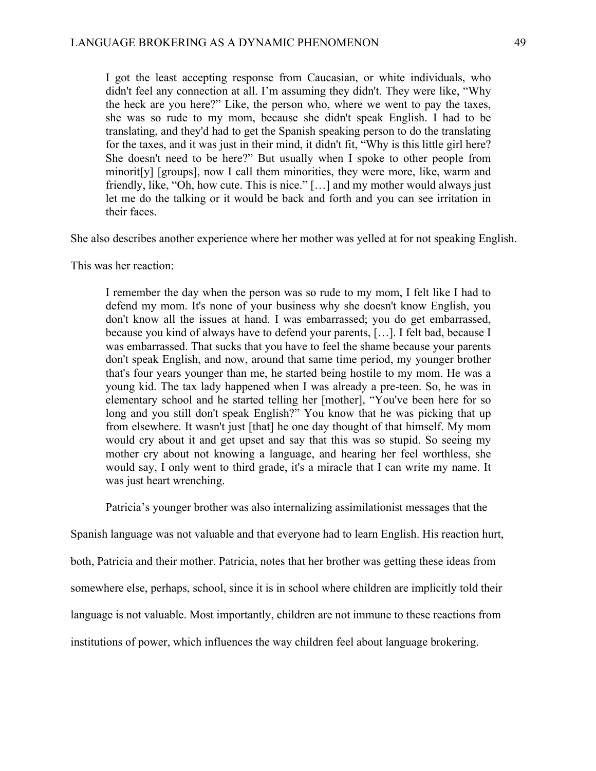> I got the least accepting response from Caucasian, or white individuals, who didn't feel any connection at all. I'm assuming they didn't. They were like, "Why the heck are you here?" Like, the person who, where we went to pay the taxes, she was so rude to my mom, because she didn't speak English. I had to be translating, and they'd had to get the Spanish speaking person to do the translating for the taxes, and it was just in their mind, it didn't fit, "Why is this little girl here? She doesn't need to be here?" But usually when I spoke to other people from minorit[y] [groups], now I call them minorities, they were more, like, warm and friendly, like, "Oh, how cute. This is nice." […] and my mother would always just let me do the talking or it would be back and forth and you can see irritation in their faces.

She also describes another experience where her mother was yelled at for not speaking English. This was her reaction:

> I remember the day when the person was so rude to my mom, I felt like I had to defend my mom. It's none of your business why she doesn't know English, you don't know all the issues at hand. I was embarrassed; you do get embarrassed, because you kind of always have to defend your parents, […]. I felt bad, because I was embarrassed. That sucks that you have to feel the shame because your parents don't speak English, and now, around that same time period, my younger brother that's four years younger than me, he started being hostile to my mom. He was a young kid. The tax lady happened when I was already a pre-teen. So, he was in elementary school and he started telling her [mother], "You've been here for so long and you still don't speak English?" You know that he was picking that up from elsewhere. It wasn't just [that] he one day thought of that himself. My mom would cry about it and get upset and say that this was so stupid. So seeing my mother cry about not knowing a language, and hearing her feel worthless, she would say, I only went to third grade, it's a miracle that I can write my name. It was just heart wrenching.

Patricia's younger brother was also internalizing assimilationist messages that the Spanish language was not valuable and that everyone had to learn English. His reaction hurt, both, Patricia and their mother. Patricia, notes that her brother was getting these ideas from somewhere else, perhaps, school, since it is in school where children are implicitly told their language is not valuable. Most importantly, children are not immune to these reactions from institutions of power, which influences the way children feel about language brokering.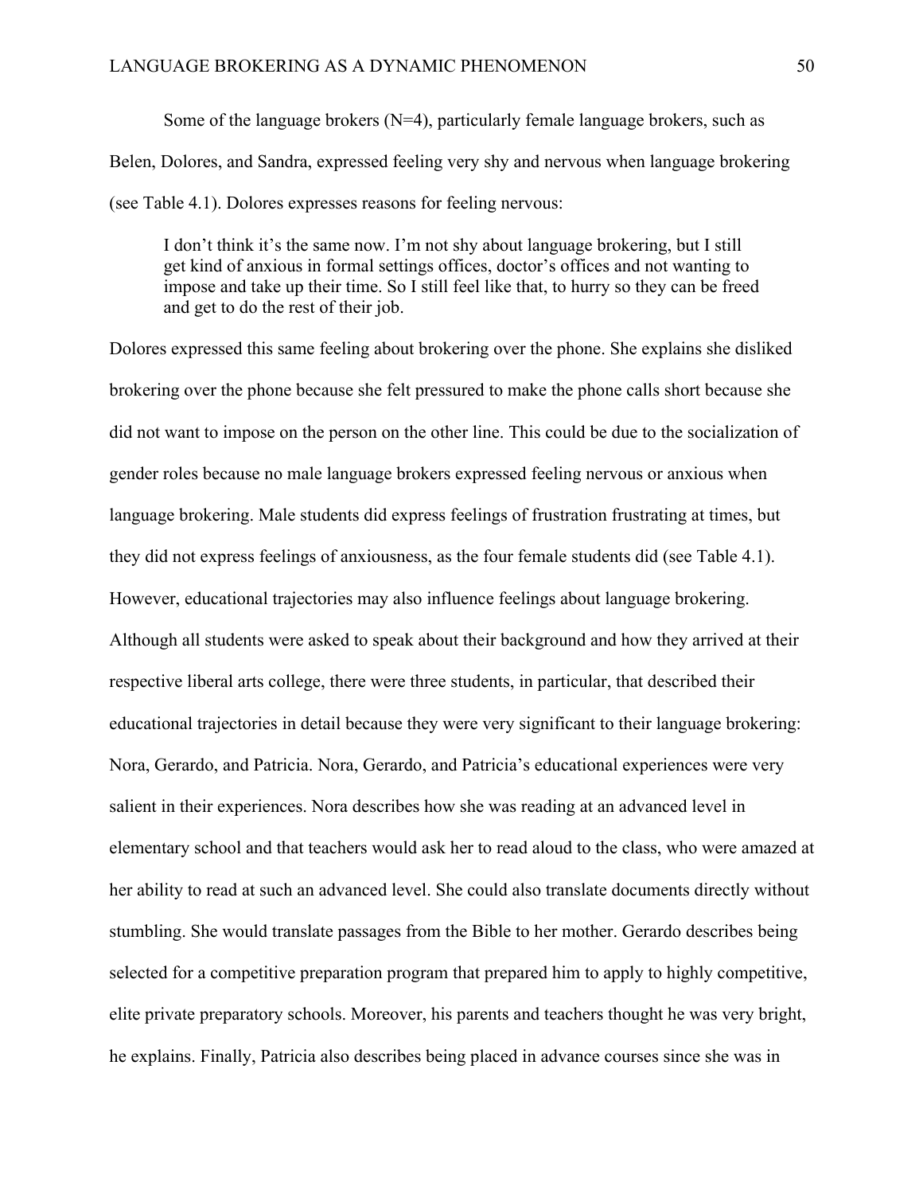Some of the language brokers (N=4), particularly female language brokers, such as Belen, Dolores, and Sandra, expressed feeling very shy and nervous when language brokering (see Table 4.1). Dolores expresses reasons for feeling nervous:

> I don't think it's the same now. I'm not shy about language brokering, but I still get kind of anxious in formal settings offices, doctor's offices and not wanting to impose and take up their time. So I still feel like that, to hurry so they can be freed and get to do the rest of their job.

Dolores expressed this same feeling about brokering over the phone. She explains she disliked brokering over the phone because she felt pressured to make the phone calls short because she did not want to impose on the person on the other line. This could be due to the socialization of gender roles because no male language brokers expressed feeling nervous or anxious when language brokering. Male students did express feelings of frustration frustrating at times, but they did not express feelings of anxiousness, as the four female students did (see Table 4.1). However, educational trajectories may also influence feelings about language brokering. Although all students were asked to speak about their background and how they arrived at their respective liberal arts college, there were three students, in particular, that described their educational trajectories in detail because they were very significant to their language brokering: Nora, Gerardo, and Patricia. Nora, Gerardo, and Patricia's educational experiences were very salient in their experiences. Nora describes how she was reading at an advanced level in elementary school and that teachers would ask her to read aloud to the class, who were amazed at her ability to read at such an advanced level. She could also translate documents directly without stumbling. She would translate passages from the Bible to her mother. Gerardo describes being selected for a competitive preparation program that prepared him to apply to highly competitive, elite private preparatory schools. Moreover, his parents and teachers thought he was very bright, he explains. Finally, Patricia also describes being placed in advance courses since she was in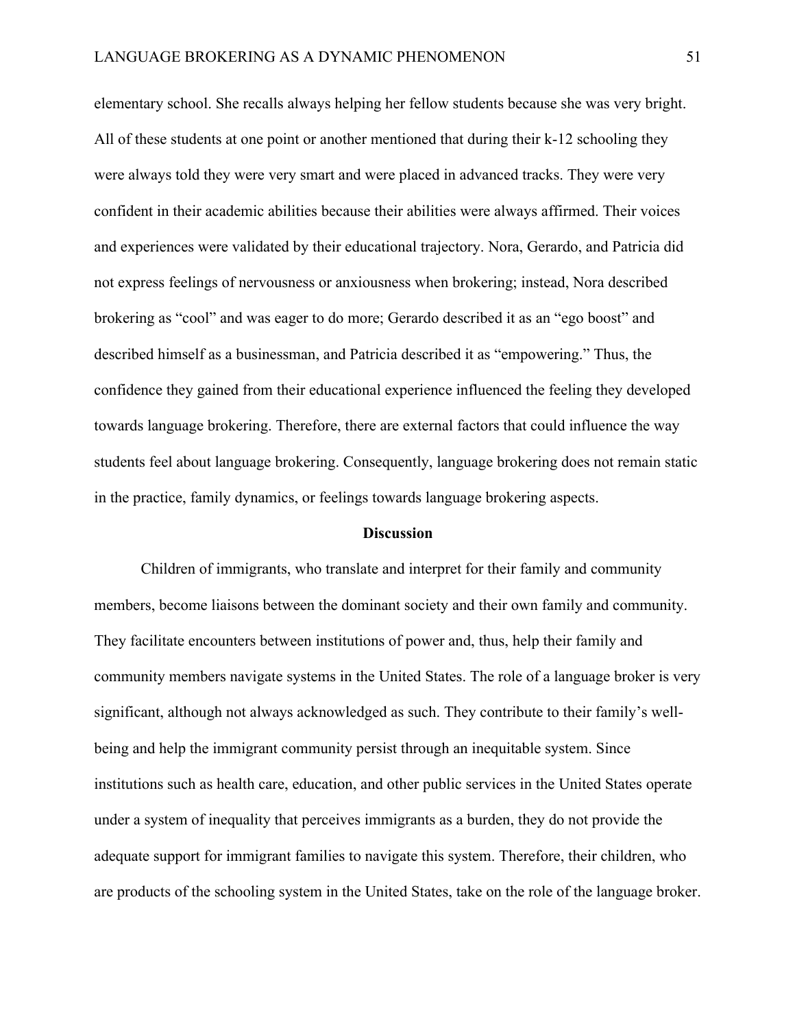elementary school. She recalls always helping her fellow students because she was very bright. All of these students at one point or another mentioned that during their k-12 schooling they were always told they were very smart and were placed in advanced tracks. They were very confident in their academic abilities because their abilities were always affirmed. Their voices and experiences were validated by their educational trajectory. Nora, Gerardo, and Patricia did not express feelings of nervousness or anxiousness when brokering; instead, Nora described brokering as "cool" and was eager to do more; Gerardo described it as an "ego boost" and described himself as a businessman, and Patricia described it as "empowering." Thus, the confidence they gained from their educational experience influenced the feeling they developed towards language brokering. Therefore, there are external factors that could influence the way students feel about language brokering. Consequently, language brokering does not remain static in the practice, family dynamics, or feelings towards language brokering aspects.

## Discussion

Children of immigrants, who translate and interpret for their family and community members, become liaisons between the dominant society and their own family and community. They facilitate encounters between institutions of power and, thus, help their family and community members navigate systems in the United States. The role of a language broker is very significant, although not always acknowledged as such. They contribute to their family's well-being and help the immigrant community persist through an inequitable system. Since institutions such as health care, education, and other public services in the United States operate under a system of inequality that perceives immigrants as a burden, they do not provide the adequate support for immigrant families to navigate this system. Therefore, their children, who are products of the schooling system in the United States, take on the role of the language broker.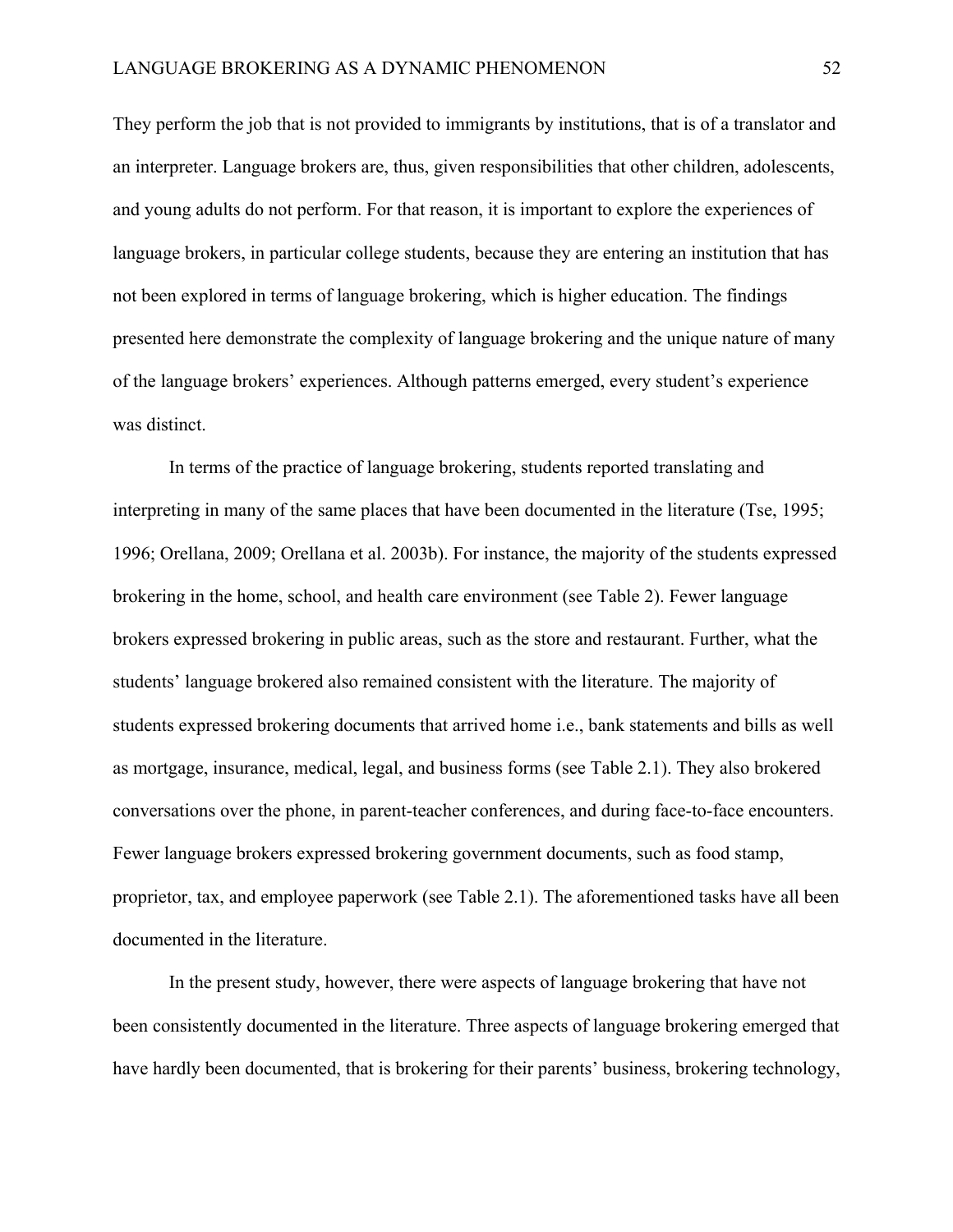They perform the job that is not provided to immigrants by institutions, that is of a translator and an interpreter. Language brokers are, thus, given responsibilities that other children, adolescents, and young adults do not perform. For that reason, it is important to explore the experiences of language brokers, in particular college students, because they are entering an institution that has not been explored in terms of language brokering, which is higher education. The findings presented here demonstrate the complexity of language brokering and the unique nature of many of the language brokers' experiences. Although patterns emerged, every student's experience was distinct.

In terms of the practice of language brokering, students reported translating and interpreting in many of the same places that have been documented in the literature (Tse, 1995; 1996; Orellana, 2009; Orellana et al. 2003b). For instance, the majority of the students expressed brokering in the home, school, and health care environment (see Table 2). Fewer language brokers expressed brokering in public areas, such as the store and restaurant. Further, what the students' language brokered also remained consistent with the literature. The majority of students expressed brokering documents that arrived home i.e., bank statements and bills as well as mortgage, insurance, medical, legal, and business forms (see Table 2.1). They also brokered conversations over the phone, in parent-teacher conferences, and during face-to-face encounters. Fewer language brokers expressed brokering government documents, such as food stamp, proprietor, tax, and employee paperwork (see Table 2.1). The aforementioned tasks have all been documented in the literature.

In the present study, however, there were aspects of language brokering that have not been consistently documented in the literature. Three aspects of language brokering emerged that have hardly been documented, that is brokering for their parents' business, brokering technology,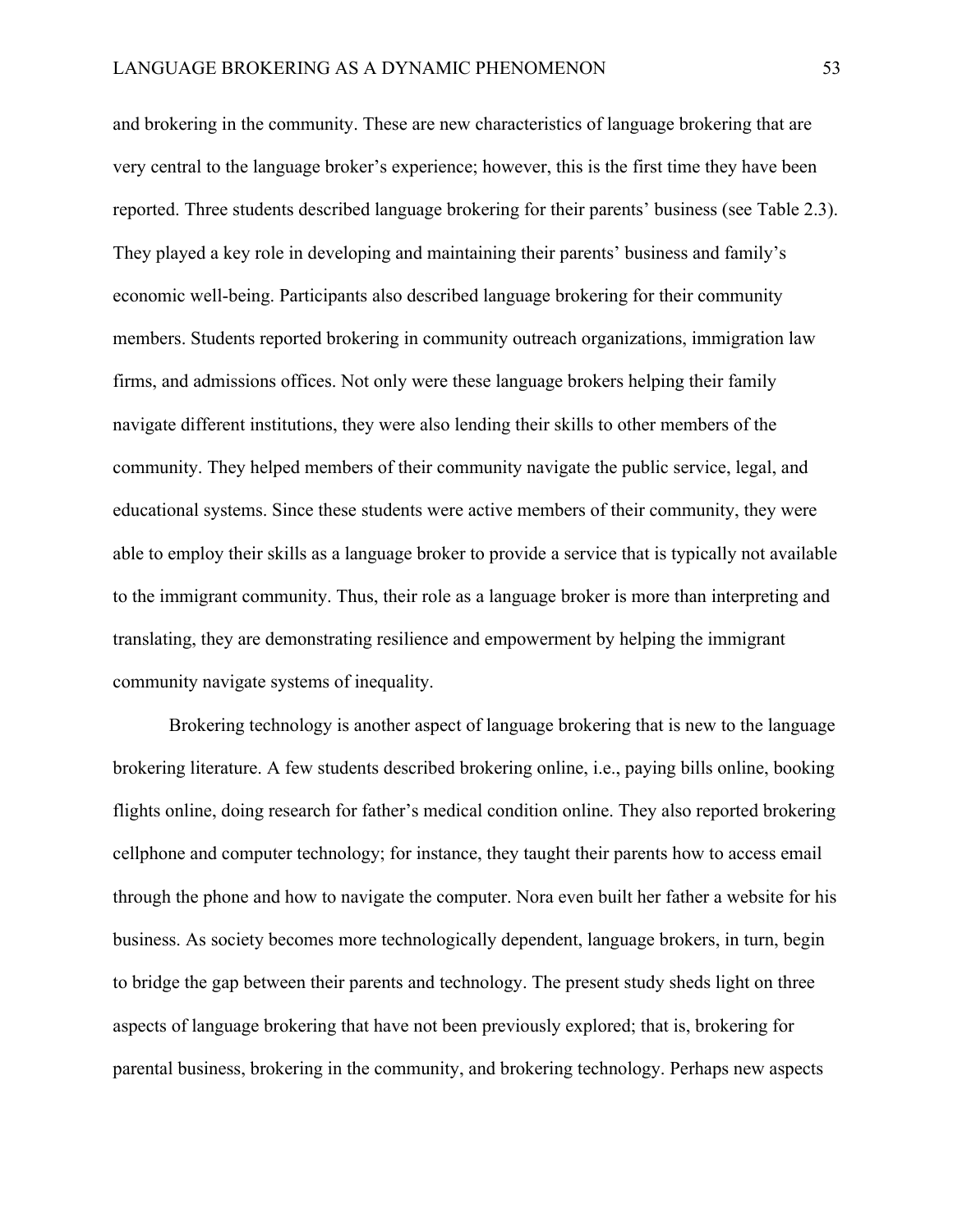and brokering in the community. These are new characteristics of language brokering that are very central to the language broker's experience; however, this is the first time they have been reported. Three students described language brokering for their parents' business (see Table 2.3). They played a key role in developing and maintaining their parents' business and family's economic well-being. Participants also described language brokering for their community members. Students reported brokering in community outreach organizations, immigration law firms, and admissions offices. Not only were these language brokers helping their family navigate different institutions, they were also lending their skills to other members of the community. They helped members of their community navigate the public service, legal, and educational systems. Since these students were active members of their community, they were able to employ their skills as a language broker to provide a service that is typically not available to the immigrant community. Thus, their role as a language broker is more than interpreting and translating, they are demonstrating resilience and empowerment by helping the immigrant community navigate systems of inequality.

Brokering technology is another aspect of language brokering that is new to the language brokering literature. A few students described brokering online, i.e., paying bills online, booking flights online, doing research for father's medical condition online. They also reported brokering cellphone and computer technology; for instance, they taught their parents how to access email through the phone and how to navigate the computer. Nora even built her father a website for his business. As society becomes more technologically dependent, language brokers, in turn, begin to bridge the gap between their parents and technology. The present study sheds light on three aspects of language brokering that have not been previously explored; that is, brokering for parental business, brokering in the community, and brokering technology. Perhaps new aspects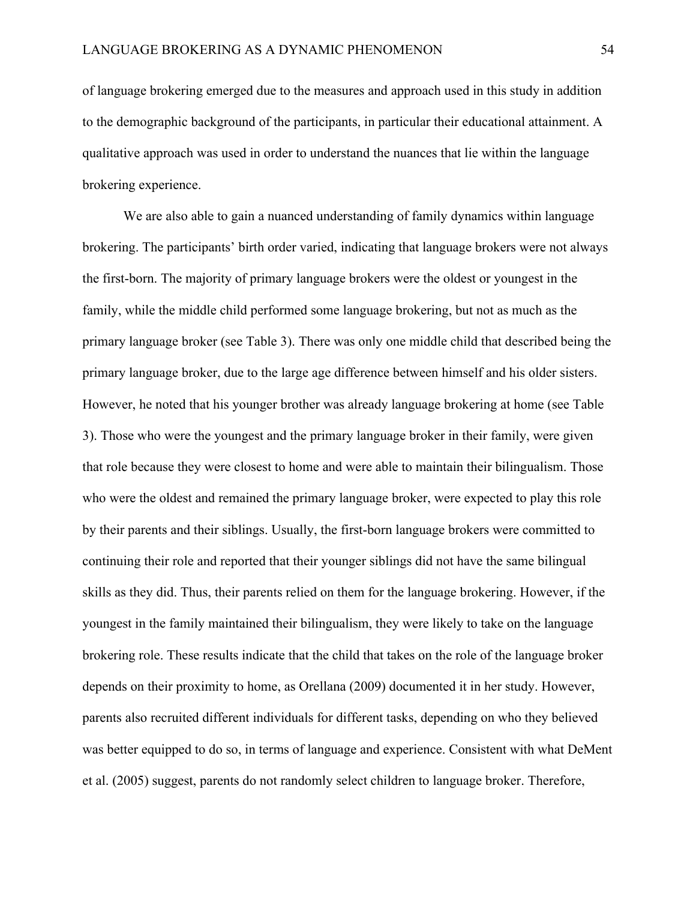of language brokering emerged due to the measures and approach used in this study in addition to the demographic background of the participants, in particular their educational attainment. A qualitative approach was used in order to understand the nuances that lie within the language brokering experience.

We are also able to gain a nuanced understanding of family dynamics within language brokering. The participants' birth order varied, indicating that language brokers were not always the first-born. The majority of primary language brokers were the oldest or youngest in the family, while the middle child performed some language brokering, but not as much as the primary language broker (see Table 3). There was only one middle child that described being the primary language broker, due to the large age difference between himself and his older sisters. However, he noted that his younger brother was already language brokering at home (see Table 3). Those who were the youngest and the primary language broker in their family, were given that role because they were closest to home and were able to maintain their bilingualism. Those who were the oldest and remained the primary language broker, were expected to play this role by their parents and their siblings. Usually, the first-born language brokers were committed to continuing their role and reported that their younger siblings did not have the same bilingual skills as they did. Thus, their parents relied on them for the language brokering. However, if the youngest in the family maintained their bilingualism, they were likely to take on the language brokering role. These results indicate that the child that takes on the role of the language broker depends on their proximity to home, as Orellana (2009) documented it in her study. However, parents also recruited different individuals for different tasks, depending on who they believed was better equipped to do so, in terms of language and experience. Consistent with what DeMent et al. (2005) suggest, parents do not randomly select children to language broker. Therefore,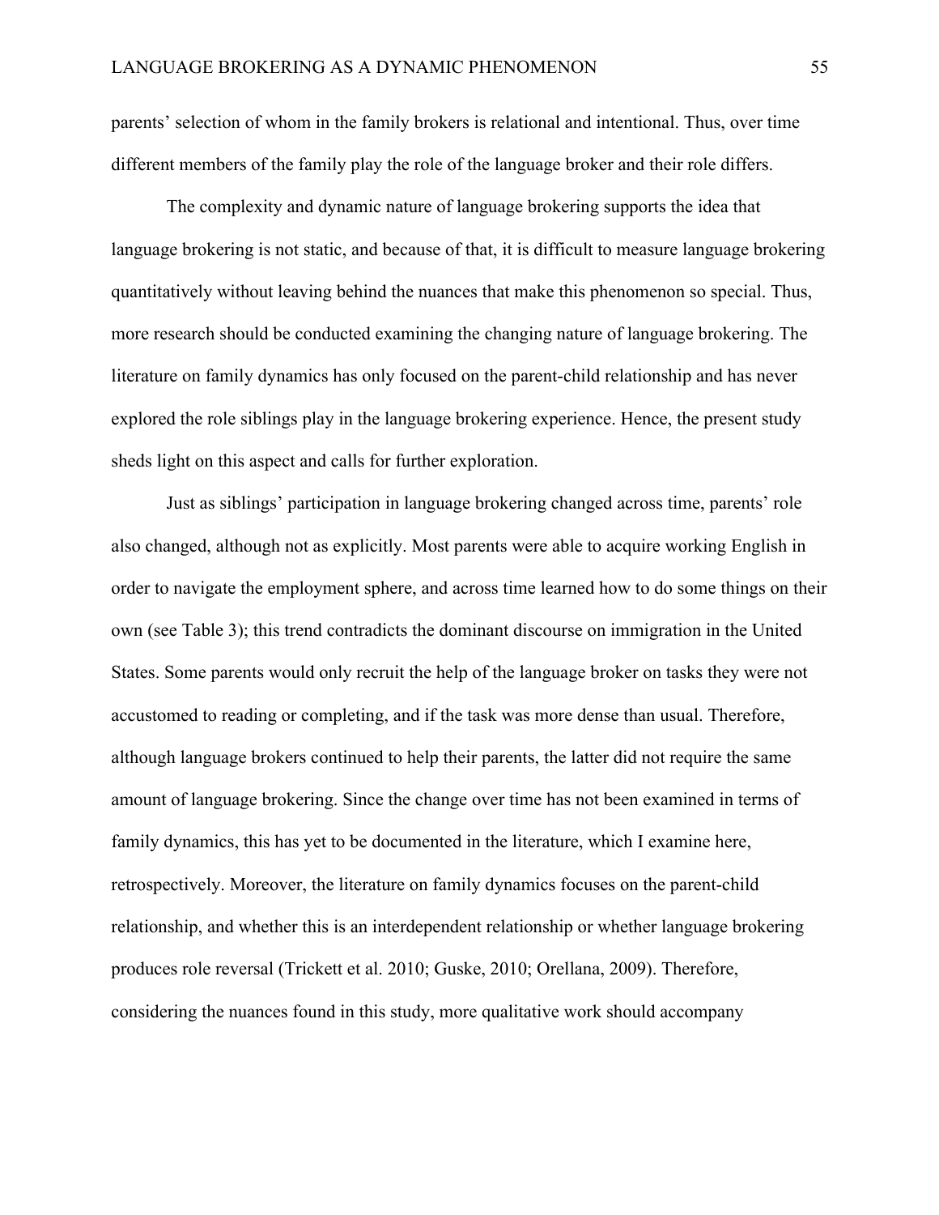parents' selection of whom in the family brokers is relational and intentional. Thus, over time different members of the family play the role of the language broker and their role differs.

The complexity and dynamic nature of language brokering supports the idea that language brokering is not static, and because of that, it is difficult to measure language brokering quantitatively without leaving behind the nuances that make this phenomenon so special. Thus, more research should be conducted examining the changing nature of language brokering. The literature on family dynamics has only focused on the parent-child relationship and has never explored the role siblings play in the language brokering experience. Hence, the present study sheds light on this aspect and calls for further exploration.

Just as siblings' participation in language brokering changed across time, parents' role also changed, although not as explicitly. Most parents were able to acquire working English in order to navigate the employment sphere, and across time learned how to do some things on their own (see Table 3); this trend contradicts the dominant discourse on immigration in the United States. Some parents would only recruit the help of the language broker on tasks they were not accustomed to reading or completing, and if the task was more dense than usual. Therefore, although language brokers continued to help their parents, the latter did not require the same amount of language brokering. Since the change over time has not been examined in terms of family dynamics, this has yet to be documented in the literature, which I examine here, retrospectively. Moreover, the literature on family dynamics focuses on the parent-child relationship, and whether this is an interdependent relationship or whether language brokering produces role reversal (Trickett et al. 2010; Guske, 2010; Orellana, 2009). Therefore, considering the nuances found in this study, more qualitative work should accompany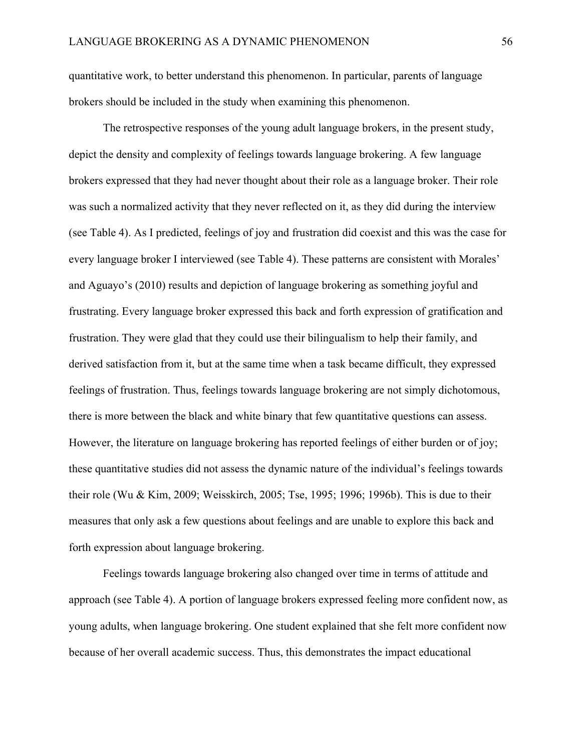quantitative work, to better understand this phenomenon. In particular, parents of language brokers should be included in the study when examining this phenomenon.

The retrospective responses of the young adult language brokers, in the present study, depict the density and complexity of feelings towards language brokering. A few language brokers expressed that they had never thought about their role as a language broker. Their role was such a normalized activity that they never reflected on it, as they did during the interview (see Table 4). As I predicted, feelings of joy and frustration did coexist and this was the case for every language broker I interviewed (see Table 4). These patterns are consistent with Morales' and Aguayo's (2010) results and depiction of language brokering as something joyful and frustrating. Every language broker expressed this back and forth expression of gratification and frustration. They were glad that they could use their bilingualism to help their family, and derived satisfaction from it, but at the same time when a task became difficult, they expressed feelings of frustration. Thus, feelings towards language brokering are not simply dichotomous, there is more between the black and white binary that few quantitative questions can assess. However, the literature on language brokering has reported feelings of either burden or of joy; these quantitative studies did not assess the dynamic nature of the individual's feelings towards their role (Wu & Kim, 2009; Weisskirch, 2005; Tse, 1995; 1996; 1996b). This is due to their measures that only ask a few questions about feelings and are unable to explore this back and forth expression about language brokering.

Feelings towards language brokering also changed over time in terms of attitude and approach (see Table 4). A portion of language brokers expressed feeling more confident now, as young adults, when language brokering. One student explained that she felt more confident now because of her overall academic success. Thus, this demonstrates the impact educational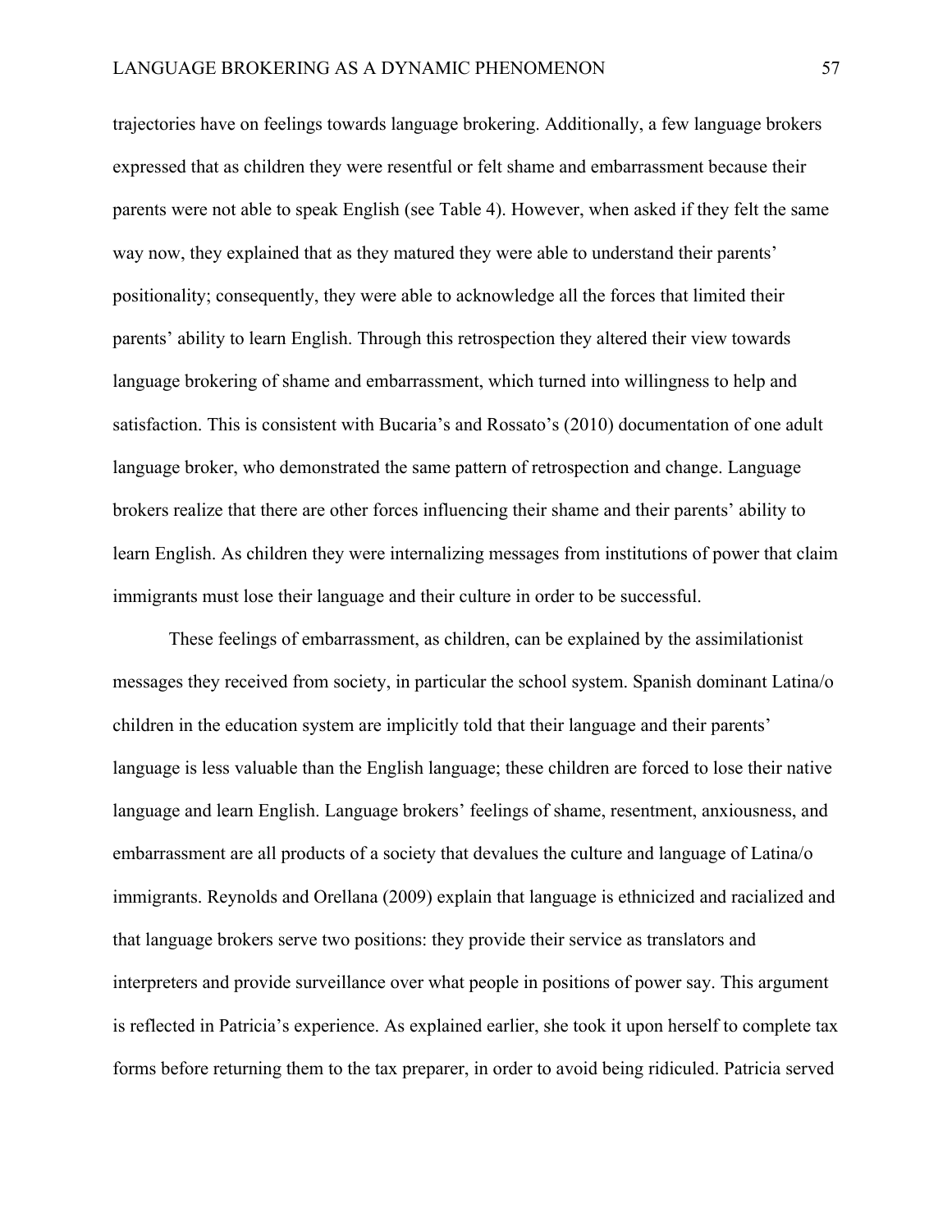trajectories have on feelings towards language brokering. Additionally, a few language brokers expressed that as children they were resentful or felt shame and embarrassment because their parents were not able to speak English (see Table 4). However, when asked if they felt the same way now, they explained that as they matured they were able to understand their parents' positionality; consequently, they were able to acknowledge all the forces that limited their parents' ability to learn English. Through this retrospection they altered their view towards language brokering of shame and embarrassment, which turned into willingness to help and satisfaction. This is consistent with Bucaria's and Rossato's (2010) documentation of one adult language broker, who demonstrated the same pattern of retrospection and change. Language brokers realize that there are other forces influencing their shame and their parents' ability to learn English. As children they were internalizing messages from institutions of power that claim immigrants must lose their language and their culture in order to be successful.

These feelings of embarrassment, as children, can be explained by the assimilationist messages they received from society, in particular the school system. Spanish dominant Latina/o children in the education system are implicitly told that their language and their parents' language is less valuable than the English language; these children are forced to lose their native language and learn English. Language brokers' feelings of shame, resentment, anxiousness, and embarrassment are all products of a society that devalues the culture and language of Latina/o immigrants. Reynolds and Orellana (2009) explain that language is ethnicized and racialized and that language brokers serve two positions: they provide their service as translators and interpreters and provide surveillance over what people in positions of power say. This argument is reflected in Patricia's experience. As explained earlier, she took it upon herself to complete tax forms before returning them to the tax preparer, in order to avoid being ridiculed. Patricia served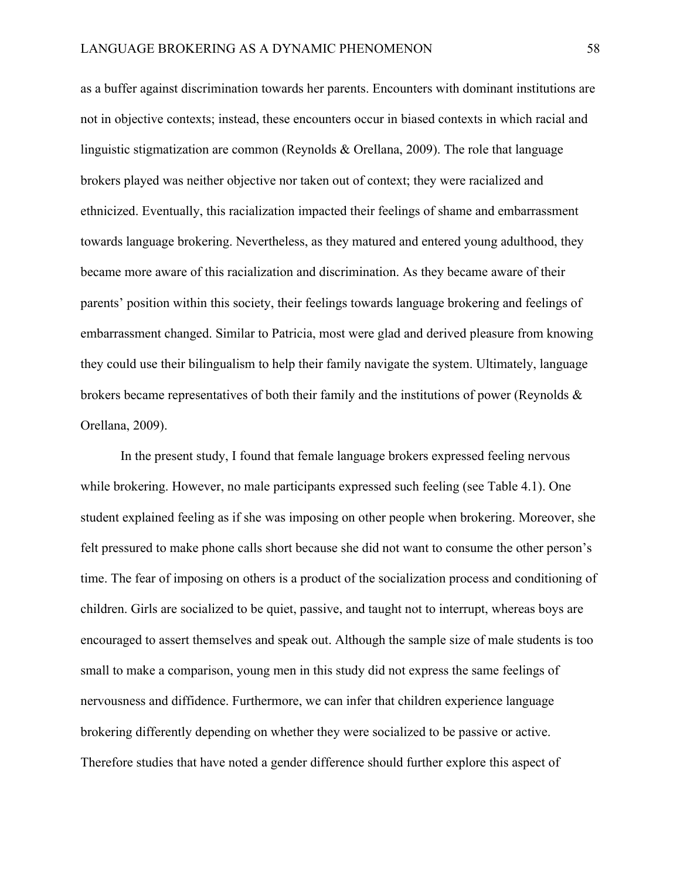as a buffer against discrimination towards her parents. Encounters with dominant institutions are not in objective contexts; instead, these encounters occur in biased contexts in which racial and linguistic stigmatization are common (Reynolds & Orellana, 2009). The role that language brokers played was neither objective nor taken out of context; they were racialized and ethnicized. Eventually, this racialization impacted their feelings of shame and embarrassment towards language brokering. Nevertheless, as they matured and entered young adulthood, they became more aware of this racialization and discrimination. As they became aware of their parents' position within this society, their feelings towards language brokering and feelings of embarrassment changed. Similar to Patricia, most were glad and derived pleasure from knowing they could use their bilingualism to help their family navigate the system. Ultimately, language brokers became representatives of both their family and the institutions of power (Reynolds & Orellana, 2009).

In the present study, I found that female language brokers expressed feeling nervous while brokering. However, no male participants expressed such feeling (see Table 4.1). One student explained feeling as if she was imposing on other people when brokering. Moreover, she felt pressured to make phone calls short because she did not want to consume the other person's time. The fear of imposing on others is a product of the socialization process and conditioning of children. Girls are socialized to be quiet, passive, and taught not to interrupt, whereas boys are encouraged to assert themselves and speak out. Although the sample size of male students is too small to make a comparison, young men in this study did not express the same feelings of nervousness and diffidence. Furthermore, we can infer that children experience language brokering differently depending on whether they were socialized to be passive or active. Therefore studies that have noted a gender difference should further explore this aspect of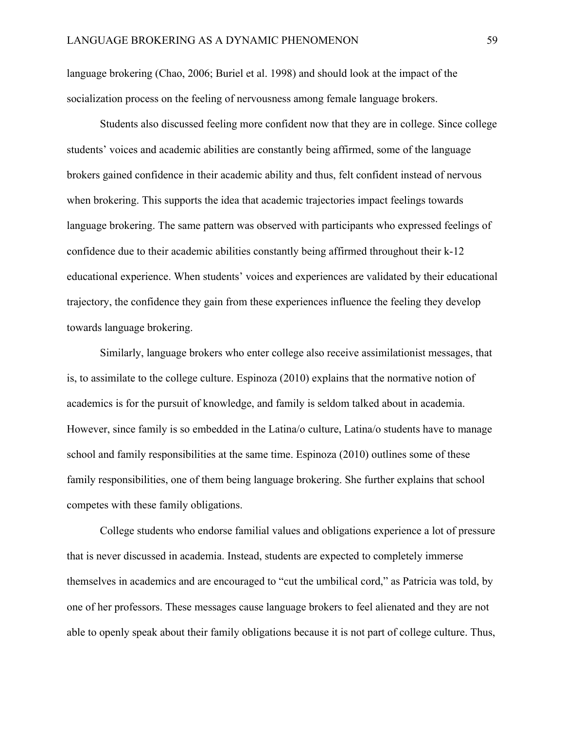language brokering (Chao, 2006; Buriel et al. 1998) and should look at the impact of the socialization process on the feeling of nervousness among female language brokers.

Students also discussed feeling more confident now that they are in college. Since college students' voices and academic abilities are constantly being affirmed, some of the language brokers gained confidence in their academic ability and thus, felt confident instead of nervous when brokering. This supports the idea that academic trajectories impact feelings towards language brokering. The same pattern was observed with participants who expressed feelings of confidence due to their academic abilities constantly being affirmed throughout their k-12 educational experience. When students' voices and experiences are validated by their educational trajectory, the confidence they gain from these experiences influence the feeling they develop towards language brokering.

Similarly, language brokers who enter college also receive assimilationist messages, that is, to assimilate to the college culture. Espinoza (2010) explains that the normative notion of academics is for the pursuit of knowledge, and family is seldom talked about in academia. However, since family is so embedded in the Latina/o culture, Latina/o students have to manage school and family responsibilities at the same time. Espinoza (2010) outlines some of these family responsibilities, one of them being language brokering. She further explains that school competes with these family obligations.

College students who endorse familial values and obligations experience a lot of pressure that is never discussed in academia. Instead, students are expected to completely immerse themselves in academics and are encouraged to "cut the umbilical cord," as Patricia was told, by one of her professors. These messages cause language brokers to feel alienated and they are not able to openly speak about their family obligations because it is not part of college culture. Thus,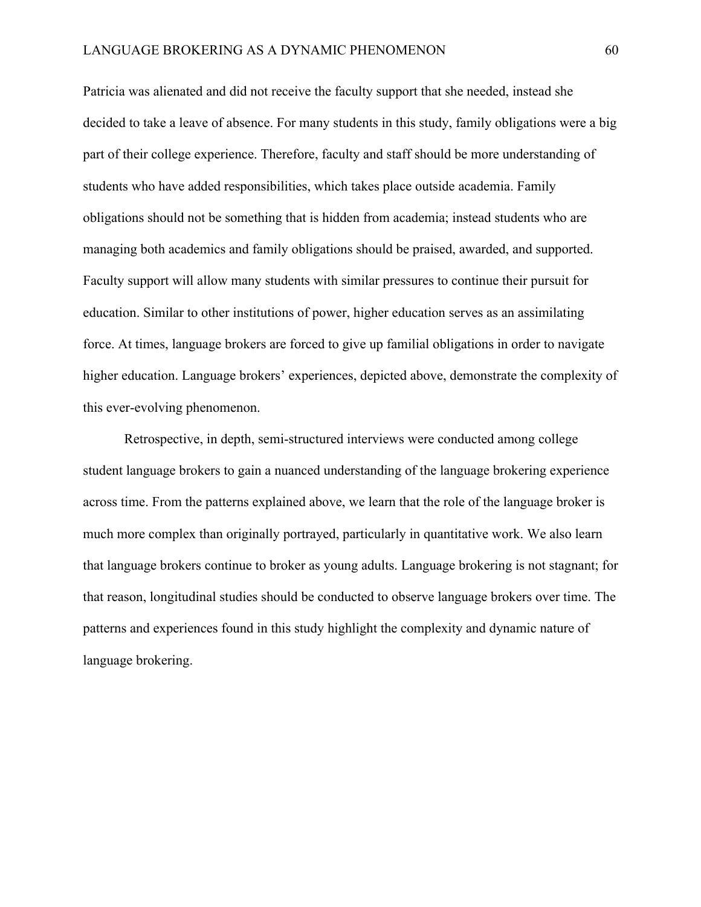Patricia was alienated and did not receive the faculty support that she needed, instead she decided to take a leave of absence. For many students in this study, family obligations were a big part of their college experience. Therefore, faculty and staff should be more understanding of students who have added responsibilities, which takes place outside academia. Family obligations should not be something that is hidden from academia; instead students who are managing both academics and family obligations should be praised, awarded, and supported. Faculty support will allow many students with similar pressures to continue their pursuit for education. Similar to other institutions of power, higher education serves as an assimilating force. At times, language brokers are forced to give up familial obligations in order to navigate higher education. Language brokers' experiences, depicted above, demonstrate the complexity of this ever-evolving phenomenon.

Retrospective, in depth, semi-structured interviews were conducted among college student language brokers to gain a nuanced understanding of the language brokering experience across time. From the patterns explained above, we learn that the role of the language broker is much more complex than originally portrayed, particularly in quantitative work. We also learn that language brokers continue to broker as young adults. Language brokering is not stagnant; for that reason, longitudinal studies should be conducted to observe language brokers over time. The patterns and experiences found in this study highlight the complexity and dynamic nature of language brokering.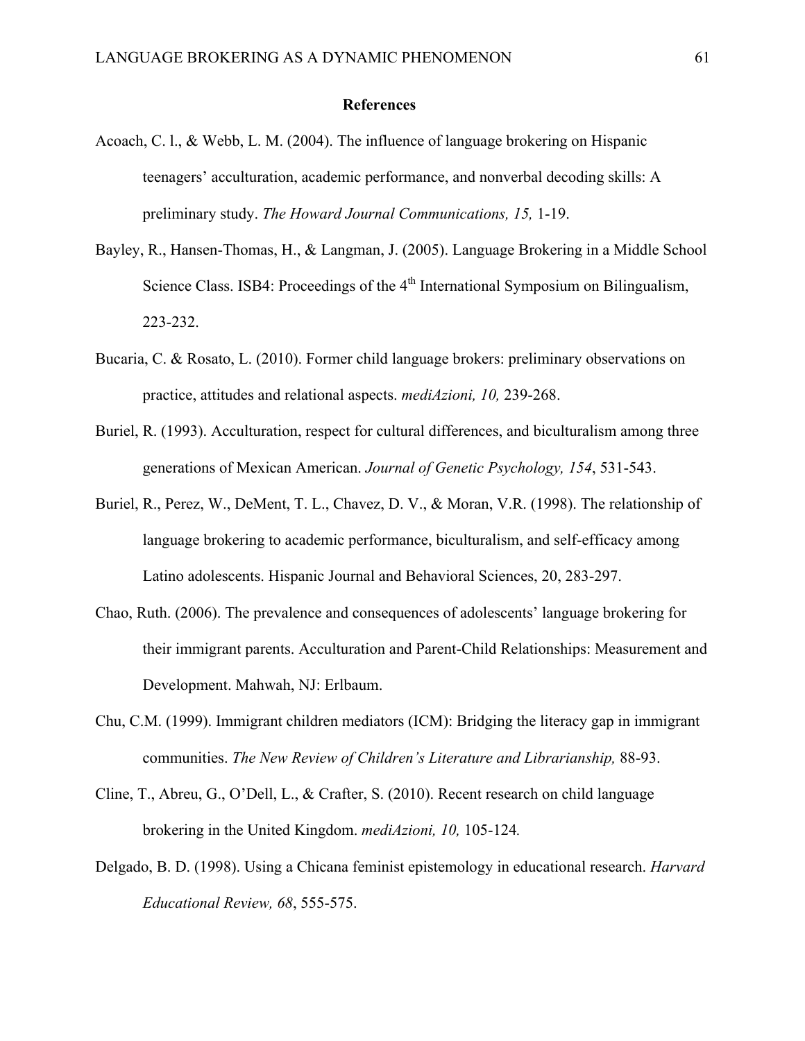## References

Acoach, C. l., & Webb, L. M. (2004). The influence of language brokering on Hispanic teenagers' acculturation, academic performance, and nonverbal decoding skills: A preliminary study. *The Howard Journal Communications, 15,* 1-19.

Bayley, R., Hansen-Thomas, H., & Langman, J. (2005). Language Brokering in a Middle School Science Class. ISB4: Proceedings of the 4th International Symposium on Bilingualism, 223-232.

Bucaria, C. & Rosato, L. (2010). Former child language brokers: preliminary observations on practice, attitudes and relational aspects. *mediAzioni, 10,* 239-268.

Buriel, R. (1993). Acculturation, respect for cultural differences, and biculturalism among three generations of Mexican American. *Journal of Genetic Psychology, 154*, 531-543.

Buriel, R., Perez, W., DeMent, T. L., Chavez, D. V., & Moran, V.R. (1998). The relationship of language brokering to academic performance, biculturalism, and self-efficacy among Latino adolescents. Hispanic Journal and Behavioral Sciences, 20, 283-297.

Chao, Ruth. (2006). The prevalence and consequences of adolescents' language brokering for their immigrant parents. Acculturation and Parent-Child Relationships: Measurement and Development. Mahwah, NJ: Erlbaum.

Chu, C.M. (1999). Immigrant children mediators (ICM): Bridging the literacy gap in immigrant communities. *The New Review of Children's Literature and Librarianship,* 88-93.

Cline, T., Abreu, G., O'Dell, L., & Crafter, S. (2010). Recent research on child language brokering in the United Kingdom. *mediAzioni, 10,* 105-124*.*

Delgado, B. D. (1998). Using a Chicana feminist epistemology in educational research. *Harvard Educational Review, 68*, 555-575.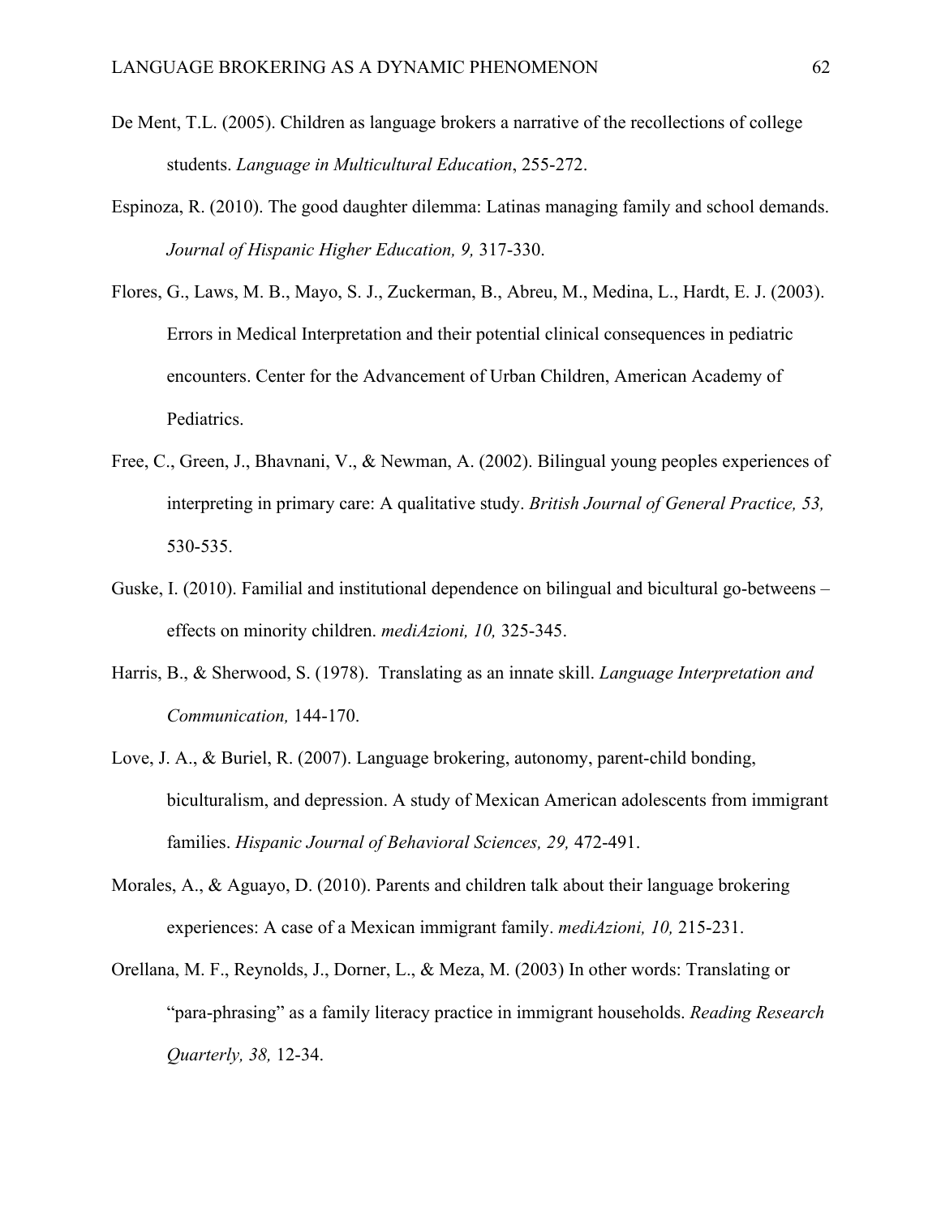De Ment, T.L. (2005). Children as language brokers a narrative of the recollections of college students. *Language in Multicultural Education*, 255-272.

Espinoza, R. (2010). The good daughter dilemma: Latinas managing family and school demands. *Journal of Hispanic Higher Education, 9,* 317-330.

Flores, G., Laws, M. B., Mayo, S. J., Zuckerman, B., Abreu, M., Medina, L., Hardt, E. J. (2003). Errors in Medical Interpretation and their potential clinical consequences in pediatric encounters. Center for the Advancement of Urban Children, American Academy of Pediatrics.

Free, C., Green, J., Bhavnani, V., & Newman, A. (2002). Bilingual young peoples experiences of interpreting in primary care: A qualitative study. *British Journal of General Practice, 53,* 530-535.

Guske, I. (2010). Familial and institutional dependence on bilingual and bicultural go-betweens – effects on minority children. *mediAzioni, 10,* 325-345.

Harris, B., & Sherwood, S. (1978). Translating as an innate skill. *Language Interpretation and Communication,* 144-170.

Love, J. A., & Buriel, R. (2007). Language brokering, autonomy, parent-child bonding, biculturalism, and depression. A study of Mexican American adolescents from immigrant families. *Hispanic Journal of Behavioral Sciences, 29,* 472-491.

Morales, A., & Aguayo, D. (2010). Parents and children talk about their language brokering experiences: A case of a Mexican immigrant family. *mediAzioni, 10,* 215-231.

Orellana, M. F., Reynolds, J., Dorner, L., & Meza, M. (2003) In other words: Translating or "para-phrasing" as a family literacy practice in immigrant households. *Reading Research Quarterly, 38,* 12-34.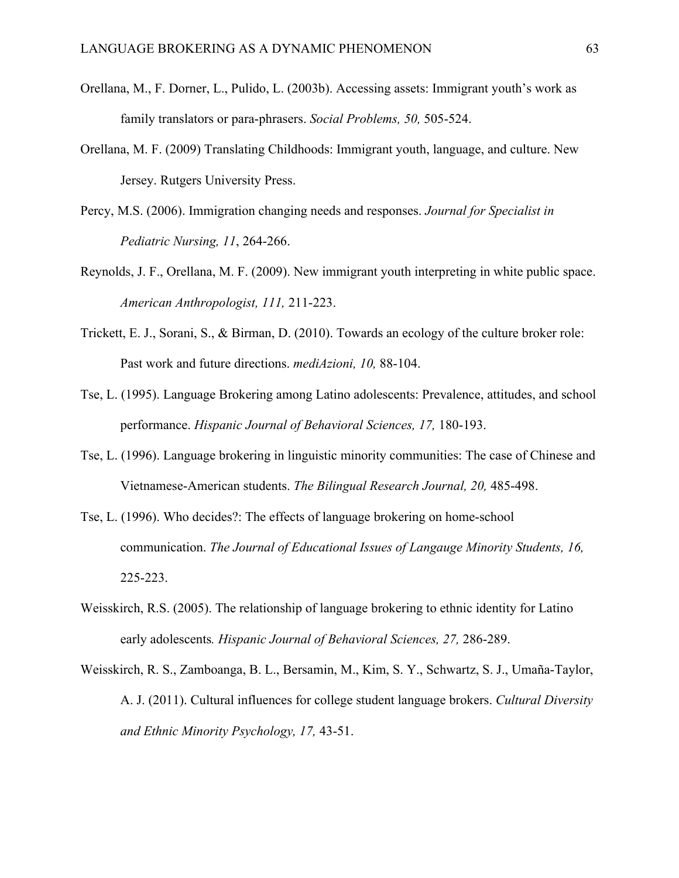Orellana, M., F. Dorner, L., Pulido, L. (2003b). Accessing assets: Immigrant youth's work as family translators or para-phrasers. *Social Problems, 50,* 505-524.

Orellana, M. F. (2009) Translating Childhoods: Immigrant youth, language, and culture. New Jersey. Rutgers University Press.

Percy, M.S. (2006). Immigration changing needs and responses. *Journal for Specialist in Pediatric Nursing, 11*, 264-266.

Reynolds, J. F., Orellana, M. F. (2009). New immigrant youth interpreting in white public space. *American Anthropologist, 111,* 211-223.

Trickett, E. J., Sorani, S., & Birman, D. (2010). Towards an ecology of the culture broker role: Past work and future directions. *mediAzioni, 10,* 88-104.

Tse, L. (1995). Language Brokering among Latino adolescents: Prevalence, attitudes, and school performance. *Hispanic Journal of Behavioral Sciences, 17,* 180-193.

Tse, L. (1996). Language brokering in linguistic minority communities: The case of Chinese and Vietnamese-American students. *The Bilingual Research Journal, 20,* 485-498.

Tse, L. (1996). Who decides?: The effects of language brokering on home-school communication. *The Journal of Educational Issues of Langauge Minority Students, 16,* 225-223.

Weisskirch, R.S. (2005). The relationship of language brokering to ethnic identity for Latino early adolescents*. Hispanic Journal of Behavioral Sciences, 27,* 286-289.

Weisskirch, R. S., Zamboanga, B. L., Bersamin, M., Kim, S. Y., Schwartz, S. J., Umaña-Taylor, A. J. (2011). Cultural influences for college student language brokers. *Cultural Diversity and Ethnic Minority Psychology, 17,* 43-51.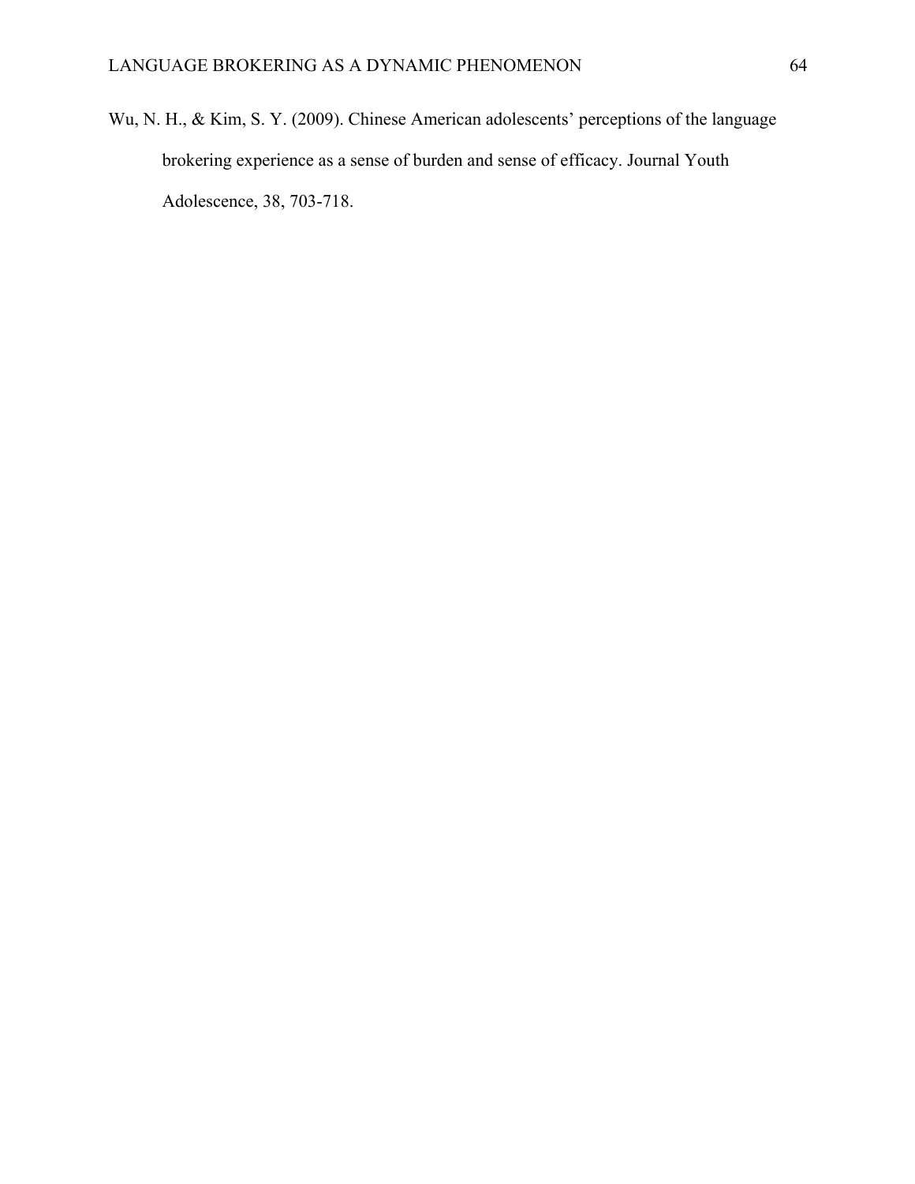Wu, N. H., & Kim, S. Y. (2009). Chinese American adolescents' perceptions of the language brokering experience as a sense of burden and sense of efficacy. Journal Youth Adolescence, 38, 703-718.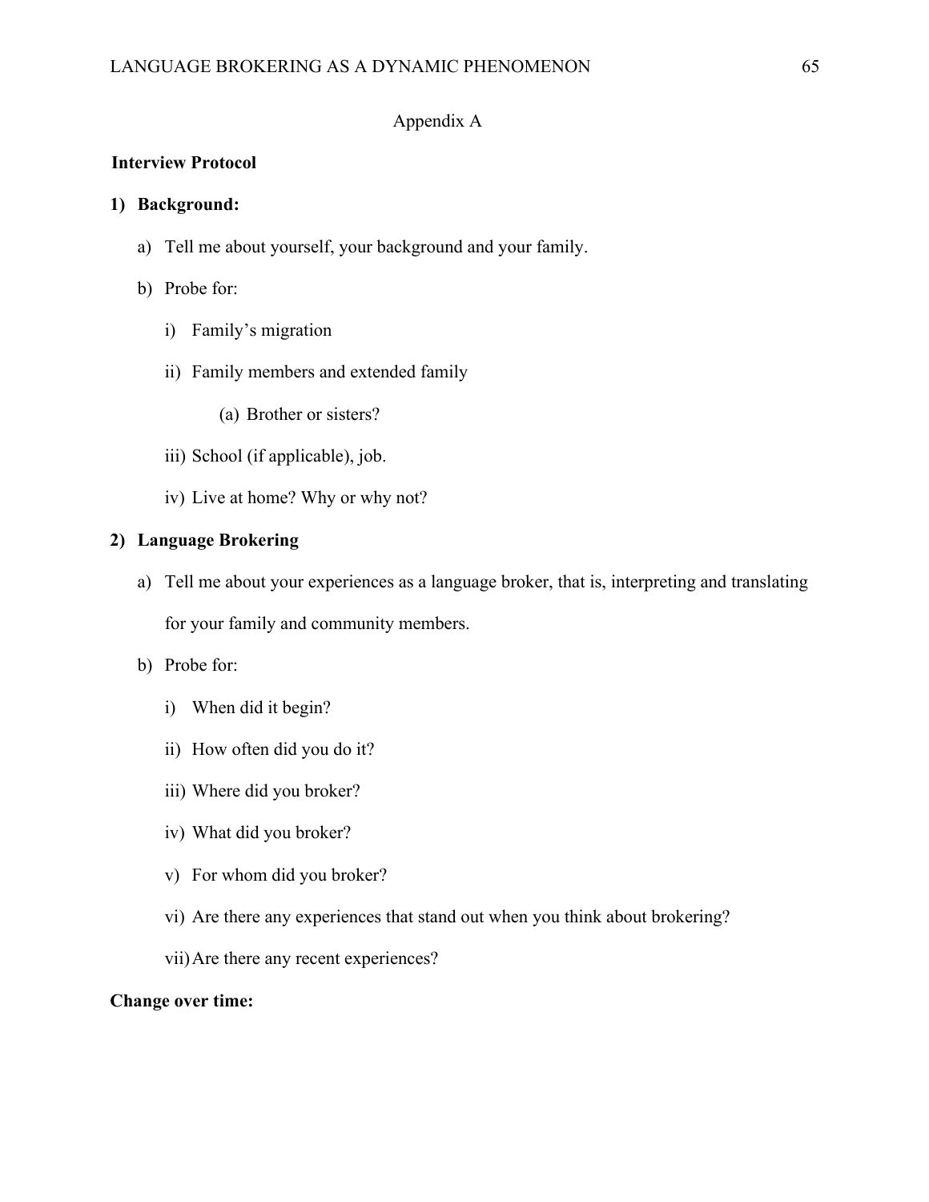Appendix A

**Interview Protocol**

**1) Background:**

a) Tell me about yourself, your background and your family.

b) Probe for:

i) Family's migration

ii) Family members and extended family

(a) Brother or sisters?

iii) School (if applicable), job.

iv) Live at home? Why or why not?

**2) Language Brokering**

a) Tell me about your experiences as a language broker, that is, interpreting and translating for your family and community members.

b) Probe for:

i) When did it begin?

ii) How often did you do it?

iii) Where did you broker?

iv) What did you broker?

v) For whom did you broker?

vi) Are there any experiences that stand out when you think about brokering?

vii) Are there any recent experiences?

**Change over time:**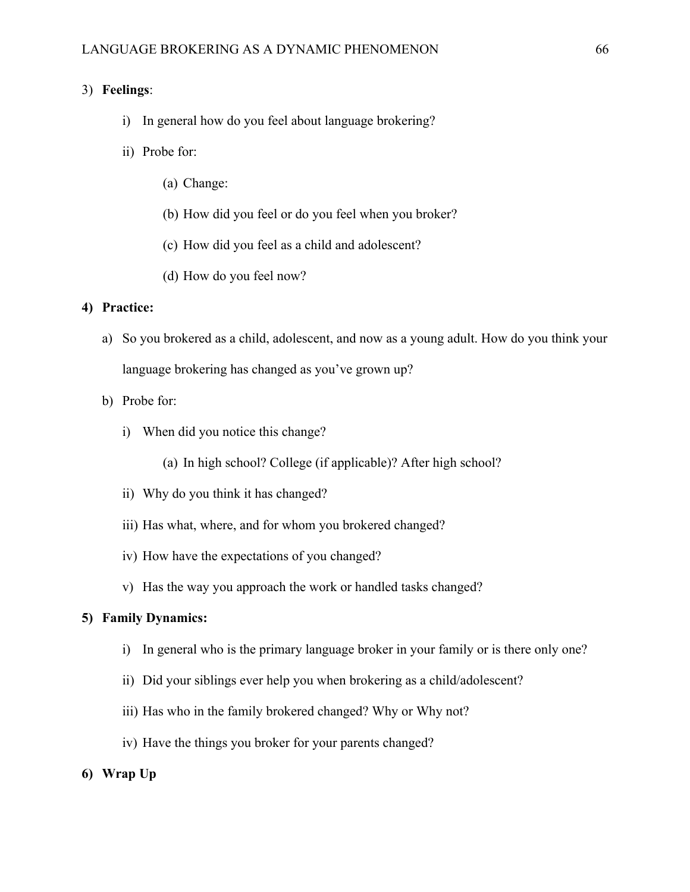3) **Feelings**:

    i) In general how do you feel about language brokering?

    ii) Probe for:

        (a) Change:

        (b) How did you feel or do you feel when you broker?

        (c) How did you feel as a child and adolescent?

        (d) How do you feel now?

**4) Practice:**

a) So you brokered as a child, adolescent, and now as a young adult. How do you think your language brokering has changed as you've grown up?

b) Probe for:

    i) When did you notice this change?

        (a) In high school? College (if applicable)? After high school?

    ii) Why do you think it has changed?

    iii) Has what, where, and for whom you brokered changed?

    iv) How have the expectations of you changed?

    v) Has the way you approach the work or handled tasks changed?

**5) Family Dynamics:**

    i) In general who is the primary language broker in your family or is there only one?

    ii) Did your siblings ever help you when brokering as a child/adolescent?

    iii) Has who in the family brokered changed? Why or Why not?

    iv) Have the things you broker for your parents changed?

**6) Wrap Up**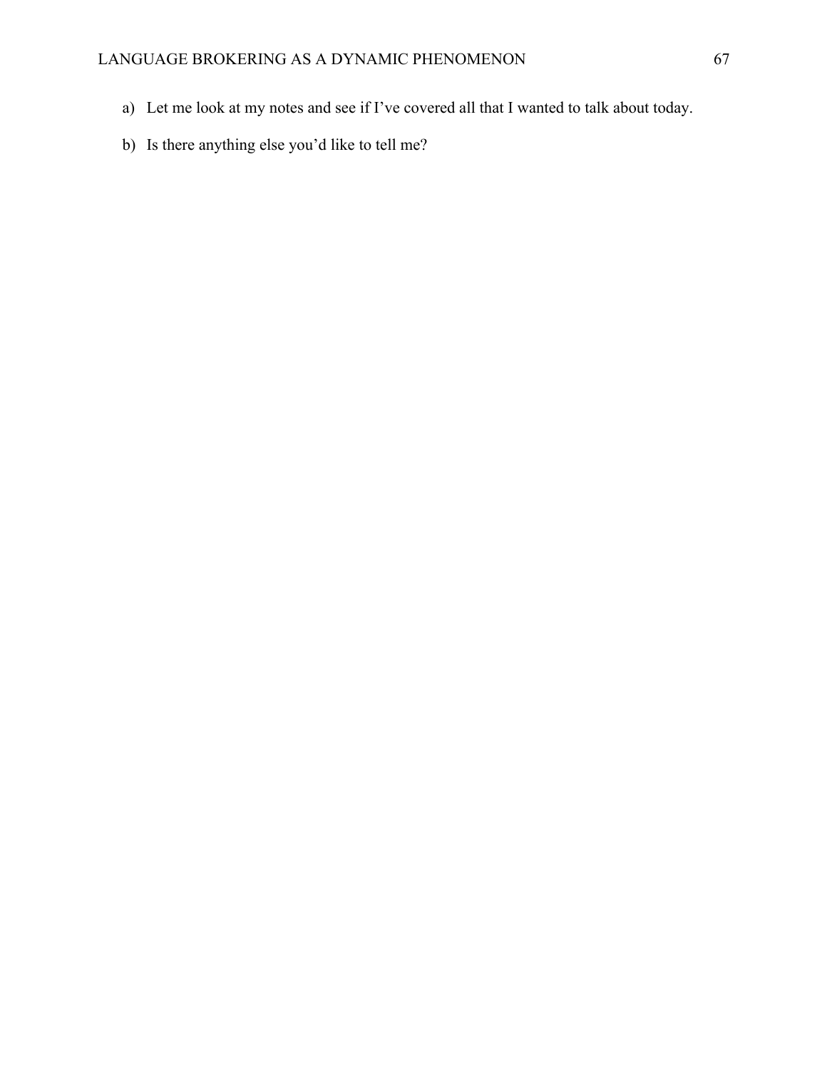a) Let me look at my notes and see if I've covered all that I wanted to talk about today.

b) Is there anything else you'd like to tell me?